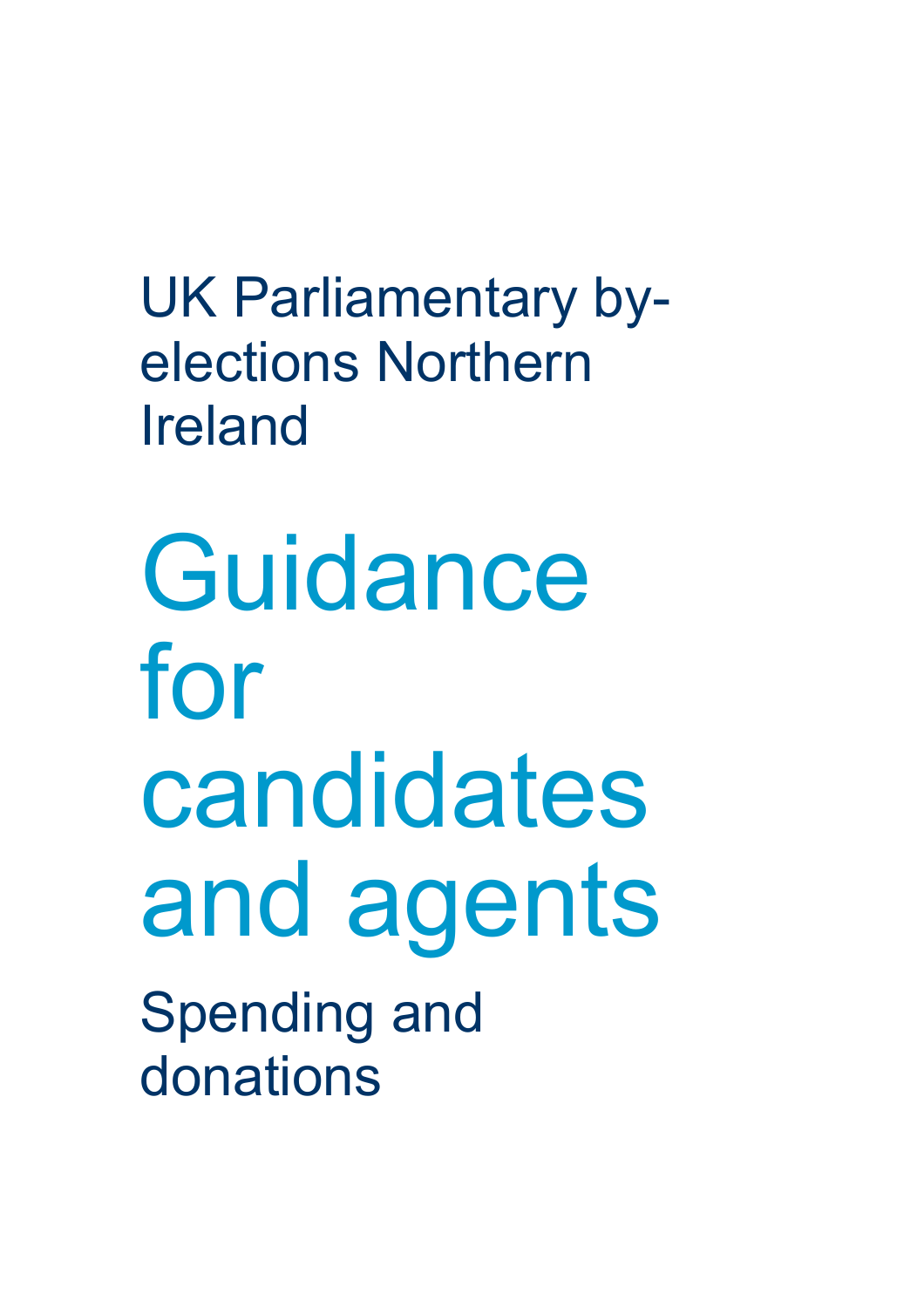UK Parliamentary by-elections Northern Ireland

# Guidance for candidates and agents

Spending and donations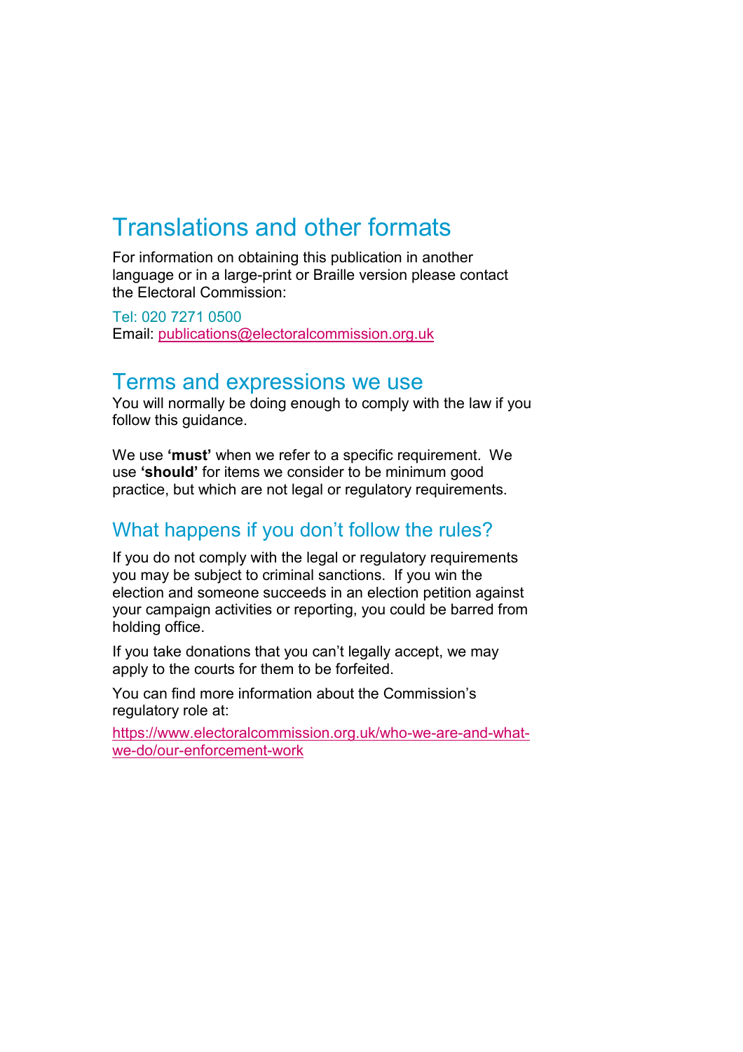## Translations and other formats

For information on obtaining this publication in another language or in a large-print or Braille version please contact the Electoral Commission:

Tel: 020 7271 0500
Email: publications@electoralcommission.org.uk

## Terms and expressions we use

You will normally be doing enough to comply with the law if you follow this guidance.

We use **'must'** when we refer to a specific requirement. We use **'should'** for items we consider to be minimum good practice, but which are not legal or regulatory requirements.

### What happens if you don't follow the rules?

If you do not comply with the legal or regulatory requirements you may be subject to criminal sanctions. If you win the election and someone succeeds in an election petition against your campaign activities or reporting, you could be barred from holding office.

If you take donations that you can't legally accept, we may apply to the courts for them to be forfeited.

You can find more information about the Commission's regulatory role at:

https://www.electoralcommission.org.uk/who-we-are-and-what-we-do/our-enforcement-work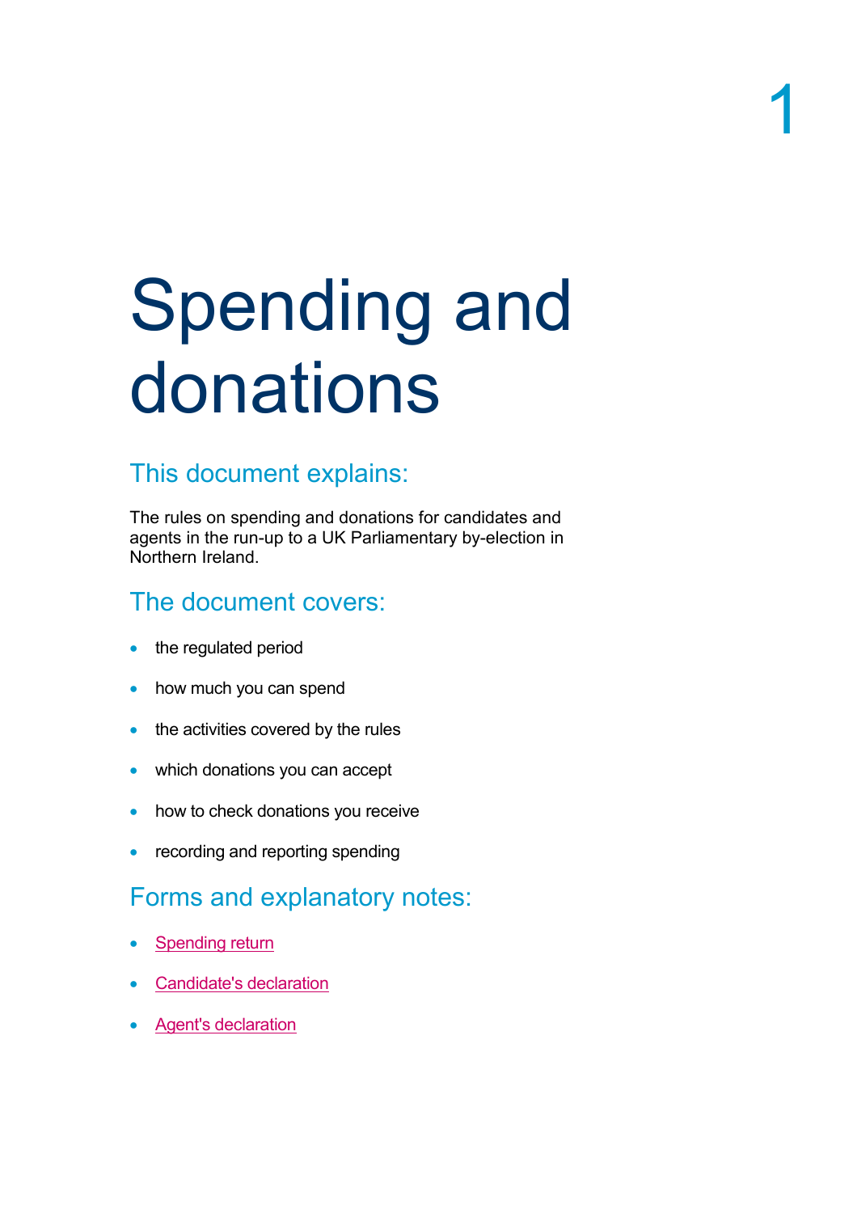# 1

# Spending and donations

## This document explains:

The rules on spending and donations for candidates and agents in the run-up to a UK Parliamentary by-election in Northern Ireland.

## The document covers:

- the regulated period
- how much you can spend
- the activities covered by the rules
- which donations you can accept
- how to check donations you receive
- recording and reporting spending

## Forms and explanatory notes:

- Spending return
- Candidate's declaration
- Agent's declaration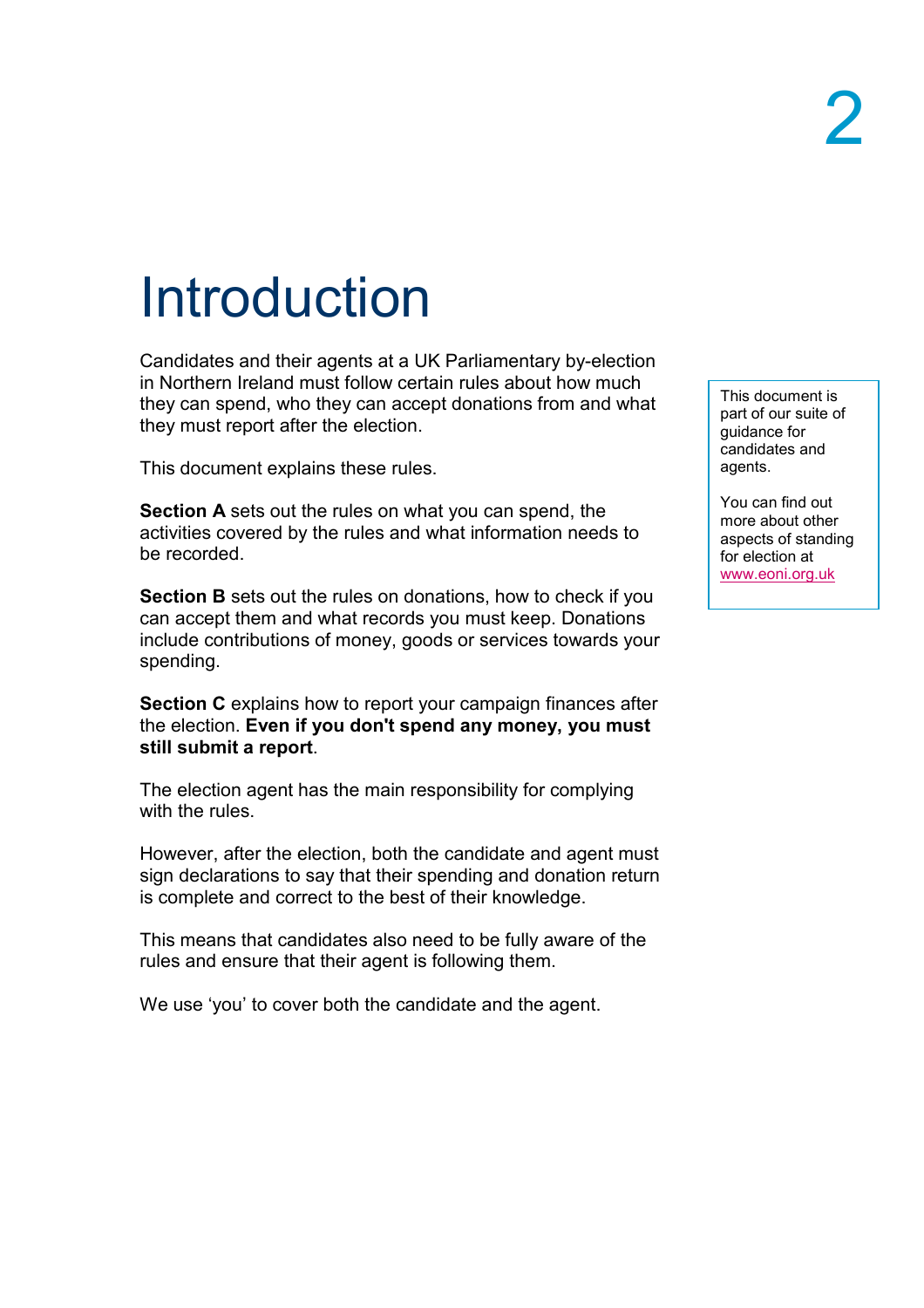# Introduction

Candidates and their agents at a UK Parliamentary by-election in Northern Ireland must follow certain rules about how much they can spend, who they can accept donations from and what they must report after the election.

This document explains these rules.

**Section A** sets out the rules on what you can spend, the activities covered by the rules and what information needs to be recorded.

**Section B** sets out the rules on donations, how to check if you can accept them and what records you must keep. Donations include contributions of money, goods or services towards your spending.

**Section C** explains how to report your campaign finances after the election. **Even if you don't spend any money, you must still submit a report**.

The election agent has the main responsibility for complying with the rules.

However, after the election, both the candidate and agent must sign declarations to say that their spending and donation return is complete and correct to the best of their knowledge.

This means that candidates also need to be fully aware of the rules and ensure that their agent is following them.

We use 'you' to cover both the candidate and the agent.

> This document is part of our suite of guidance for candidates and agents.
>
> You can find out more about other aspects of standing for election at www.eoni.org.uk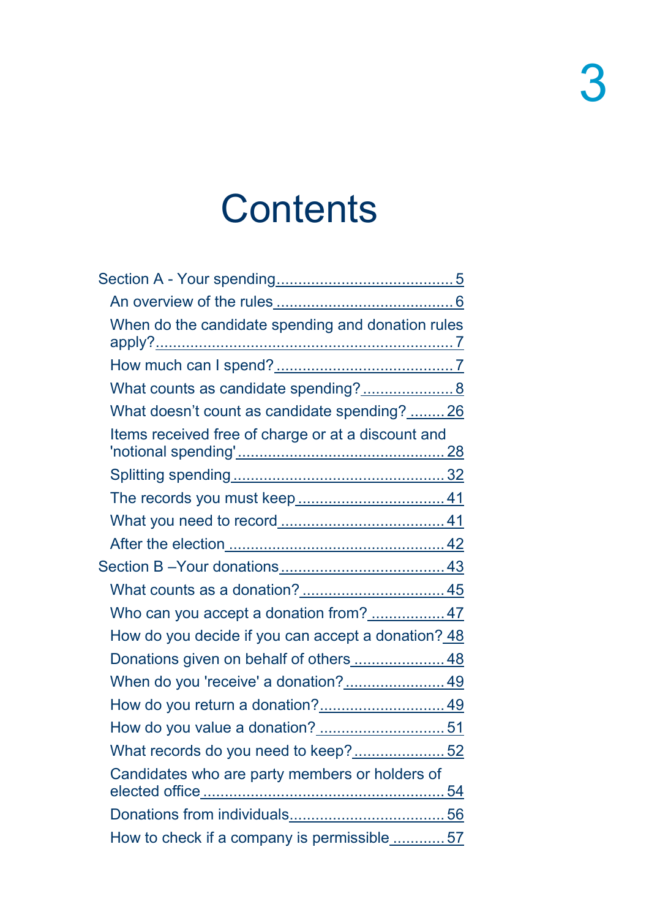# Contents

- Section A - Your spending ........................................ 5
  - An overview of the rules ........................................ 6
  - When do the candidate spending and donation rules apply? ........................................ 7
  - How much can I spend? ........................................ 7
  - What counts as candidate spending? ..................... 8
  - What doesn't count as candidate spending? ........ 26
  - Items received free of charge or at a discount and 'notional spending' ........................................ 28
  - Splitting spending ........................................ 32
  - The records you must keep .................................. 41
  - What you need to record ...................................... 41
  - After the election ........................................ 42
- Section B –Your donations ...................................... 43
  - What counts as a donation? .................................. 45
  - Who can you accept a donation from? ................. 47
  - How do you decide if you can accept a donation? 48
  - Donations given on behalf of others ..................... 48
  - When do you 'receive' a donation? ....................... 49
  - How do you return a donation? ............................ 49
  - How do you value a donation? ............................. 51
  - What records do you need to keep? ..................... 52
  - Candidates who are party members or holders of elected office ........................................ 54
  - Donations from individuals .................................... 56
  - How to check if a company is permissible ............ 57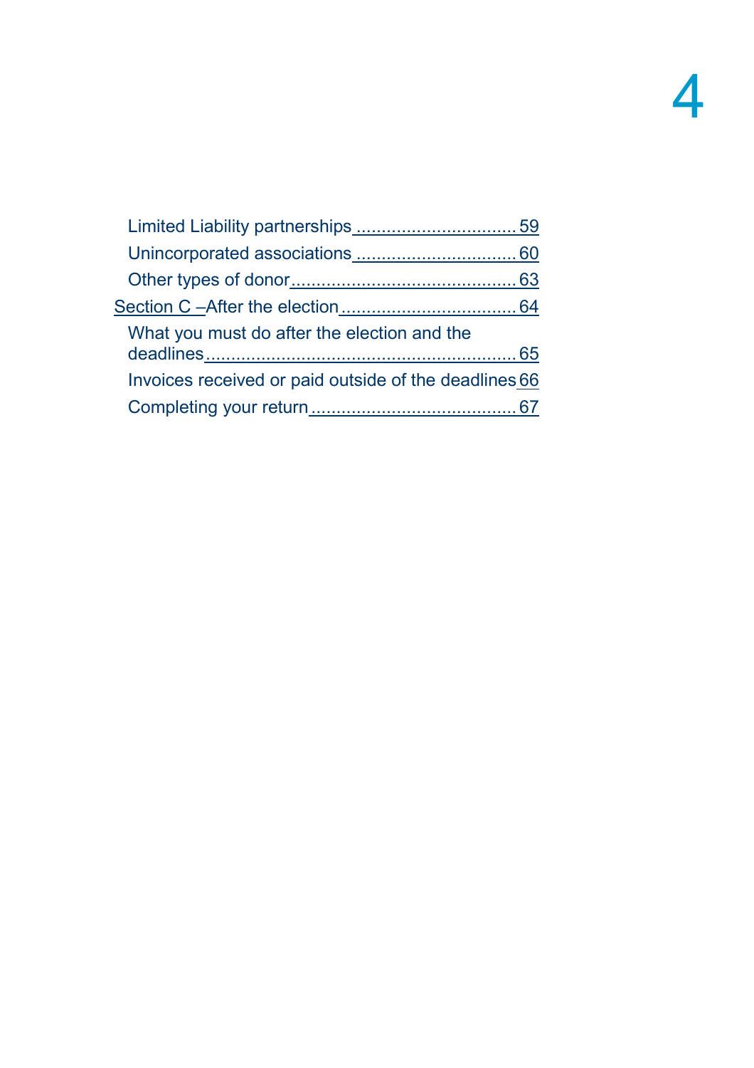- Limited Liability partnerships ................................ 59
- Unincorporated associations ................................ 60
- Other types of donor............................................ 63

Section C –After the election.................................... 64

- What you must do after the election and the deadlines............................................................ 65
- Invoices received or paid outside of the deadlines 66
- Completing your return......................................... 67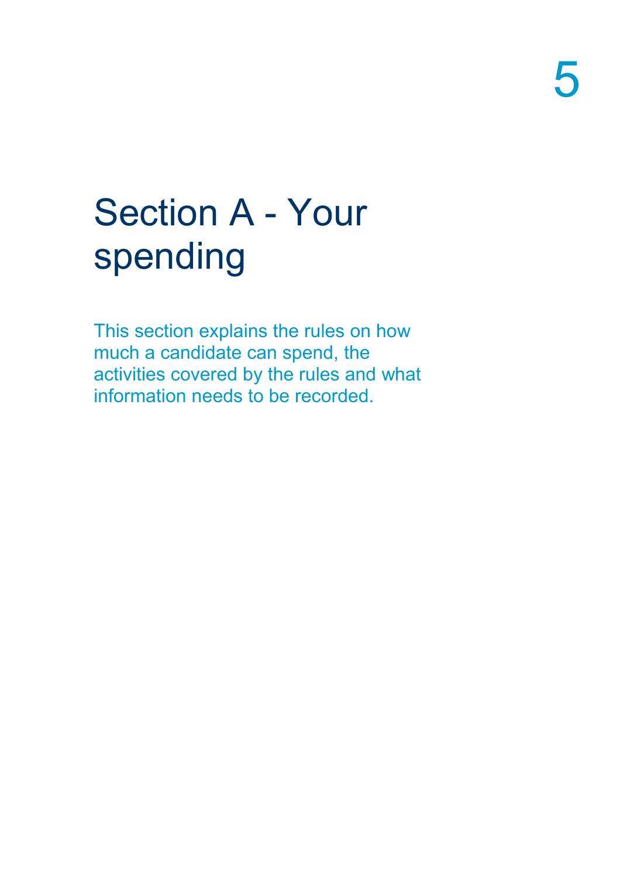# Section A - Your spending

This section explains the rules on how much a candidate can spend, the activities covered by the rules and what information needs to be recorded.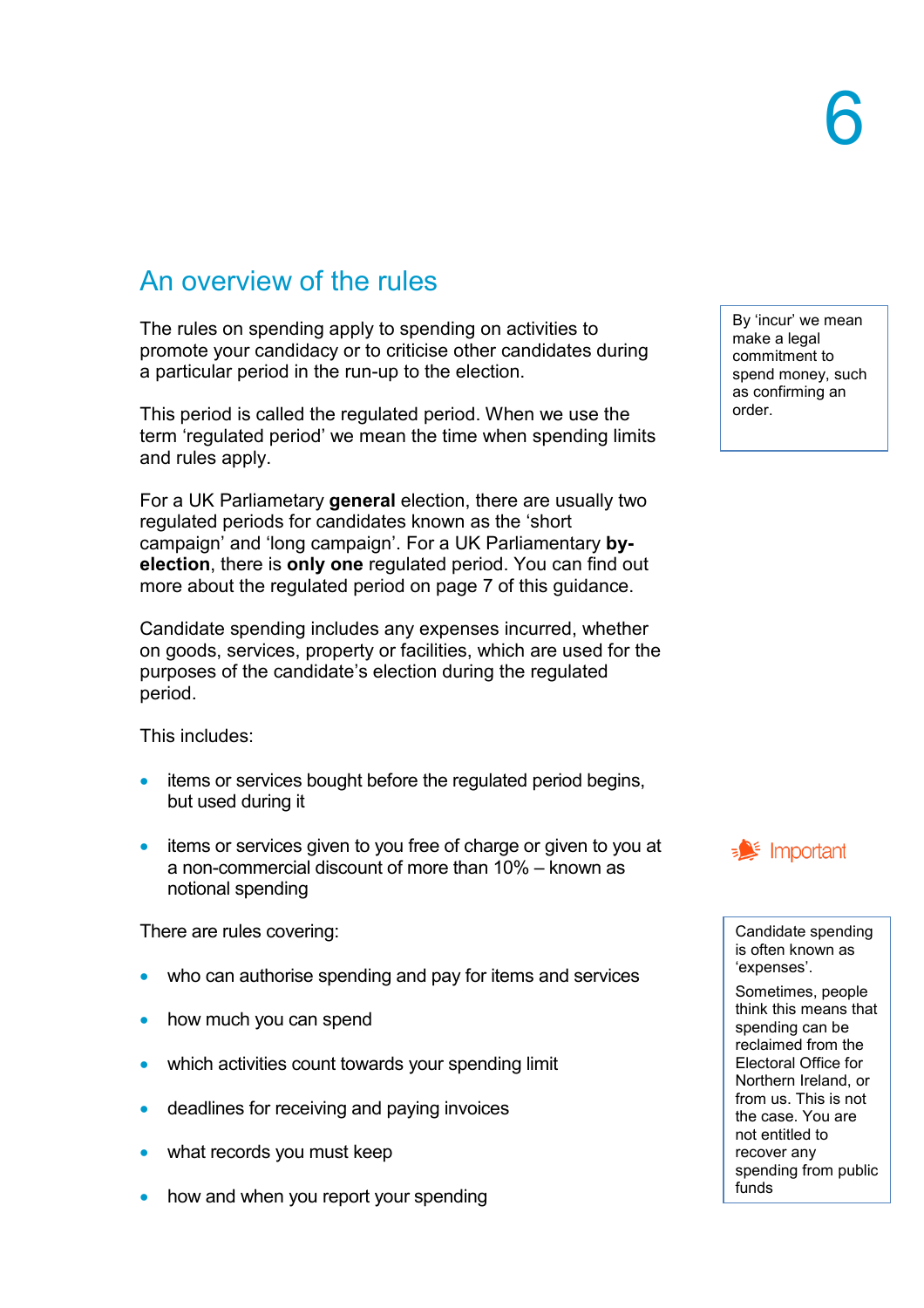## An overview of the rules

The rules on spending apply to spending on activities to promote your candidacy or to criticise other candidates during a particular period in the run-up to the election.

> By 'incur' we mean make a legal commitment to spend money, such as confirming an order.

This period is called the regulated period. When we use the term 'regulated period' we mean the time when spending limits and rules apply.

For a UK Parliametary **general** election, there are usually two regulated periods for candidates known as the 'short campaign' and 'long campaign'. For a UK Parliamentary **by-election**, there is **only one** regulated period. You can find out more about the regulated period on page 7 of this guidance.

Candidate spending includes any expenses incurred, whether on goods, services, property or facilities, which are used for the purposes of the candidate's election during the regulated period.

This includes:

- items or services bought before the regulated period begins, but used during it
- items or services given to you free of charge or given to you at a non-commercial discount of more than 10% – known as notional spending

There are rules covering:

- who can authorise spending and pay for items and services
- how much you can spend
- which activities count towards your spending limit
- deadlines for receiving and paying invoices
- what records you must keep
- how and when you report your spending

> **Important**
>
> Candidate spending is often known as 'expenses'.
>
> Sometimes, people think this means that spending can be reclaimed from the Electoral Office for Northern Ireland, or from us. This is not the case. You are not entitled to recover any spending from public funds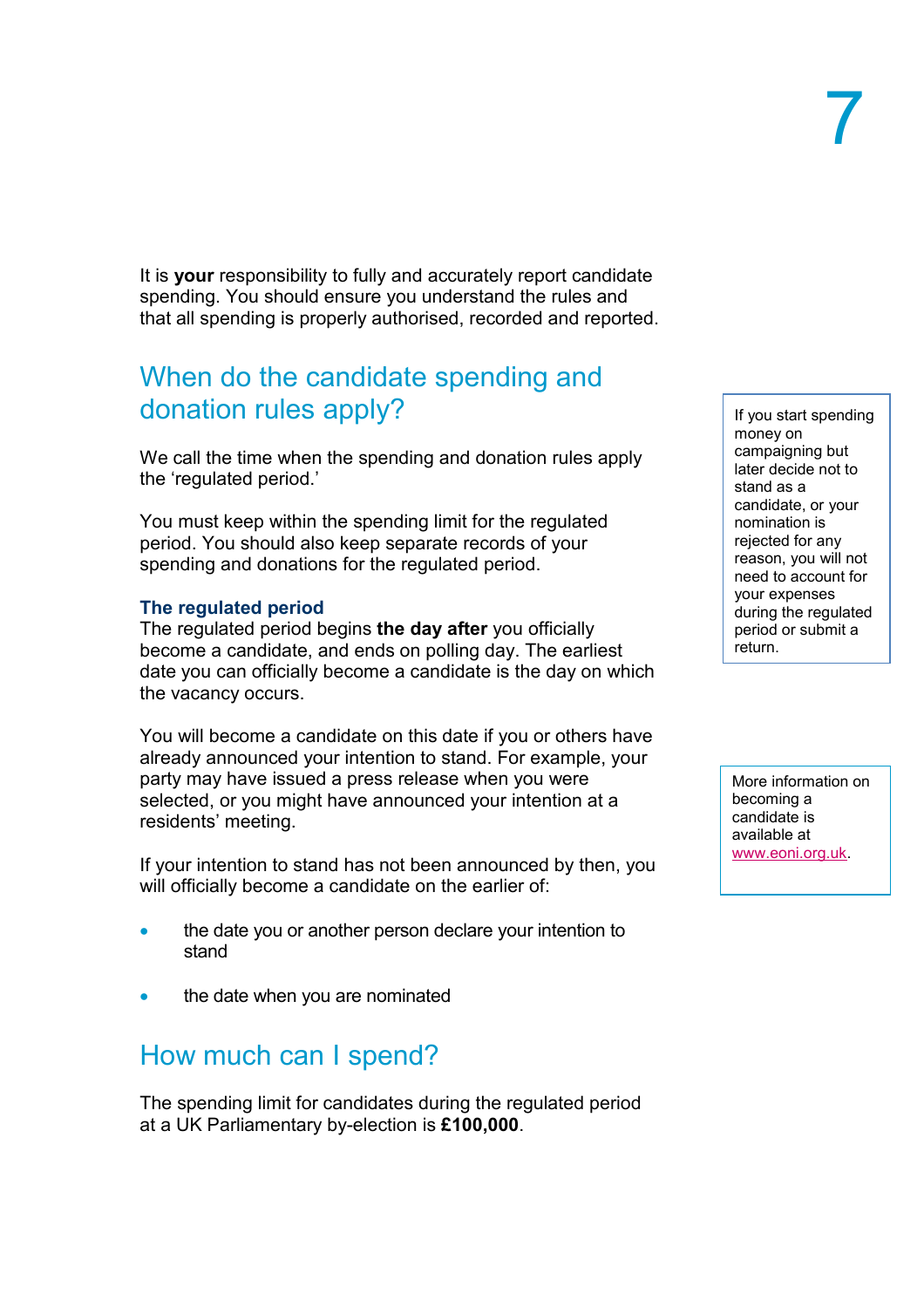It is **your** responsibility to fully and accurately report candidate spending. You should ensure you understand the rules and that all spending is properly authorised, recorded and reported.

## When do the candidate spending and donation rules apply?

We call the time when the spending and donation rules apply the 'regulated period.'

You must keep within the spending limit for the regulated period. You should also keep separate records of your spending and donations for the regulated period.

> If you start spending money on campaigning but later decide not to stand as a candidate, or your nomination is rejected for any reason, you will not need to account for your expenses during the regulated period or submit a return.

### The regulated period

The regulated period begins **the day after** you officially become a candidate, and ends on polling day. The earliest date you can officially become a candidate is the day on which the vacancy occurs.

You will become a candidate on this date if you or others have already announced your intention to stand. For example, your party may have issued a press release when you were selected, or you might have announced your intention at a residents' meeting.

> More information on becoming a candidate is available at www.eoni.org.uk.

If your intention to stand has not been announced by then, you will officially become a candidate on the earlier of:

- the date you or another person declare your intention to stand
- the date when you are nominated

## How much can I spend?

The spending limit for candidates during the regulated period at a UK Parliamentary by-election is **£100,000**.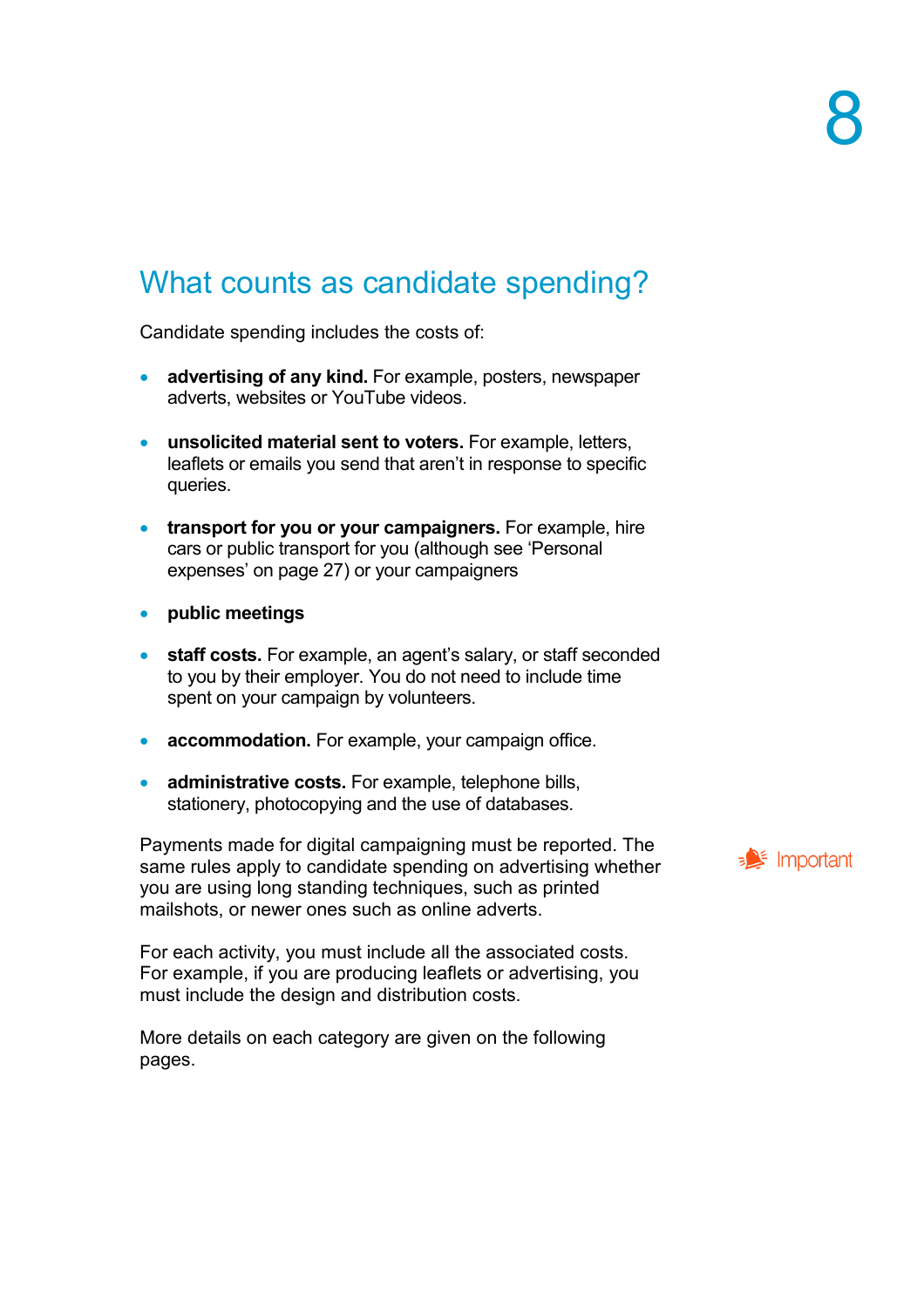## What counts as candidate spending?

Candidate spending includes the costs of:

- **advertising of any kind.** For example, posters, newspaper adverts, websites or YouTube videos.
- **unsolicited material sent to voters.** For example, letters, leaflets or emails you send that aren't in response to specific queries.
- **transport for you or your campaigners.** For example, hire cars or public transport for you (although see 'Personal expenses' on page 27) or your campaigners
- **public meetings**
- **staff costs.** For example, an agent's salary, or staff seconded to you by their employer. You do not need to include time spent on your campaign by volunteers.
- **accommodation.** For example, your campaign office.
- **administrative costs.** For example, telephone bills, stationery, photocopying and the use of databases.

**Important**

Payments made for digital campaigning must be reported. The same rules apply to candidate spending on advertising whether you are using long standing techniques, such as printed mailshots, or newer ones such as online adverts.

For each activity, you must include all the associated costs. For example, if you are producing leaflets or advertising, you must include the design and distribution costs.

More details on each category are given on the following pages.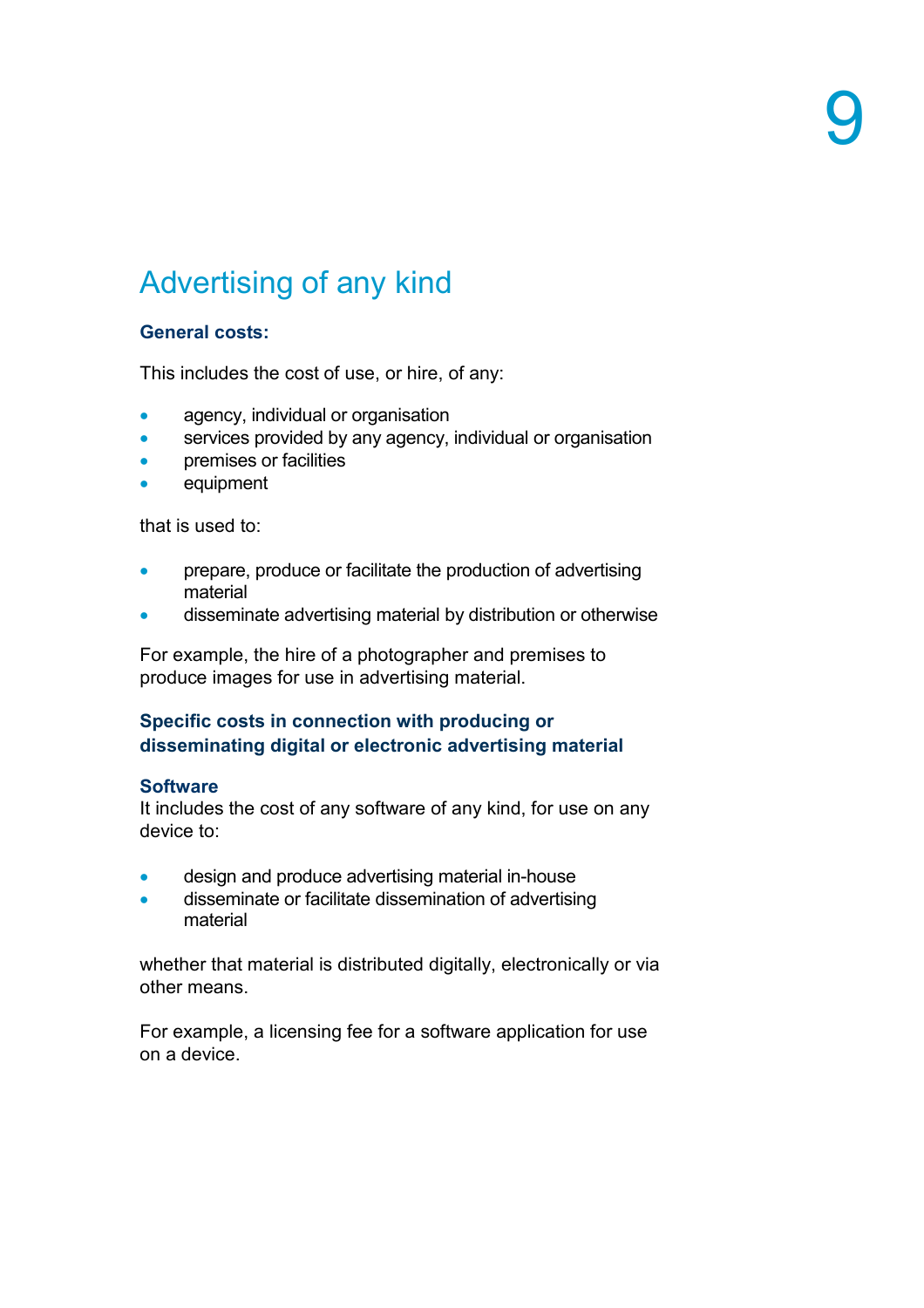# Advertising of any kind

### General costs:

This includes the cost of use, or hire, of any:

- agency, individual or organisation
- services provided by any agency, individual or organisation
- premises or facilities
- equipment

that is used to:

- prepare, produce or facilitate the production of advertising material
- disseminate advertising material by distribution or otherwise

For example, the hire of a photographer and premises to produce images for use in advertising material.

### Specific costs in connection with producing or disseminating digital or electronic advertising material

### Software

It includes the cost of any software of any kind, for use on any device to:

- design and produce advertising material in-house
- disseminate or facilitate dissemination of advertising material

whether that material is distributed digitally, electronically or via other means.

For example, a licensing fee for a software application for use on a device.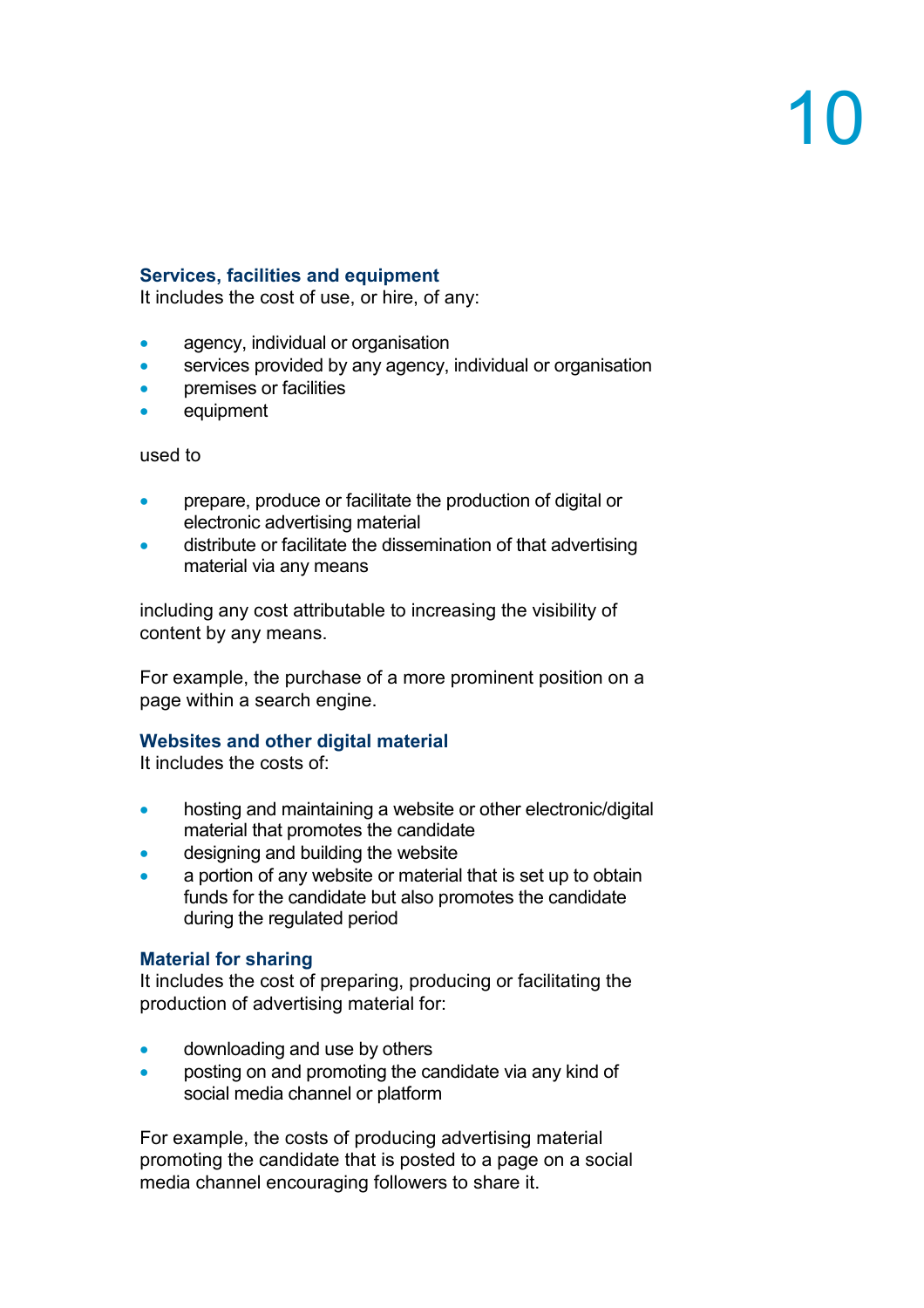### Services, facilities and equipment

It includes the cost of use, or hire, of any:

- agency, individual or organisation
- services provided by any agency, individual or organisation
- premises or facilities
- equipment

used to

- prepare, produce or facilitate the production of digital or electronic advertising material
- distribute or facilitate the dissemination of that advertising material via any means

including any cost attributable to increasing the visibility of content by any means.

For example, the purchase of a more prominent position on a page within a search engine.

### Websites and other digital material

It includes the costs of:

- hosting and maintaining a website or other electronic/digital material that promotes the candidate
- designing and building the website
- a portion of any website or material that is set up to obtain funds for the candidate but also promotes the candidate during the regulated period

### Material for sharing

It includes the cost of preparing, producing or facilitating the production of advertising material for:

- downloading and use by others
- posting on and promoting the candidate via any kind of social media channel or platform

For example, the costs of producing advertising material promoting the candidate that is posted to a page on a social media channel encouraging followers to share it.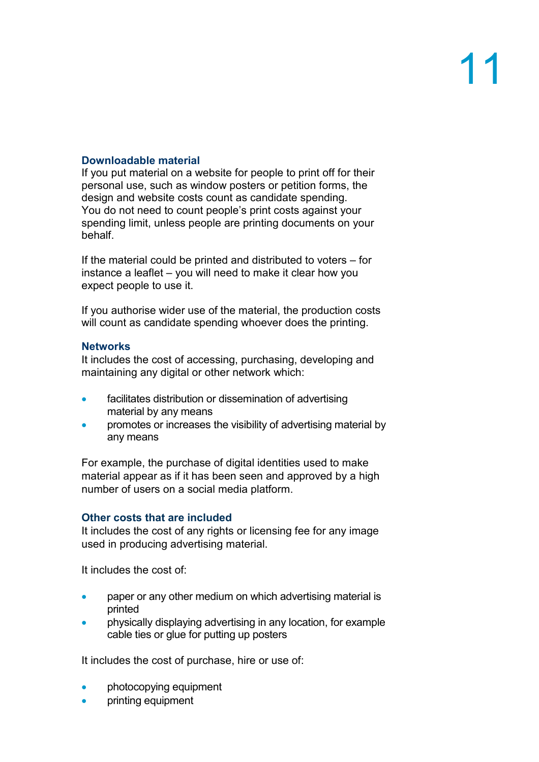### Downloadable material

If you put material on a website for people to print off for their personal use, such as window posters or petition forms, the design and website costs count as candidate spending. You do not need to count people's print costs against your spending limit, unless people are printing documents on your behalf.

If the material could be printed and distributed to voters – for instance a leaflet – you will need to make it clear how you expect people to use it.

If you authorise wider use of the material, the production costs will count as candidate spending whoever does the printing.

### Networks

It includes the cost of accessing, purchasing, developing and maintaining any digital or other network which:

- facilitates distribution or dissemination of advertising material by any means
- promotes or increases the visibility of advertising material by any means

For example, the purchase of digital identities used to make material appear as if it has been seen and approved by a high number of users on a social media platform.

### Other costs that are included

It includes the cost of any rights or licensing fee for any image used in producing advertising material.

It includes the cost of:

- paper or any other medium on which advertising material is printed
- physically displaying advertising in any location, for example cable ties or glue for putting up posters

It includes the cost of purchase, hire or use of:

- photocopying equipment
- printing equipment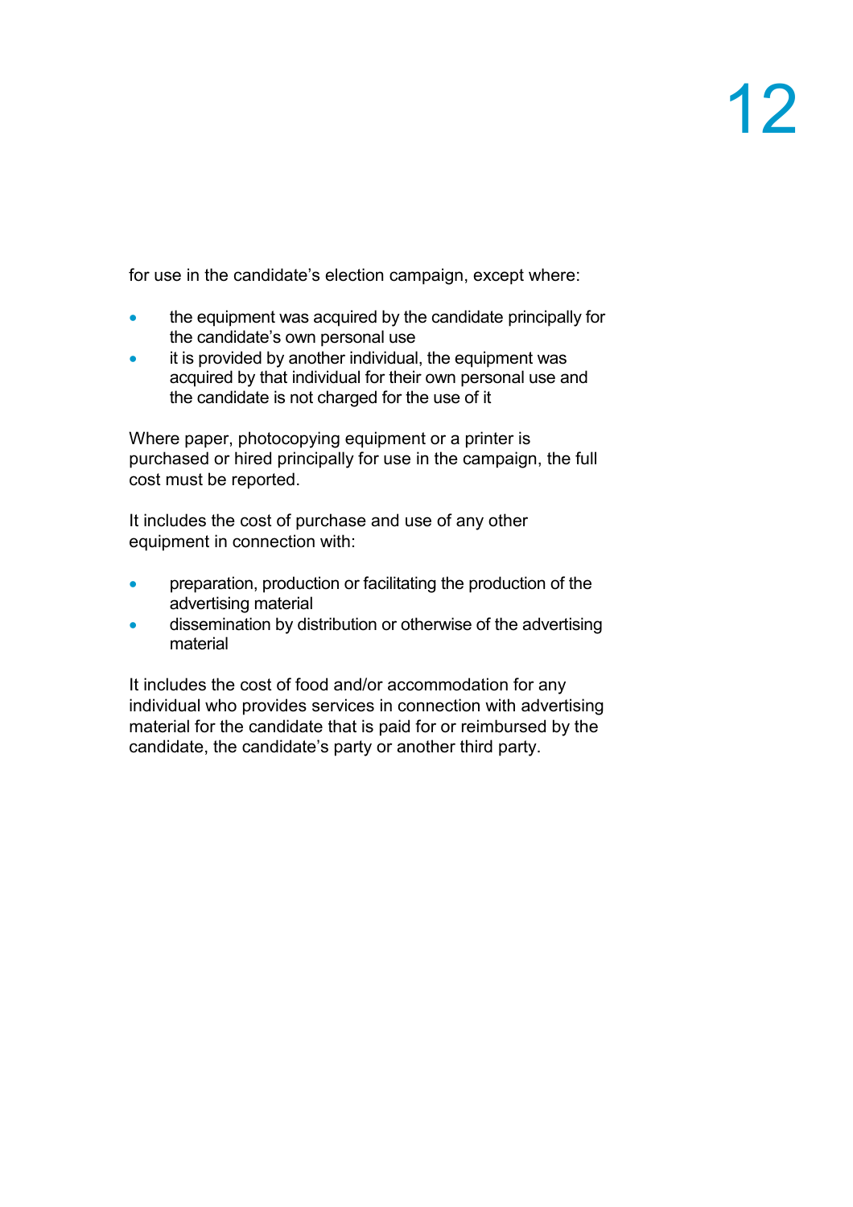for use in the candidate's election campaign, except where:

- the equipment was acquired by the candidate principally for the candidate's own personal use
- it is provided by another individual, the equipment was acquired by that individual for their own personal use and the candidate is not charged for the use of it

Where paper, photocopying equipment or a printer is purchased or hired principally for use in the campaign, the full cost must be reported.

It includes the cost of purchase and use of any other equipment in connection with:

- preparation, production or facilitating the production of the advertising material
- dissemination by distribution or otherwise of the advertising material

It includes the cost of food and/or accommodation for any individual who provides services in connection with advertising material for the candidate that is paid for or reimbursed by the candidate, the candidate's party or another third party.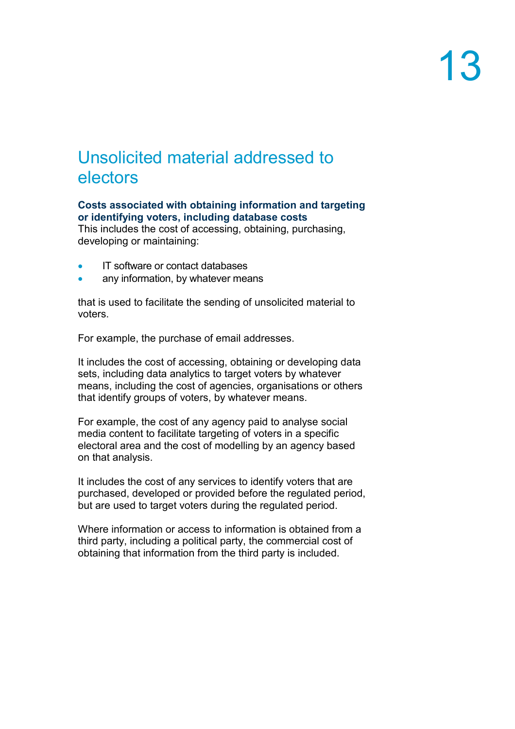## Unsolicited material addressed to electors

**Costs associated with obtaining information and targeting or identifying voters, including database costs**

This includes the cost of accessing, obtaining, purchasing, developing or maintaining:

- IT software or contact databases
- any information, by whatever means

that is used to facilitate the sending of unsolicited material to voters.

For example, the purchase of email addresses.

It includes the cost of accessing, obtaining or developing data sets, including data analytics to target voters by whatever means, including the cost of agencies, organisations or others that identify groups of voters, by whatever means.

For example, the cost of any agency paid to analyse social media content to facilitate targeting of voters in a specific electoral area and the cost of modelling by an agency based on that analysis.

It includes the cost of any services to identify voters that are purchased, developed or provided before the regulated period, but are used to target voters during the regulated period.

Where information or access to information is obtained from a third party, including a political party, the commercial cost of obtaining that information from the third party is included.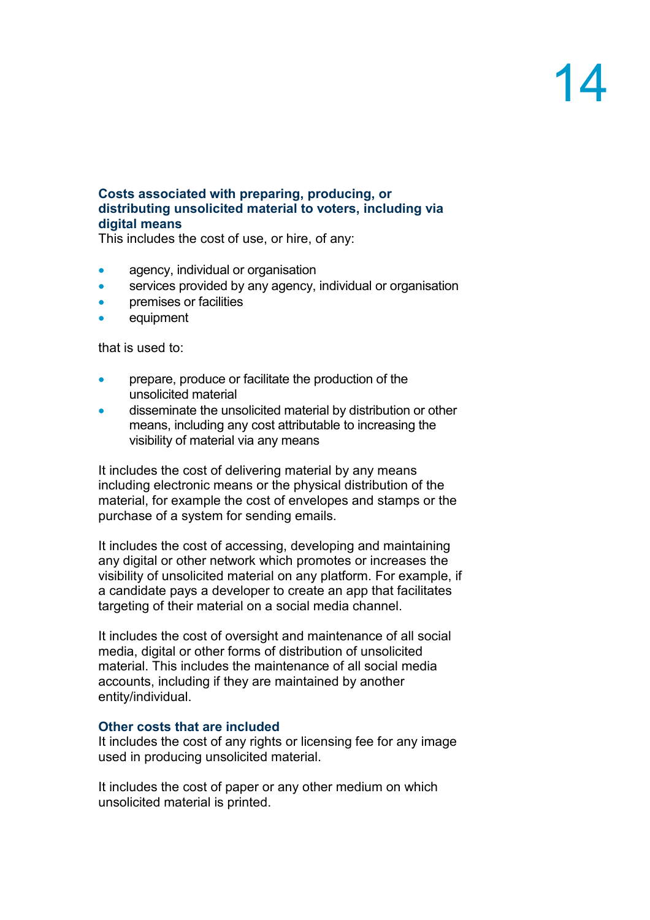### Costs associated with preparing, producing, or distributing unsolicited material to voters, including via digital means

This includes the cost of use, or hire, of any:

- agency, individual or organisation
- services provided by any agency, individual or organisation
- premises or facilities
- equipment

that is used to:

- prepare, produce or facilitate the production of the unsolicited material
- disseminate the unsolicited material by distribution or other means, including any cost attributable to increasing the visibility of material via any means

It includes the cost of delivering material by any means including electronic means or the physical distribution of the material, for example the cost of envelopes and stamps or the purchase of a system for sending emails.

It includes the cost of accessing, developing and maintaining any digital or other network which promotes or increases the visibility of unsolicited material on any platform. For example, if a candidate pays a developer to create an app that facilitates targeting of their material on a social media channel.

It includes the cost of oversight and maintenance of all social media, digital or other forms of distribution of unsolicited material. This includes the maintenance of all social media accounts, including if they are maintained by another entity/individual.

### Other costs that are included

It includes the cost of any rights or licensing fee for any image used in producing unsolicited material.

It includes the cost of paper or any other medium on which unsolicited material is printed.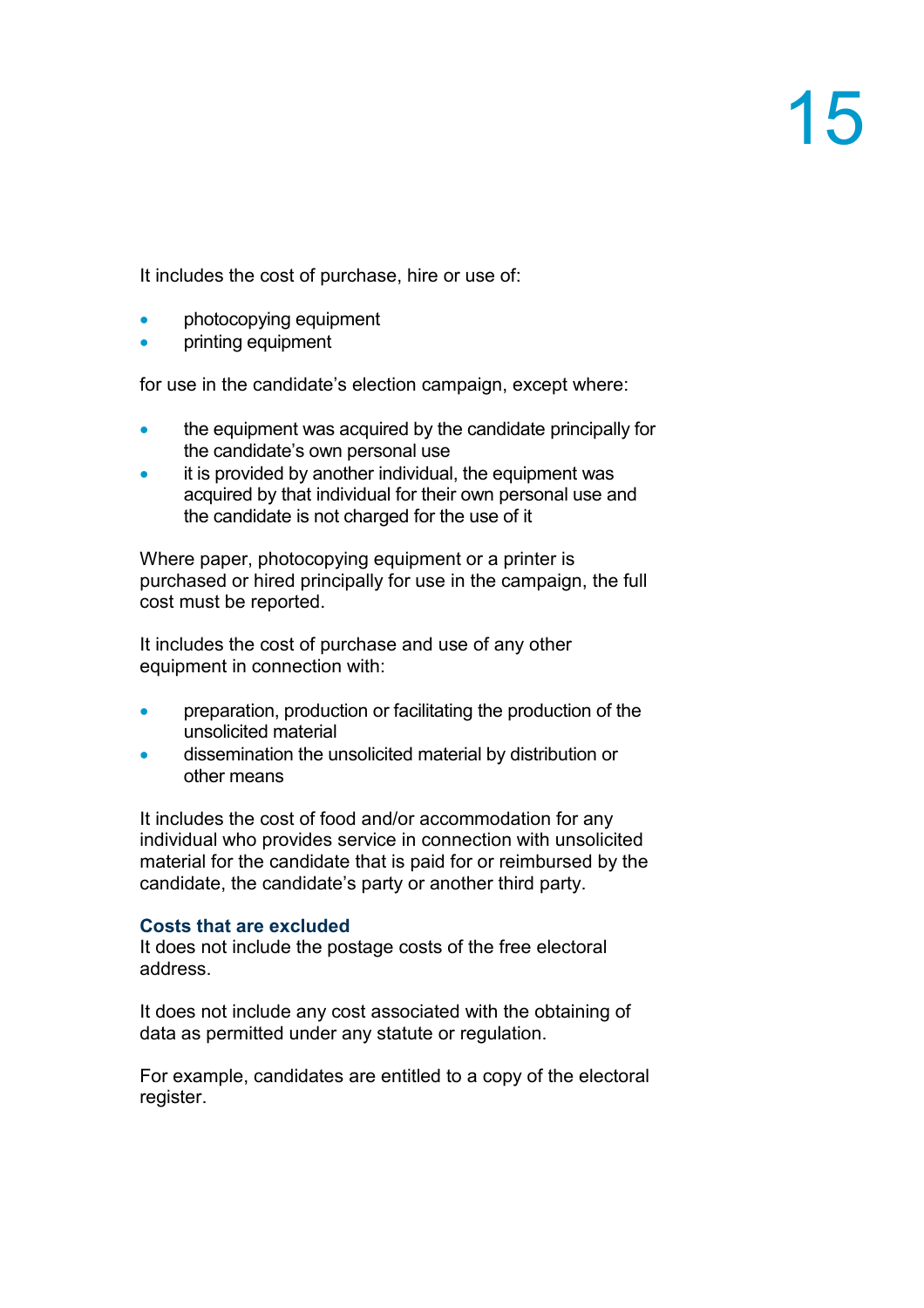It includes the cost of purchase, hire or use of:

- photocopying equipment
- printing equipment

for use in the candidate's election campaign, except where:

- the equipment was acquired by the candidate principally for the candidate's own personal use
- it is provided by another individual, the equipment was acquired by that individual for their own personal use and the candidate is not charged for the use of it

Where paper, photocopying equipment or a printer is purchased or hired principally for use in the campaign, the full cost must be reported.

It includes the cost of purchase and use of any other equipment in connection with:

- preparation, production or facilitating the production of the unsolicited material
- dissemination the unsolicited material by distribution or other means

It includes the cost of food and/or accommodation for any individual who provides service in connection with unsolicited material for the candidate that is paid for or reimbursed by the candidate, the candidate's party or another third party.

### Costs that are excluded

It does not include the postage costs of the free electoral address.

It does not include any cost associated with the obtaining of data as permitted under any statute or regulation.

For example, candidates are entitled to a copy of the electoral register.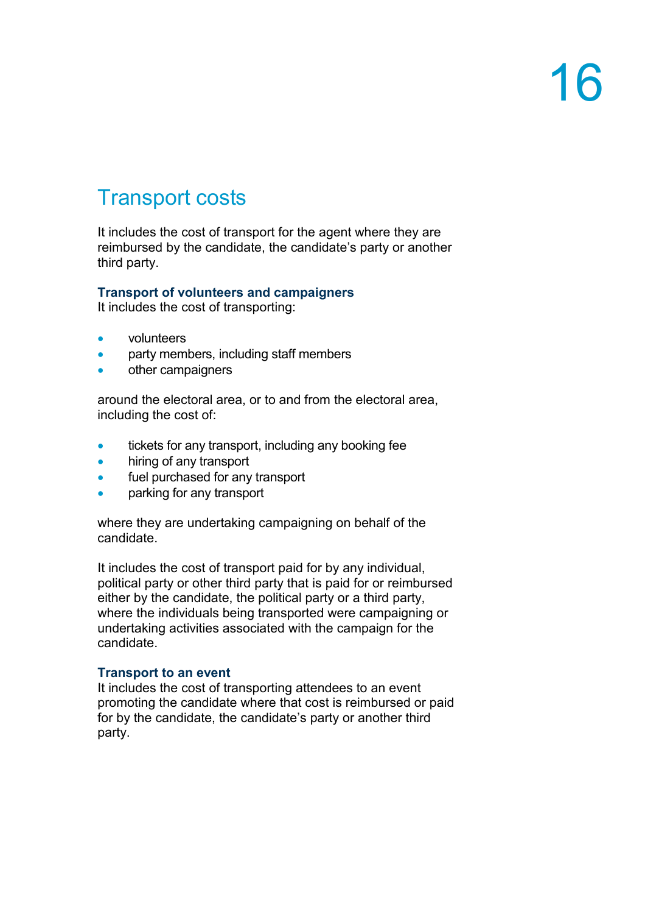## Transport costs

It includes the cost of transport for the agent where they are reimbursed by the candidate, the candidate's party or another third party.

### Transport of volunteers and campaigners

It includes the cost of transporting:

- volunteers
- party members, including staff members
- other campaigners

around the electoral area, or to and from the electoral area, including the cost of:

- tickets for any transport, including any booking fee
- hiring of any transport
- fuel purchased for any transport
- parking for any transport

where they are undertaking campaigning on behalf of the candidate.

It includes the cost of transport paid for by any individual, political party or other third party that is paid for or reimbursed either by the candidate, the political party or a third party, where the individuals being transported were campaigning or undertaking activities associated with the campaign for the candidate.

### Transport to an event

It includes the cost of transporting attendees to an event promoting the candidate where that cost is reimbursed or paid for by the candidate, the candidate's party or another third party.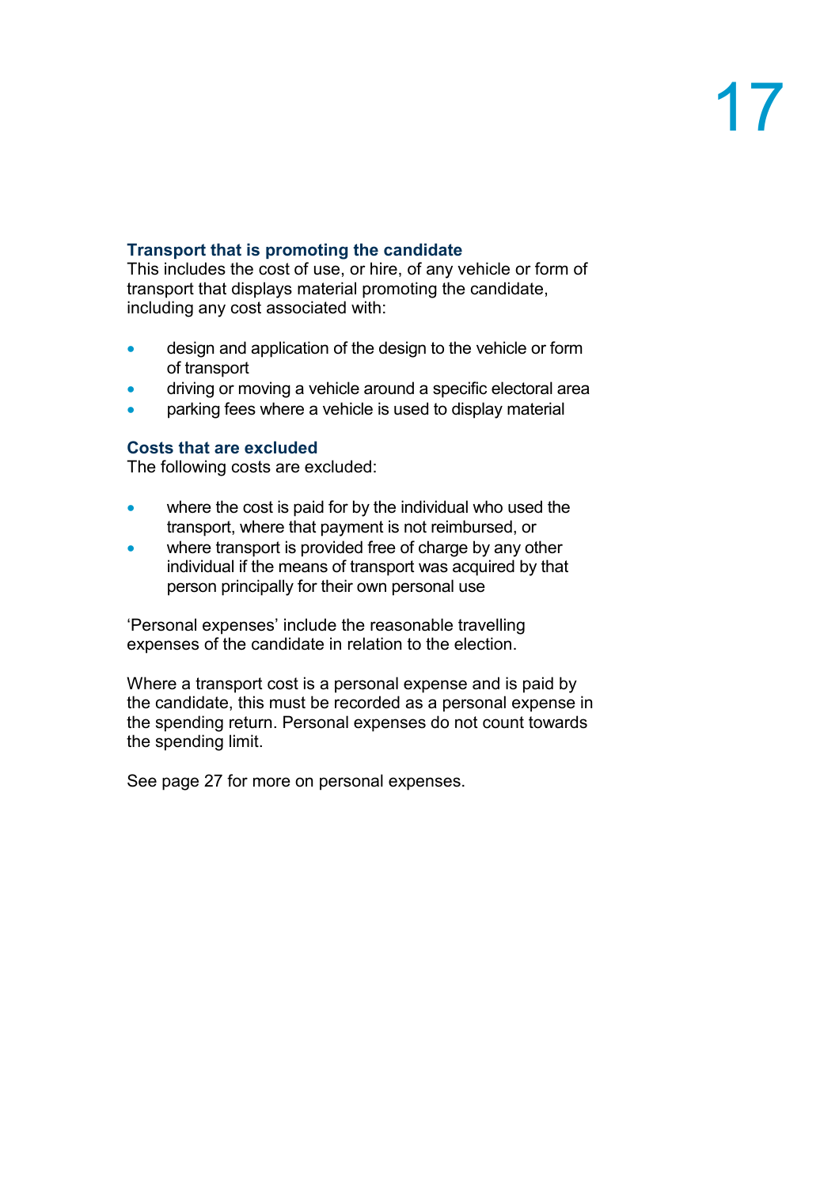### Transport that is promoting the candidate

This includes the cost of use, or hire, of any vehicle or form of transport that displays material promoting the candidate, including any cost associated with:

- design and application of the design to the vehicle or form of transport
- driving or moving a vehicle around a specific electoral area
- parking fees where a vehicle is used to display material

### Costs that are excluded

The following costs are excluded:

- where the cost is paid for by the individual who used the transport, where that payment is not reimbursed, or
- where transport is provided free of charge by any other individual if the means of transport was acquired by that person principally for their own personal use

'Personal expenses' include the reasonable travelling expenses of the candidate in relation to the election.

Where a transport cost is a personal expense and is paid by the candidate, this must be recorded as a personal expense in the spending return. Personal expenses do not count towards the spending limit.

See page 27 for more on personal expenses.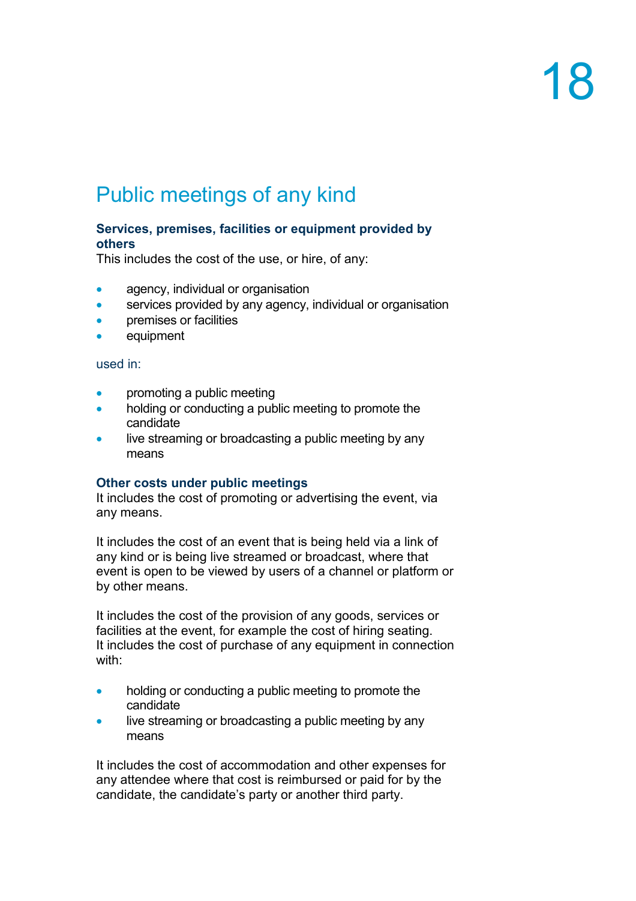# 18

## Public meetings of any kind

**Services, premises, facilities or equipment provided by others**
This includes the cost of the use, or hire, of any:

- agency, individual or organisation
- services provided by any agency, individual or organisation
- premises or facilities
- equipment

used in:

- promoting a public meeting
- holding or conducting a public meeting to promote the candidate
- live streaming or broadcasting a public meeting by any means

**Other costs under public meetings**
It includes the cost of promoting or advertising the event, via any means.

It includes the cost of an event that is being held via a link of any kind or is being live streamed or broadcast, where that event is open to be viewed by users of a channel or platform or by other means.

It includes the cost of the provision of any goods, services or facilities at the event, for example the cost of hiring seating. It includes the cost of purchase of any equipment in connection with:

- holding or conducting a public meeting to promote the candidate
- live streaming or broadcasting a public meeting by any means

It includes the cost of accommodation and other expenses for any attendee where that cost is reimbursed or paid for by the candidate, the candidate's party or another third party.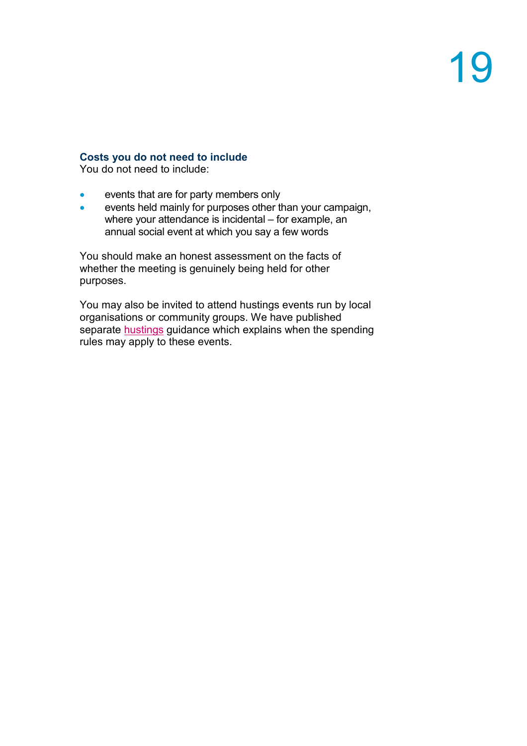### Costs you do not need to include

You do not need to include:

- events that are for party members only
- events held mainly for purposes other than your campaign, where your attendance is incidental – for example, an annual social event at which you say a few words

You should make an honest assessment on the facts of whether the meeting is genuinely being held for other purposes.

You may also be invited to attend hustings events run by local organisations or community groups. We have published separate hustings guidance which explains when the spending rules may apply to these events.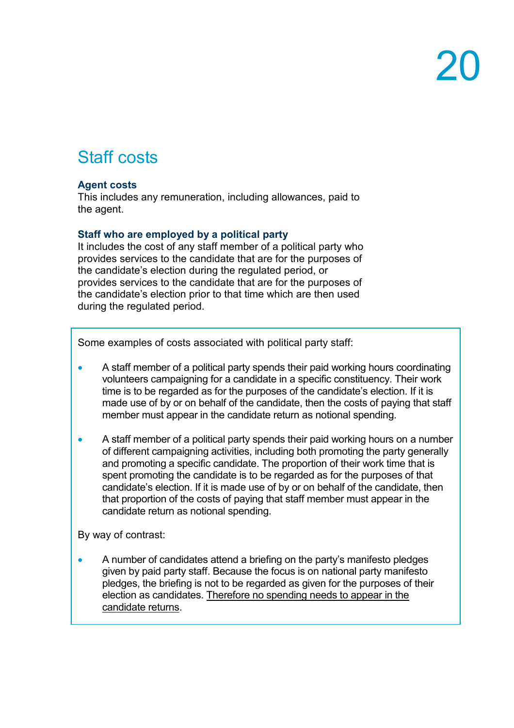# Staff costs

### Agent costs

This includes any remuneration, including allowances, paid to the agent.

### Staff who are employed by a political party

It includes the cost of any staff member of a political party who provides services to the candidate that are for the purposes of the candidate's election during the regulated period, or provides services to the candidate that are for the purposes of the candidate's election prior to that time which are then used during the regulated period.

Some examples of costs associated with political party staff:

- A staff member of a political party spends their paid working hours coordinating volunteers campaigning for a candidate in a specific constituency. Their work time is to be regarded as for the purposes of the candidate's election. If it is made use of by or on behalf of the candidate, then the costs of paying that staff member must appear in the candidate return as notional spending.

- A staff member of a political party spends their paid working hours on a number of different campaigning activities, including both promoting the party generally and promoting a specific candidate. The proportion of their work time that is spent promoting the candidate is to be regarded as for the purposes of that candidate's election. If it is made use of by or on behalf of the candidate, then that proportion of the costs of paying that staff member must appear in the candidate return as notional spending.

By way of contrast:

- A number of candidates attend a briefing on the party's manifesto pledges given by paid party staff. Because the focus is on national party manifesto pledges, the briefing is not to be regarded as given for the purposes of their election as candidates. Therefore no spending needs to appear in the candidate returns.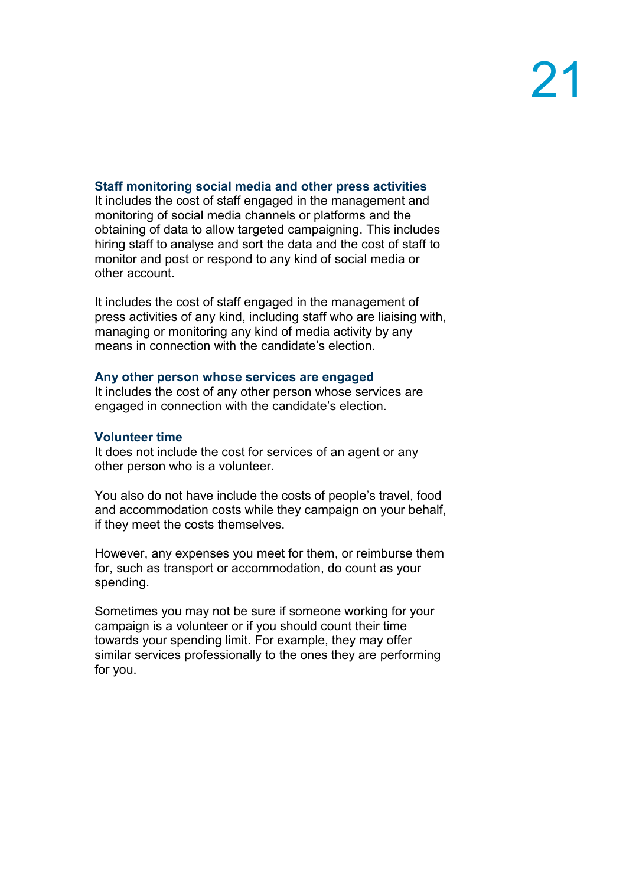### Staff monitoring social media and other press activities

It includes the cost of staff engaged in the management and monitoring of social media channels or platforms and the obtaining of data to allow targeted campaigning. This includes hiring staff to analyse and sort the data and the cost of staff to monitor and post or respond to any kind of social media or other account.

It includes the cost of staff engaged in the management of press activities of any kind, including staff who are liaising with, managing or monitoring any kind of media activity by any means in connection with the candidate's election.

### Any other person whose services are engaged

It includes the cost of any other person whose services are engaged in connection with the candidate's election.

### Volunteer time

It does not include the cost for services of an agent or any other person who is a volunteer.

You also do not have include the costs of people's travel, food and accommodation costs while they campaign on your behalf, if they meet the costs themselves.

However, any expenses you meet for them, or reimburse them for, such as transport or accommodation, do count as your spending.

Sometimes you may not be sure if someone working for your campaign is a volunteer or if you should count their time towards your spending limit. For example, they may offer similar services professionally to the ones they are performing for you.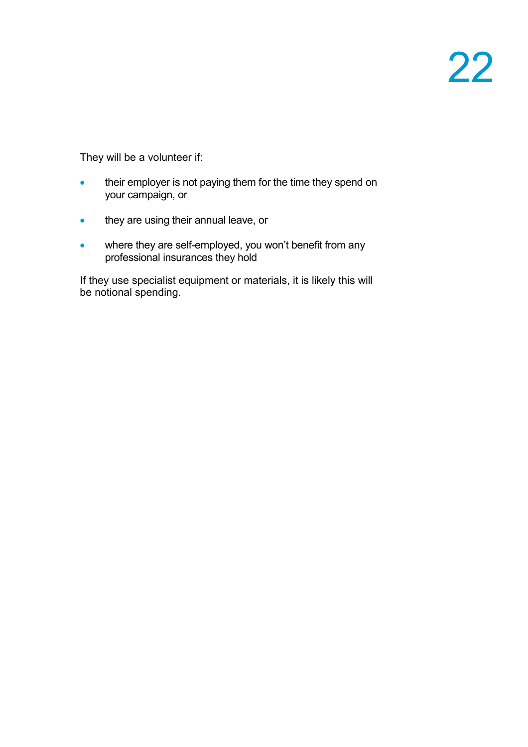They will be a volunteer if:

- their employer is not paying them for the time they spend on your campaign, or
- they are using their annual leave, or
- where they are self-employed, you won't benefit from any professional insurances they hold

If they use specialist equipment or materials, it is likely this will be notional spending.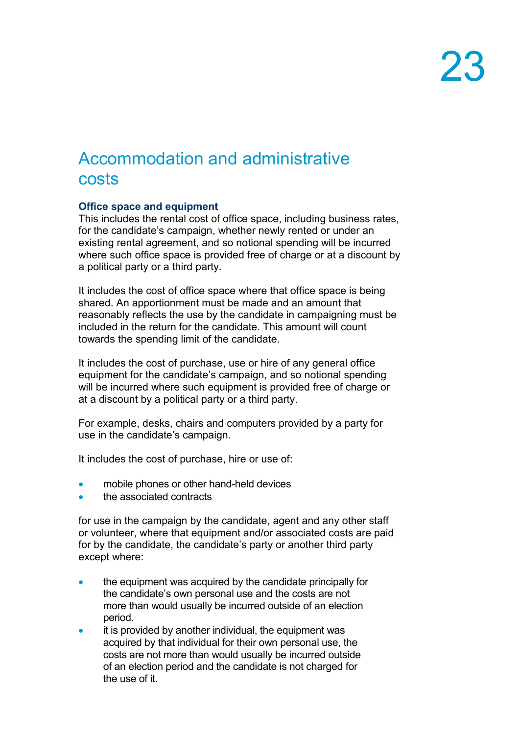# 23

## Accommodation and administrative costs

### Office space and equipment

This includes the rental cost of office space, including business rates, for the candidate's campaign, whether newly rented or under an existing rental agreement, and so notional spending will be incurred where such office space is provided free of charge or at a discount by a political party or a third party.

It includes the cost of office space where that office space is being shared. An apportionment must be made and an amount that reasonably reflects the use by the candidate in campaigning must be included in the return for the candidate. This amount will count towards the spending limit of the candidate.

It includes the cost of purchase, use or hire of any general office equipment for the candidate's campaign, and so notional spending will be incurred where such equipment is provided free of charge or at a discount by a political party or a third party.

For example, desks, chairs and computers provided by a party for use in the candidate's campaign.

It includes the cost of purchase, hire or use of:

- mobile phones or other hand-held devices
- the associated contracts

for use in the campaign by the candidate, agent and any other staff or volunteer, where that equipment and/or associated costs are paid for by the candidate, the candidate's party or another third party except where:

- the equipment was acquired by the candidate principally for the candidate's own personal use and the costs are not more than would usually be incurred outside of an election period.
- it is provided by another individual, the equipment was acquired by that individual for their own personal use, the costs are not more than would usually be incurred outside of an election period and the candidate is not charged for the use of it.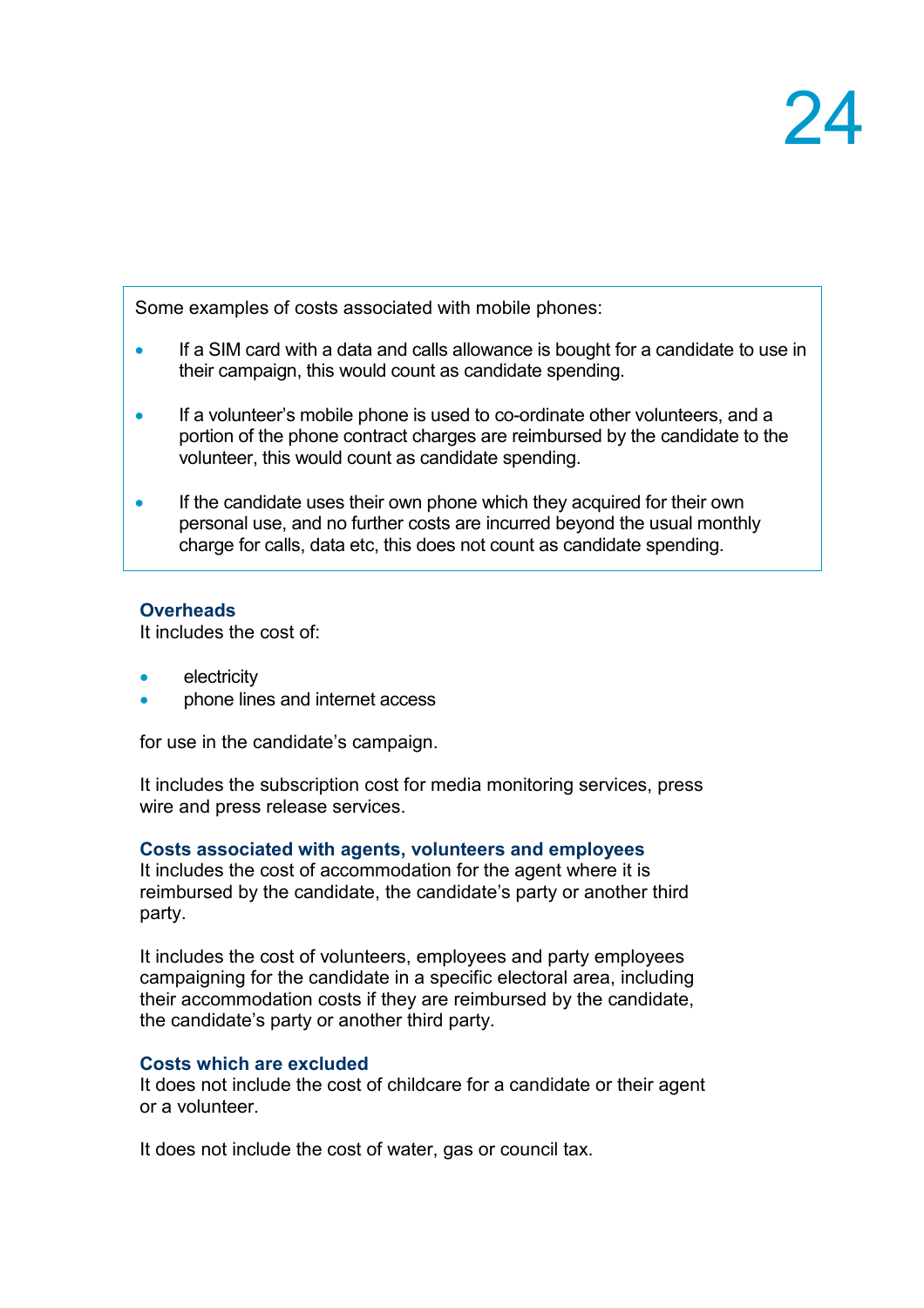Some examples of costs associated with mobile phones:

- If a SIM card with a data and calls allowance is bought for a candidate to use in their campaign, this would count as candidate spending.
- If a volunteer's mobile phone is used to co-ordinate other volunteers, and a portion of the phone contract charges are reimbursed by the candidate to the volunteer, this would count as candidate spending.
- If the candidate uses their own phone which they acquired for their own personal use, and no further costs are incurred beyond the usual monthly charge for calls, data etc, this does not count as candidate spending.

### Overheads

It includes the cost of:

- electricity
- phone lines and internet access

for use in the candidate's campaign.

It includes the subscription cost for media monitoring services, press wire and press release services.

### Costs associated with agents, volunteers and employees

It includes the cost of accommodation for the agent where it is reimbursed by the candidate, the candidate's party or another third party.

It includes the cost of volunteers, employees and party employees campaigning for the candidate in a specific electoral area, including their accommodation costs if they are reimbursed by the candidate, the candidate's party or another third party.

### Costs which are excluded

It does not include the cost of childcare for a candidate or their agent or a volunteer.

It does not include the cost of water, gas or council tax.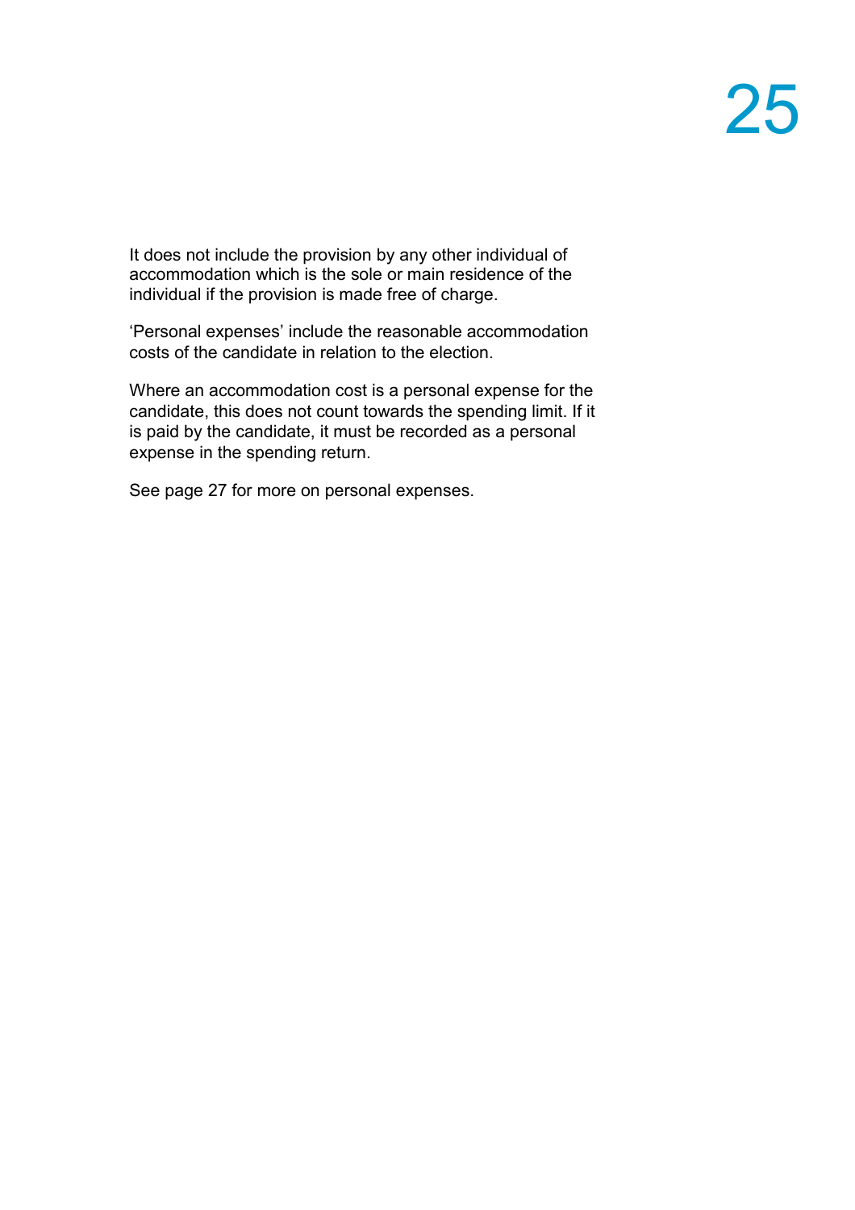It does not include the provision by any other individual of accommodation which is the sole or main residence of the individual if the provision is made free of charge.

'Personal expenses' include the reasonable accommodation costs of the candidate in relation to the election.

Where an accommodation cost is a personal expense for the candidate, this does not count towards the spending limit. If it is paid by the candidate, it must be recorded as a personal expense in the spending return.

See page 27 for more on personal expenses.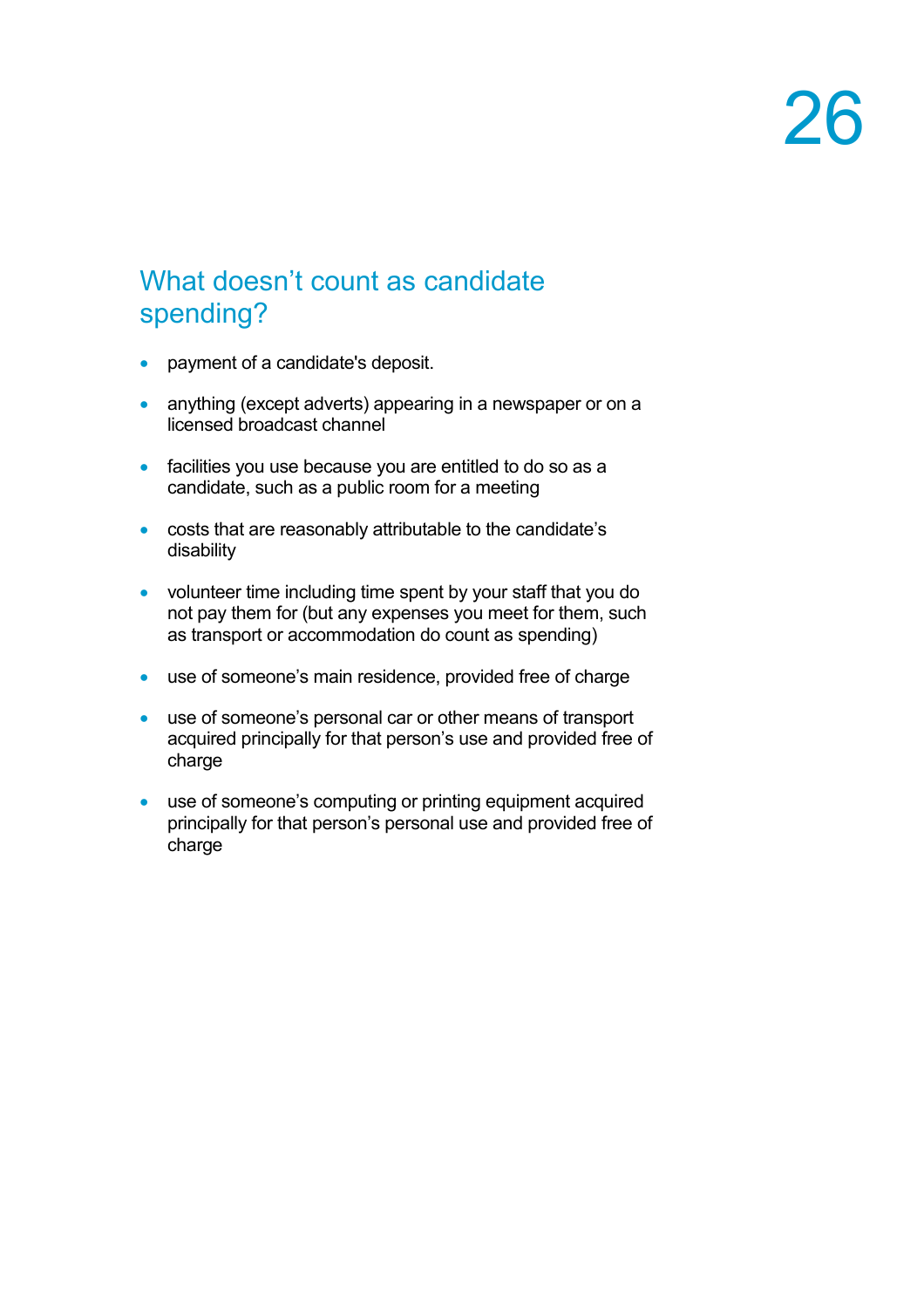## What doesn’t count as candidate spending?

- payment of a candidate's deposit.
- anything (except adverts) appearing in a newspaper or on a licensed broadcast channel
- facilities you use because you are entitled to do so as a candidate, such as a public room for a meeting
- costs that are reasonably attributable to the candidate’s disability
- volunteer time including time spent by your staff that you do not pay them for (but any expenses you meet for them, such as transport or accommodation do count as spending)
- use of someone’s main residence, provided free of charge
- use of someone’s personal car or other means of transport acquired principally for that person’s use and provided free of charge
- use of someone’s computing or printing equipment acquired principally for that person’s personal use and provided free of charge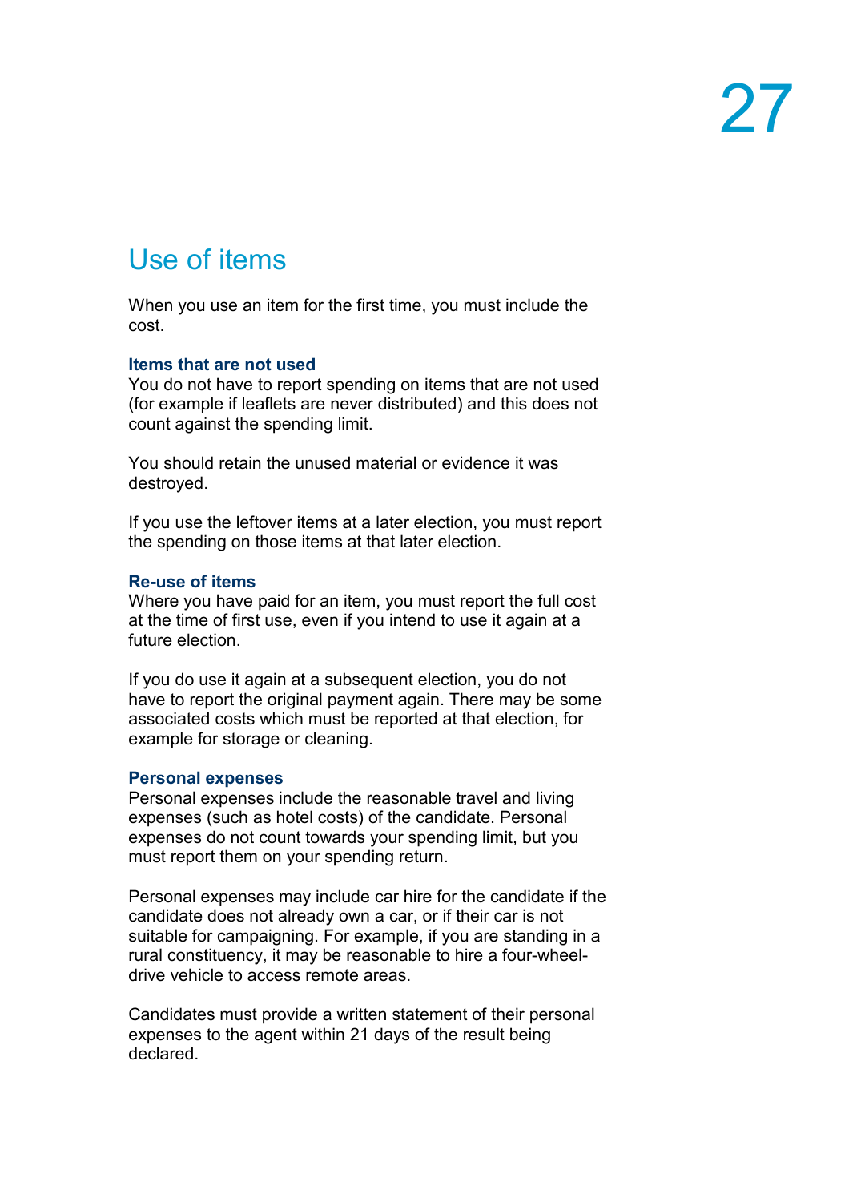## Use of items

When you use an item for the first time, you must include the cost.

### Items that are not used

You do not have to report spending on items that are not used (for example if leaflets are never distributed) and this does not count against the spending limit.

You should retain the unused material or evidence it was destroyed.

If you use the leftover items at a later election, you must report the spending on those items at that later election.

### Re-use of items

Where you have paid for an item, you must report the full cost at the time of first use, even if you intend to use it again at a future election.

If you do use it again at a subsequent election, you do not have to report the original payment again. There may be some associated costs which must be reported at that election, for example for storage or cleaning.

### Personal expenses

Personal expenses include the reasonable travel and living expenses (such as hotel costs) of the candidate. Personal expenses do not count towards your spending limit, but you must report them on your spending return.

Personal expenses may include car hire for the candidate if the candidate does not already own a car, or if their car is not suitable for campaigning. For example, if you are standing in a rural constituency, it may be reasonable to hire a four-wheel-drive vehicle to access remote areas.

Candidates must provide a written statement of their personal expenses to the agent within 21 days of the result being declared.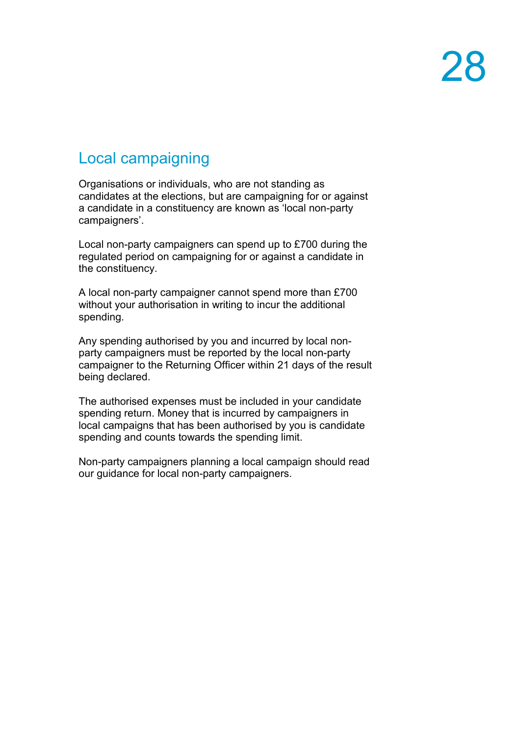## Local campaigning

Organisations or individuals, who are not standing as candidates at the elections, but are campaigning for or against a candidate in a constituency are known as 'local non-party campaigners'.

Local non-party campaigners can spend up to £700 during the regulated period on campaigning for or against a candidate in the constituency.

A local non-party campaigner cannot spend more than £700 without your authorisation in writing to incur the additional spending.

Any spending authorised by you and incurred by local non-party campaigners must be reported by the local non-party campaigner to the Returning Officer within 21 days of the result being declared.

The authorised expenses must be included in your candidate spending return. Money that is incurred by campaigners in local campaigns that has been authorised by you is candidate spending and counts towards the spending limit.

Non-party campaigners planning a local campaign should read our guidance for local non-party campaigners.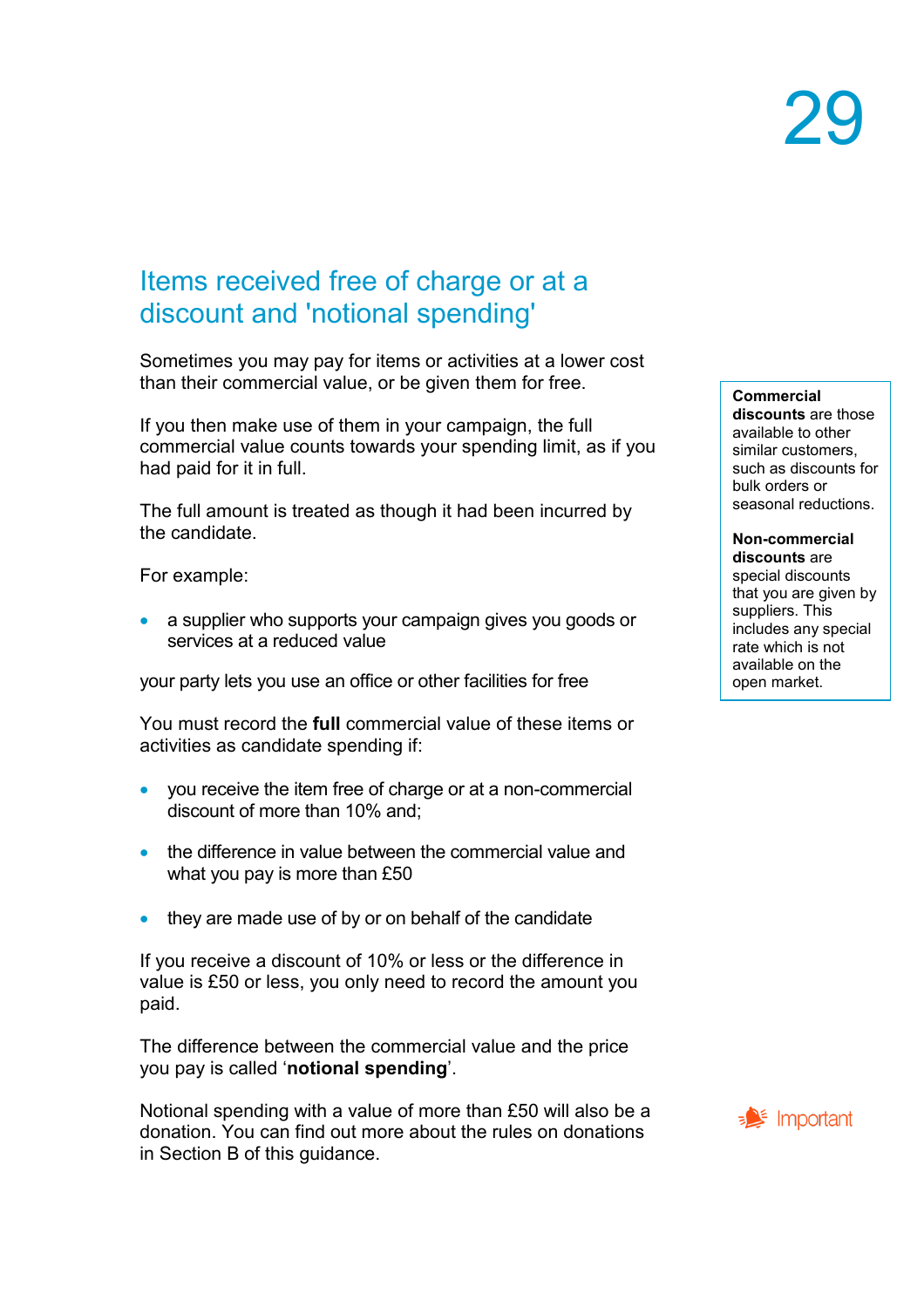## Items received free of charge or at a discount and 'notional spending'

Sometimes you may pay for items or activities at a lower cost than their commercial value, or be given them for free.

If you then make use of them in your campaign, the full commercial value counts towards your spending limit, as if you had paid for it in full.

The full amount is treated as though it had been incurred by the candidate.

For example:

- a supplier who supports your campaign gives you goods or services at a reduced value

your party lets you use an office or other facilities for free

You must record the **full** commercial value of these items or activities as candidate spending if:

- you receive the item free of charge or at a non-commercial discount of more than 10% and;
- the difference in value between the commercial value and what you pay is more than £50
- they are made use of by or on behalf of the candidate

If you receive a discount of 10% or less or the difference in value is £50 or less, you only need to record the amount you paid.

The difference between the commercial value and the price you pay is called '**notional spending**'.

Important

Notional spending with a value of more than £50 will also be a donation. You can find out more about the rules on donations in Section B of this guidance.

**Commercial discounts** are those available to other similar customers, such as discounts for bulk orders or seasonal reductions.

**Non-commercial discounts** are special discounts that you are given by suppliers. This includes any special rate which is not available on the open market.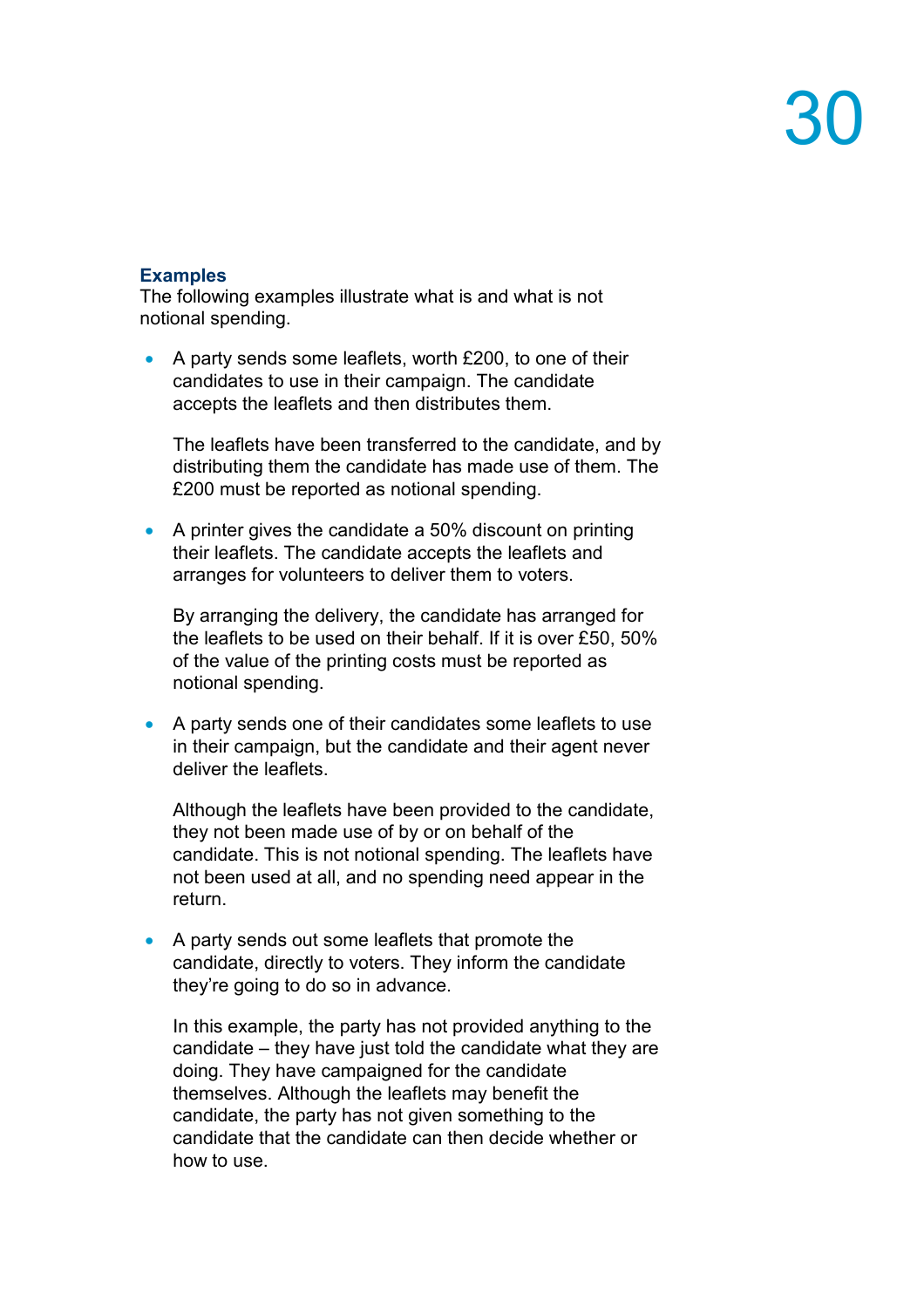### Examples

The following examples illustrate what is and what is not notional spending.

- A party sends some leaflets, worth £200, to one of their candidates to use in their campaign. The candidate accepts the leaflets and then distributes them.

  The leaflets have been transferred to the candidate, and by distributing them the candidate has made use of them. The £200 must be reported as notional spending.

- A printer gives the candidate a 50% discount on printing their leaflets. The candidate accepts the leaflets and arranges for volunteers to deliver them to voters.

  By arranging the delivery, the candidate has arranged for the leaflets to be used on their behalf. If it is over £50, 50% of the value of the printing costs must be reported as notional spending.

- A party sends one of their candidates some leaflets to use in their campaign, but the candidate and their agent never deliver the leaflets.

  Although the leaflets have been provided to the candidate, they not been made use of by or on behalf of the candidate. This is not notional spending. The leaflets have not been used at all, and no spending need appear in the return.

- A party sends out some leaflets that promote the candidate, directly to voters. They inform the candidate they're going to do so in advance.

  In this example, the party has not provided anything to the candidate – they have just told the candidate what they are doing. They have campaigned for the candidate themselves. Although the leaflets may benefit the candidate, the party has not given something to the candidate that the candidate can then decide whether or how to use.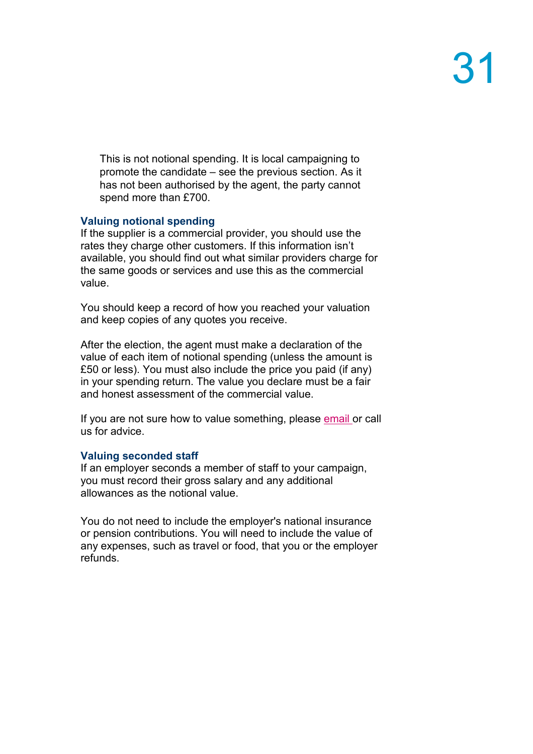This is not notional spending. It is local campaigning to promote the candidate – see the previous section. As it has not been authorised by the agent, the party cannot spend more than £700.

### Valuing notional spending

If the supplier is a commercial provider, you should use the rates they charge other customers. If this information isn't available, you should find out what similar providers charge for the same goods or services and use this as the commercial value.

You should keep a record of how you reached your valuation and keep copies of any quotes you receive.

After the election, the agent must make a declaration of the value of each item of notional spending (unless the amount is £50 or less). You must also include the price you paid (if any) in your spending return. The value you declare must be a fair and honest assessment of the commercial value.

If you are not sure how to value something, please email or call us for advice.

### Valuing seconded staff

If an employer seconds a member of staff to your campaign, you must record their gross salary and any additional allowances as the notional value.

You do not need to include the employer's national insurance or pension contributions. You will need to include the value of any expenses, such as travel or food, that you or the employer refunds.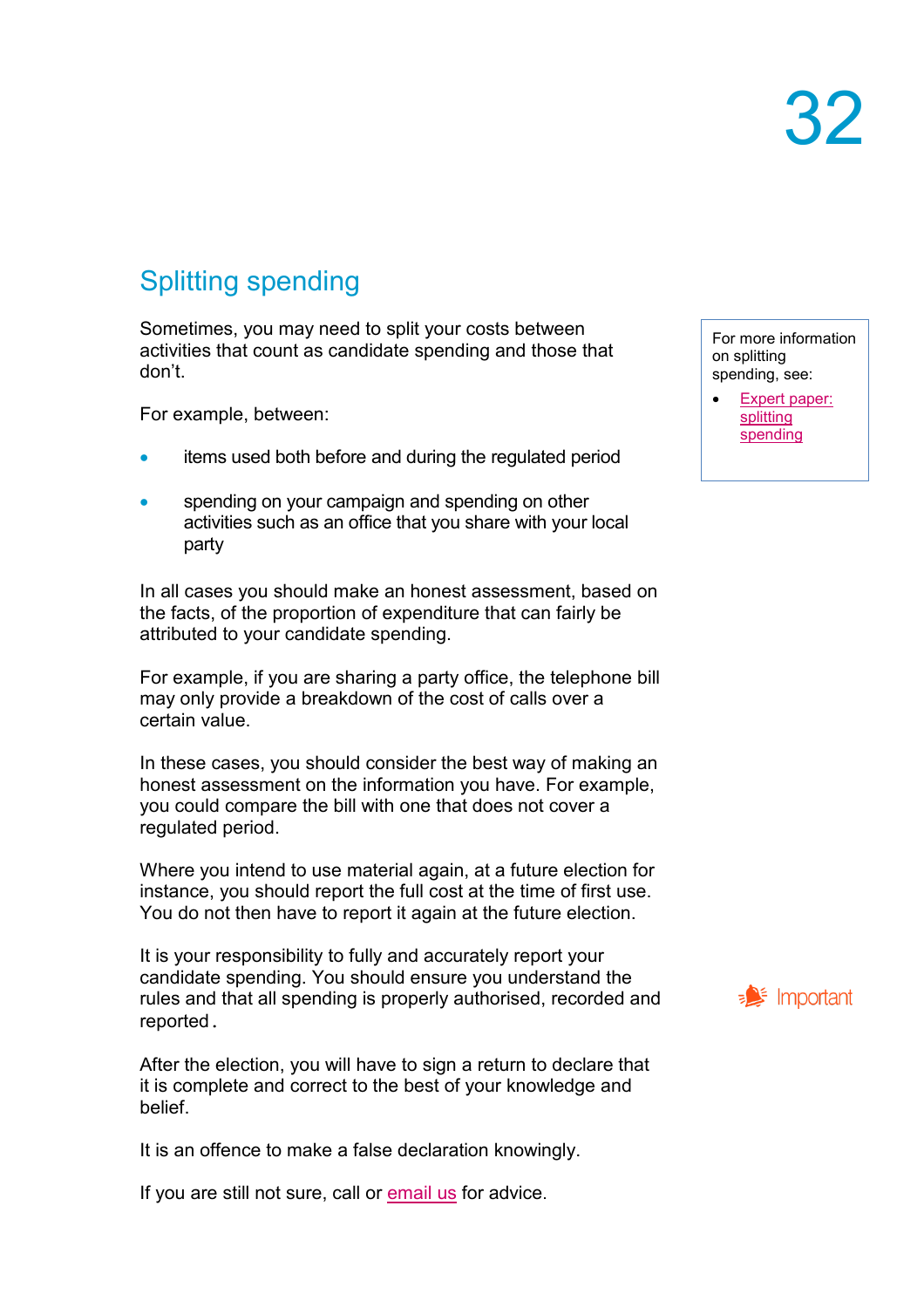## Splitting spending

Sometimes, you may need to split your costs between activities that count as candidate spending and those that don't.

For example, between:

- items used both before and during the regulated period
- spending on your campaign and spending on other activities such as an office that you share with your local party

In all cases you should make an honest assessment, based on the facts, of the proportion of expenditure that can fairly be attributed to your candidate spending.

For example, if you are sharing a party office, the telephone bill may only provide a breakdown of the cost of calls over a certain value.

In these cases, you should consider the best way of making an honest assessment on the information you have. For example, you could compare the bill with one that does not cover a regulated period.

Where you intend to use material again, at a future election for instance, you should report the full cost at the time of first use. You do not then have to report it again at the future election.

For more information on splitting spending, see:

- Expert paper: splitting spending

Important

It is your responsibility to fully and accurately report your candidate spending. You should ensure you understand the rules and that all spending is properly authorised, recorded and reported.

After the election, you will have to sign a return to declare that it is complete and correct to the best of your knowledge and belief.

It is an offence to make a false declaration knowingly.

If you are still not sure, call or email us for advice.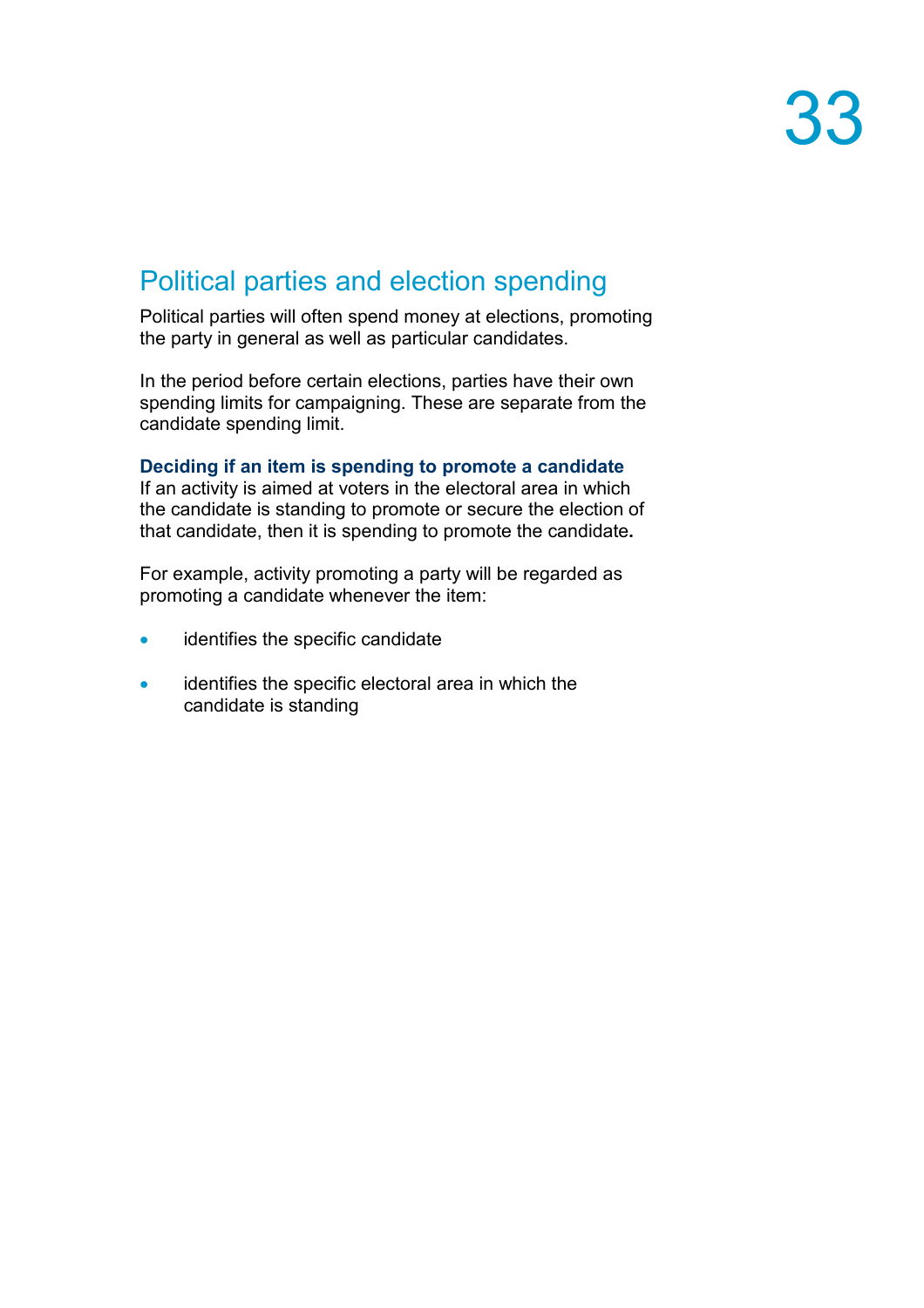## Political parties and election spending

Political parties will often spend money at elections, promoting the party in general as well as particular candidates.

In the period before certain elections, parties have their own spending limits for campaigning. These are separate from the candidate spending limit.

### Deciding if an item is spending to promote a candidate

If an activity is aimed at voters in the electoral area in which the candidate is standing to promote or secure the election of that candidate, then it is spending to promote the candidate.

For example, activity promoting a party will be regarded as promoting a candidate whenever the item:

- identifies the specific candidate
- identifies the specific electoral area in which the candidate is standing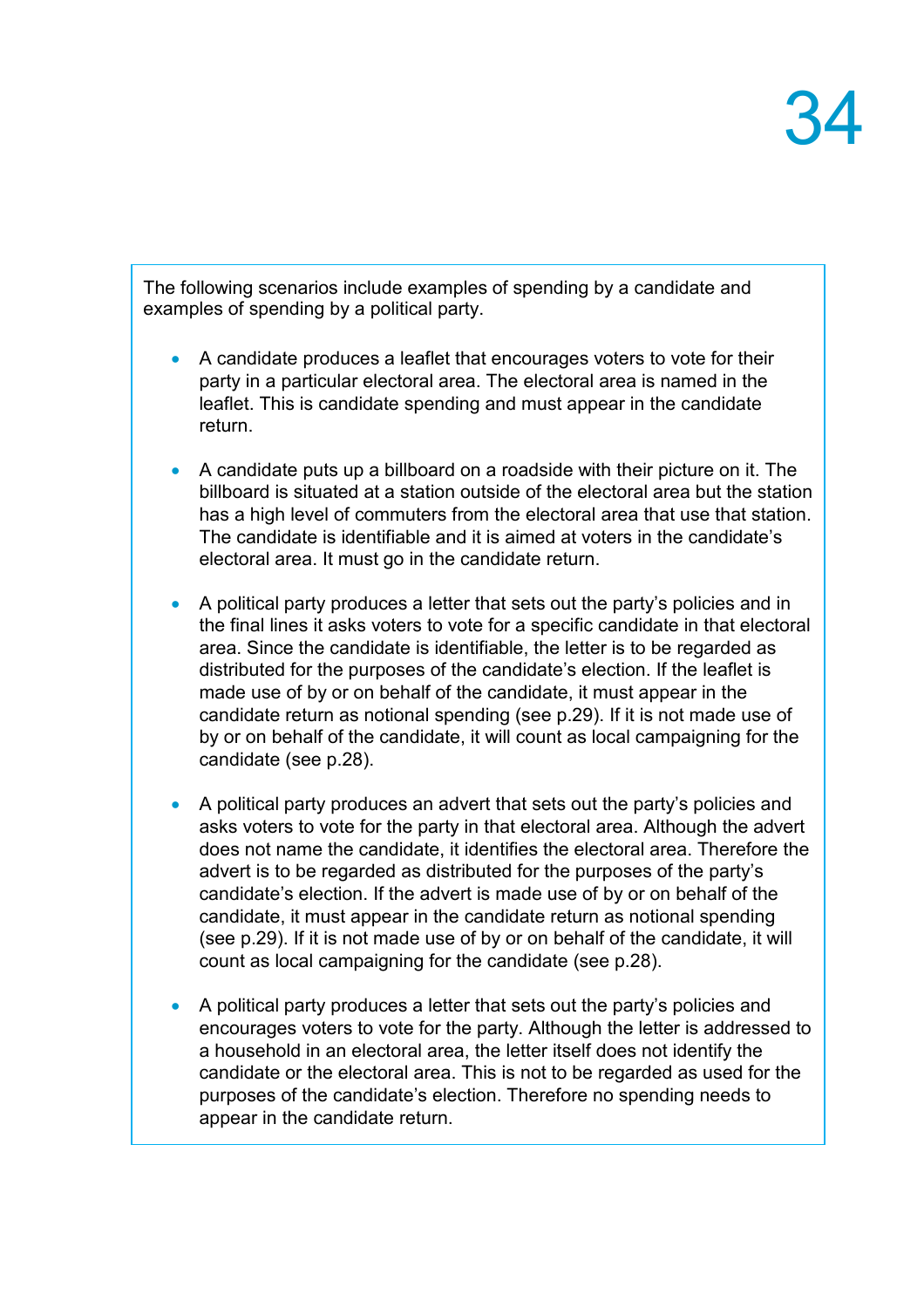The following scenarios include examples of spending by a candidate and examples of spending by a political party.

- A candidate produces a leaflet that encourages voters to vote for their party in a particular electoral area. The electoral area is named in the leaflet. This is candidate spending and must appear in the candidate return.

- A candidate puts up a billboard on a roadside with their picture on it. The billboard is situated at a station outside of the electoral area but the station has a high level of commuters from the electoral area that use that station. The candidate is identifiable and it is aimed at voters in the candidate's electoral area. It must go in the candidate return.

- A political party produces a letter that sets out the party's policies and in the final lines it asks voters to vote for a specific candidate in that electoral area. Since the candidate is identifiable, the letter is to be regarded as distributed for the purposes of the candidate's election. If the leaflet is made use of by or on behalf of the candidate, it must appear in the candidate return as notional spending (see p.29). If it is not made use of by or on behalf of the candidate, it will count as local campaigning for the candidate (see p.28).

- A political party produces an advert that sets out the party's policies and asks voters to vote for the party in that electoral area. Although the advert does not name the candidate, it identifies the electoral area. Therefore the advert is to be regarded as distributed for the purposes of the party's candidate's election. If the advert is made use of by or on behalf of the candidate, it must appear in the candidate return as notional spending (see p.29). If it is not made use of by or on behalf of the candidate, it will count as local campaigning for the candidate (see p.28).

- A political party produces a letter that sets out the party's policies and encourages voters to vote for the party. Although the letter is addressed to a household in an electoral area, the letter itself does not identify the candidate or the electoral area. This is not to be regarded as used for the purposes of the candidate's election. Therefore no spending needs to appear in the candidate return.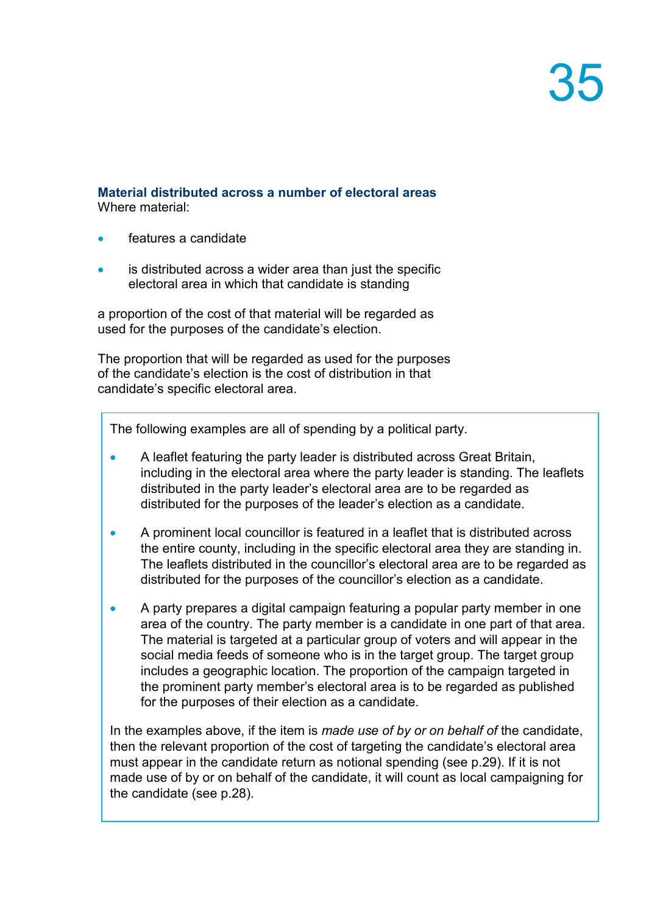### Material distributed across a number of electoral areas

Where material:

- features a candidate
- is distributed across a wider area than just the specific electoral area in which that candidate is standing

a proportion of the cost of that material will be regarded as used for the purposes of the candidate's election.

The proportion that will be regarded as used for the purposes of the candidate's election is the cost of distribution in that candidate's specific electoral area.

> The following examples are all of spending by a political party.
>
> - A leaflet featuring the party leader is distributed across Great Britain, including in the electoral area where the party leader is standing. The leaflets distributed in the party leader's electoral area are to be regarded as distributed for the purposes of the leader's election as a candidate.
> - A prominent local councillor is featured in a leaflet that is distributed across the entire county, including in the specific electoral area they are standing in. The leaflets distributed in the councillor's electoral area are to be regarded as distributed for the purposes of the councillor's election as a candidate.
> - A party prepares a digital campaign featuring a popular party member in one area of the country. The party member is a candidate in one part of that area. The material is targeted at a particular group of voters and will appear in the social media feeds of someone who is in the target group. The target group includes a geographic location. The proportion of the campaign targeted in the prominent party member's electoral area is to be regarded as published for the purposes of their election as a candidate.
>
> In the examples above, if the item is *made use of by or on behalf of* the candidate, then the relevant proportion of the cost of targeting the candidate's electoral area must appear in the candidate return as notional spending (see p.29). If it is not made use of by or on behalf of the candidate, it will count as local campaigning for the candidate (see p.28).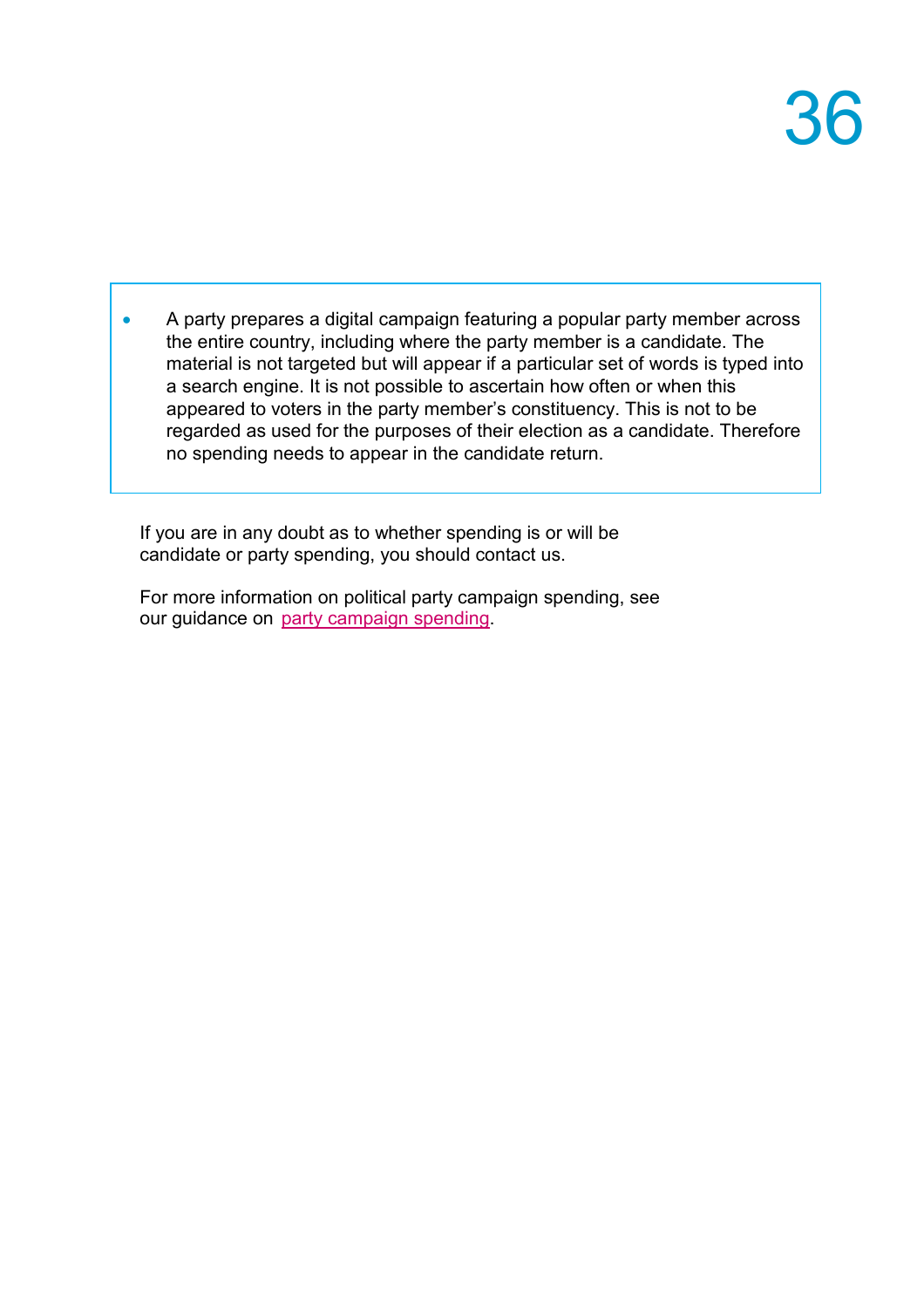- A party prepares a digital campaign featuring a popular party member across the entire country, including where the party member is a candidate. The material is not targeted but will appear if a particular set of words is typed into a search engine. It is not possible to ascertain how often or when this appeared to voters in the party member's constituency. This is not to be regarded as used for the purposes of their election as a candidate. Therefore no spending needs to appear in the candidate return.

If you are in any doubt as to whether spending is or will be candidate or party spending, you should contact us.

For more information on political party campaign spending, see our guidance on party campaign spending.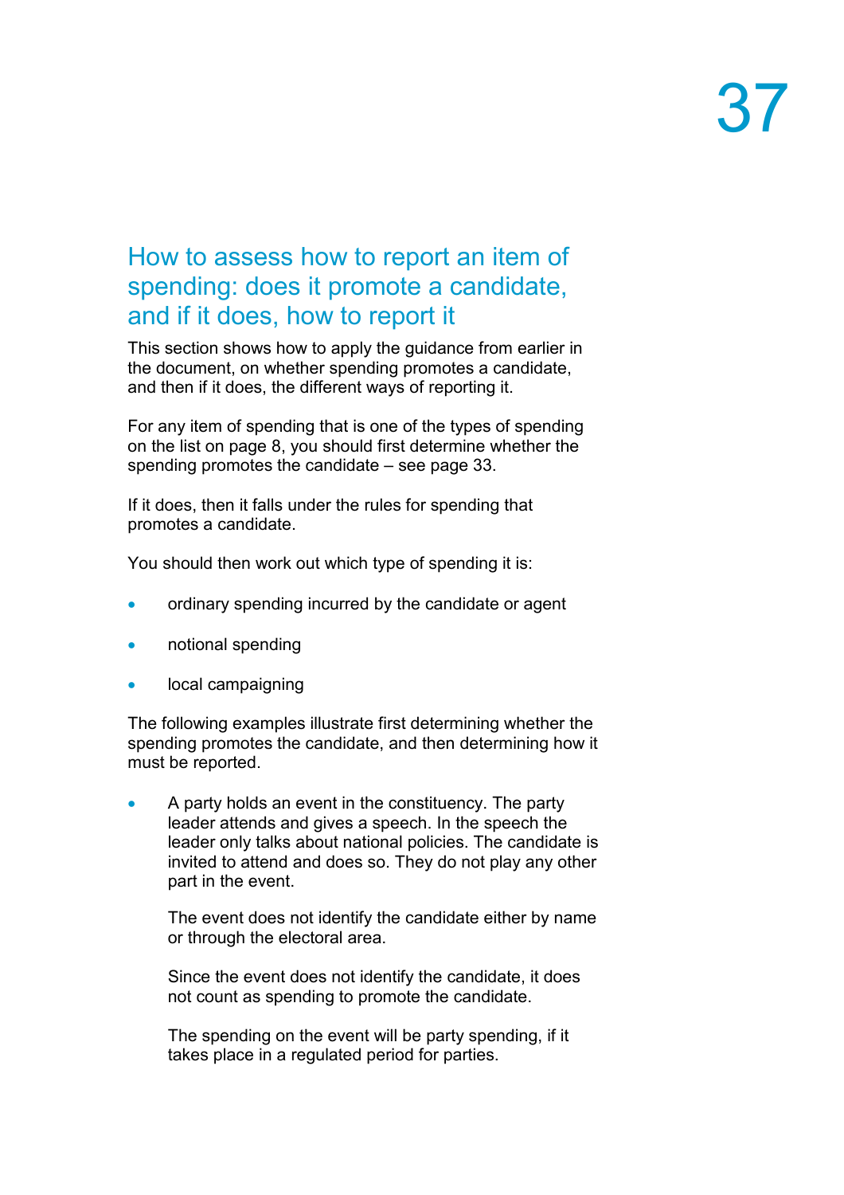## How to assess how to report an item of spending: does it promote a candidate, and if it does, how to report it

This section shows how to apply the guidance from earlier in the document, on whether spending promotes a candidate, and then if it does, the different ways of reporting it.

For any item of spending that is one of the types of spending on the list on page 8, you should first determine whether the spending promotes the candidate – see page 33.

If it does, then it falls under the rules for spending that promotes a candidate.

You should then work out which type of spending it is:

- ordinary spending incurred by the candidate or agent
- notional spending
- local campaigning

The following examples illustrate first determining whether the spending promotes the candidate, and then determining how it must be reported.

- A party holds an event in the constituency. The party leader attends and gives a speech. In the speech the leader only talks about national policies. The candidate is invited to attend and does so. They do not play any other part in the event.

  The event does not identify the candidate either by name or through the electoral area.

  Since the event does not identify the candidate, it does not count as spending to promote the candidate.

  The spending on the event will be party spending, if it takes place in a regulated period for parties.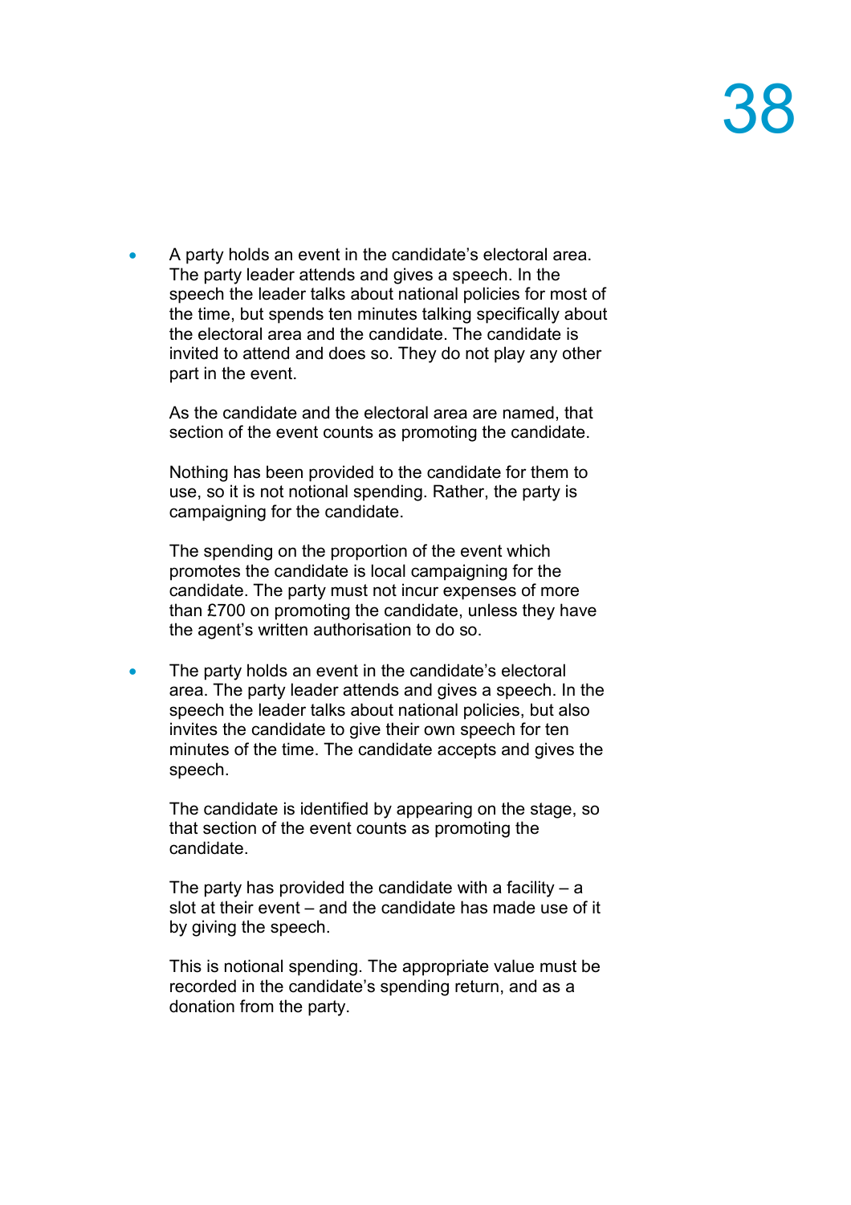- A party holds an event in the candidate's electoral area. The party leader attends and gives a speech. In the speech the leader talks about national policies for most of the time, but spends ten minutes talking specifically about the electoral area and the candidate. The candidate is invited to attend and does so. They do not play any other part in the event.

  As the candidate and the electoral area are named, that section of the event counts as promoting the candidate.

  Nothing has been provided to the candidate for them to use, so it is not notional spending. Rather, the party is campaigning for the candidate.

  The spending on the proportion of the event which promotes the candidate is local campaigning for the candidate. The party must not incur expenses of more than £700 on promoting the candidate, unless they have the agent's written authorisation to do so.

- The party holds an event in the candidate's electoral area. The party leader attends and gives a speech. In the speech the leader talks about national policies, but also invites the candidate to give their own speech for ten minutes of the time. The candidate accepts and gives the speech.

  The candidate is identified by appearing on the stage, so that section of the event counts as promoting the candidate.

  The party has provided the candidate with a facility – a slot at their event – and the candidate has made use of it by giving the speech.

  This is notional spending. The appropriate value must be recorded in the candidate's spending return, and as a donation from the party.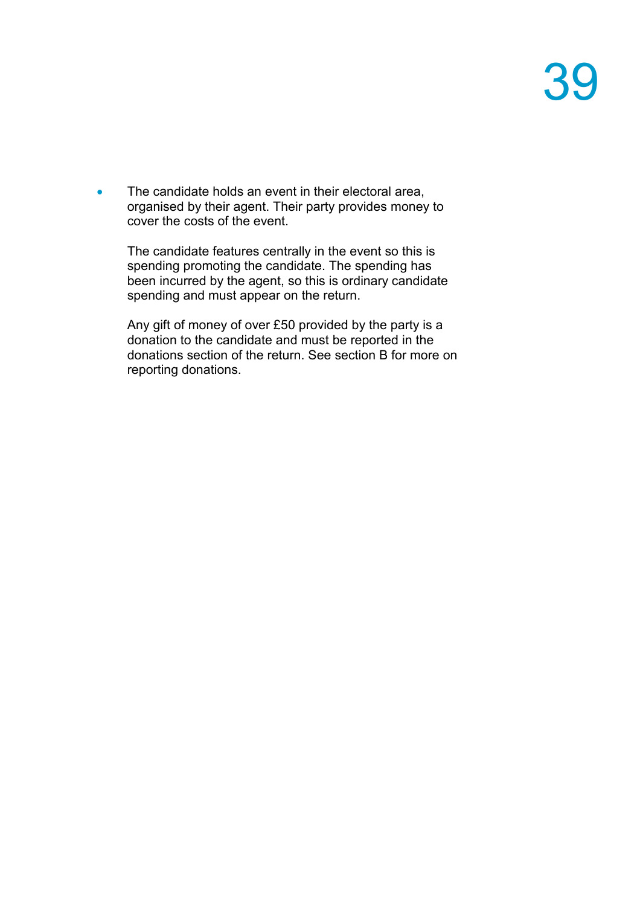- The candidate holds an event in their electoral area, organised by their agent. Their party provides money to cover the costs of the event.

  The candidate features centrally in the event so this is spending promoting the candidate. The spending has been incurred by the agent, so this is ordinary candidate spending and must appear on the return.

  Any gift of money of over £50 provided by the party is a donation to the candidate and must be reported in the donations section of the return. See section B for more on reporting donations.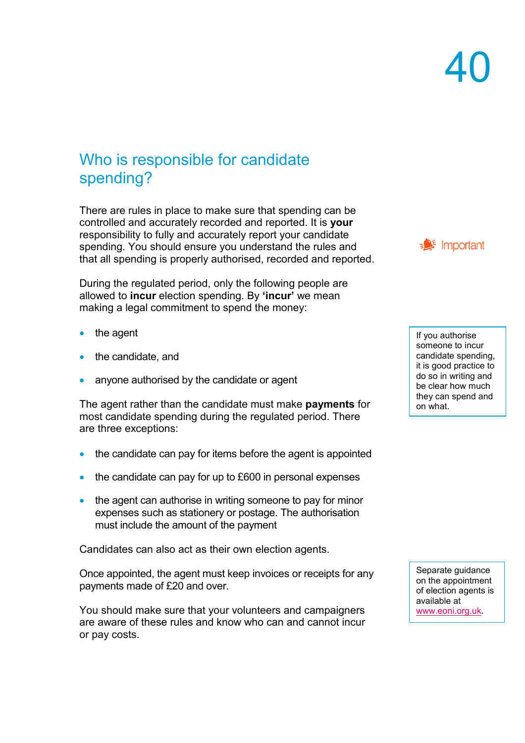## Who is responsible for candidate spending?

There are rules in place to make sure that spending can be controlled and accurately recorded and reported. It is **your** responsibility to fully and accurately report your candidate spending. You should ensure you understand the rules and that all spending is properly authorised, recorded and reported.

Important

During the regulated period, only the following people are allowed to **incur** election spending. By **'incur'** we mean making a legal commitment to spend the money:

- the agent
- the candidate, and
- anyone authorised by the candidate or agent

If you authorise someone to incur candidate spending, it is good practice to do so in writing and be clear how much they can spend and on what.

The agent rather than the candidate must make **payments** for most candidate spending during the regulated period. There are three exceptions:

- the candidate can pay for items before the agent is appointed
- the candidate can pay for up to £600 in personal expenses
- the agent can authorise in writing someone to pay for minor expenses such as stationery or postage. The authorisation must include the amount of the payment

Candidates can also act as their own election agents.

Once appointed, the agent must keep invoices or receipts for any payments made of £20 and over.

Separate guidance on the appointment of election agents is available at www.eoni.org.uk.

You should make sure that your volunteers and campaigners are aware of these rules and know who can and cannot incur or pay costs.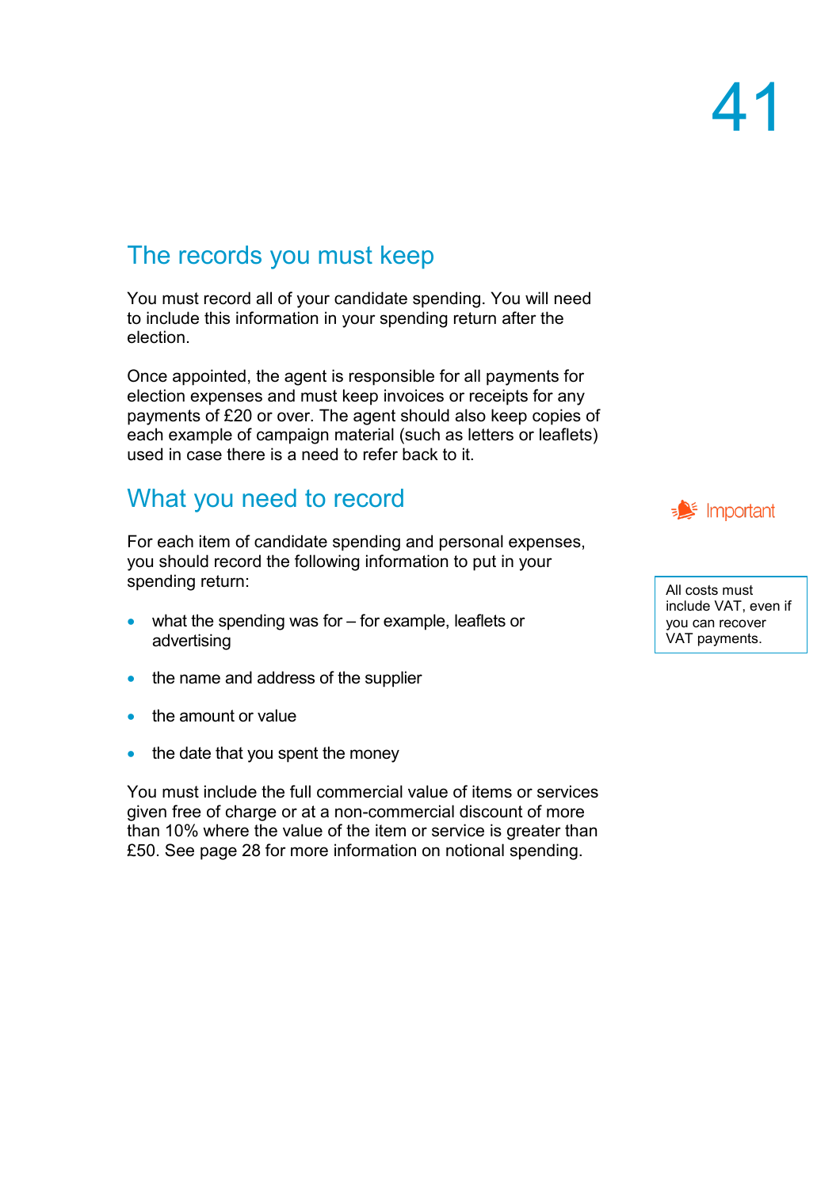## The records you must keep

You must record all of your candidate spending. You will need to include this information in your spending return after the election.

Once appointed, the agent is responsible for all payments for election expenses and must keep invoices or receipts for any payments of £20 or over. The agent should also keep copies of each example of campaign material (such as letters or leaflets) used in case there is a need to refer back to it.

## What you need to record

For each item of candidate spending and personal expenses, you should record the following information to put in your spending return:

- what the spending was for – for example, leaflets or advertising
- the name and address of the supplier
- the amount or value
- the date that you spent the money

You must include the full commercial value of items or services given free of charge or at a non-commercial discount of more than 10% where the value of the item or service is greater than £50. See page 28 for more information on notional spending.

**Important**

All costs must include VAT, even if you can recover VAT payments.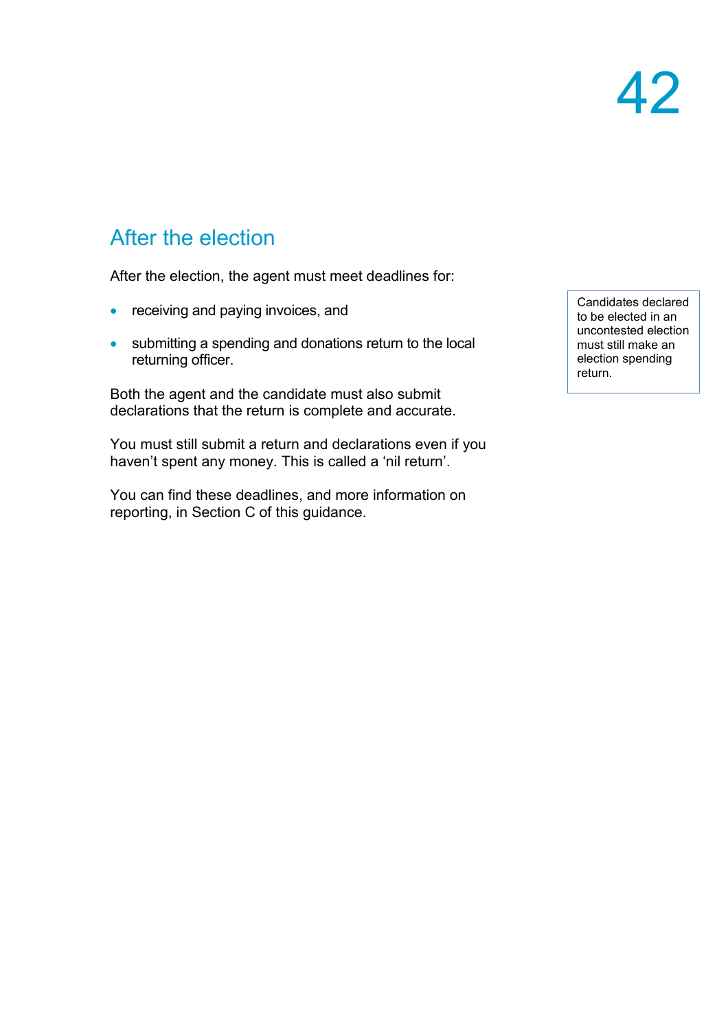## After the election

After the election, the agent must meet deadlines for:

- receiving and paying invoices, and
- submitting a spending and donations return to the local returning officer.

Both the agent and the candidate must also submit declarations that the return is complete and accurate.

You must still submit a return and declarations even if you haven't spent any money. This is called a 'nil return'.

You can find these deadlines, and more information on reporting, in Section C of this guidance.

> Candidates declared to be elected in an uncontested election must still make an election spending return.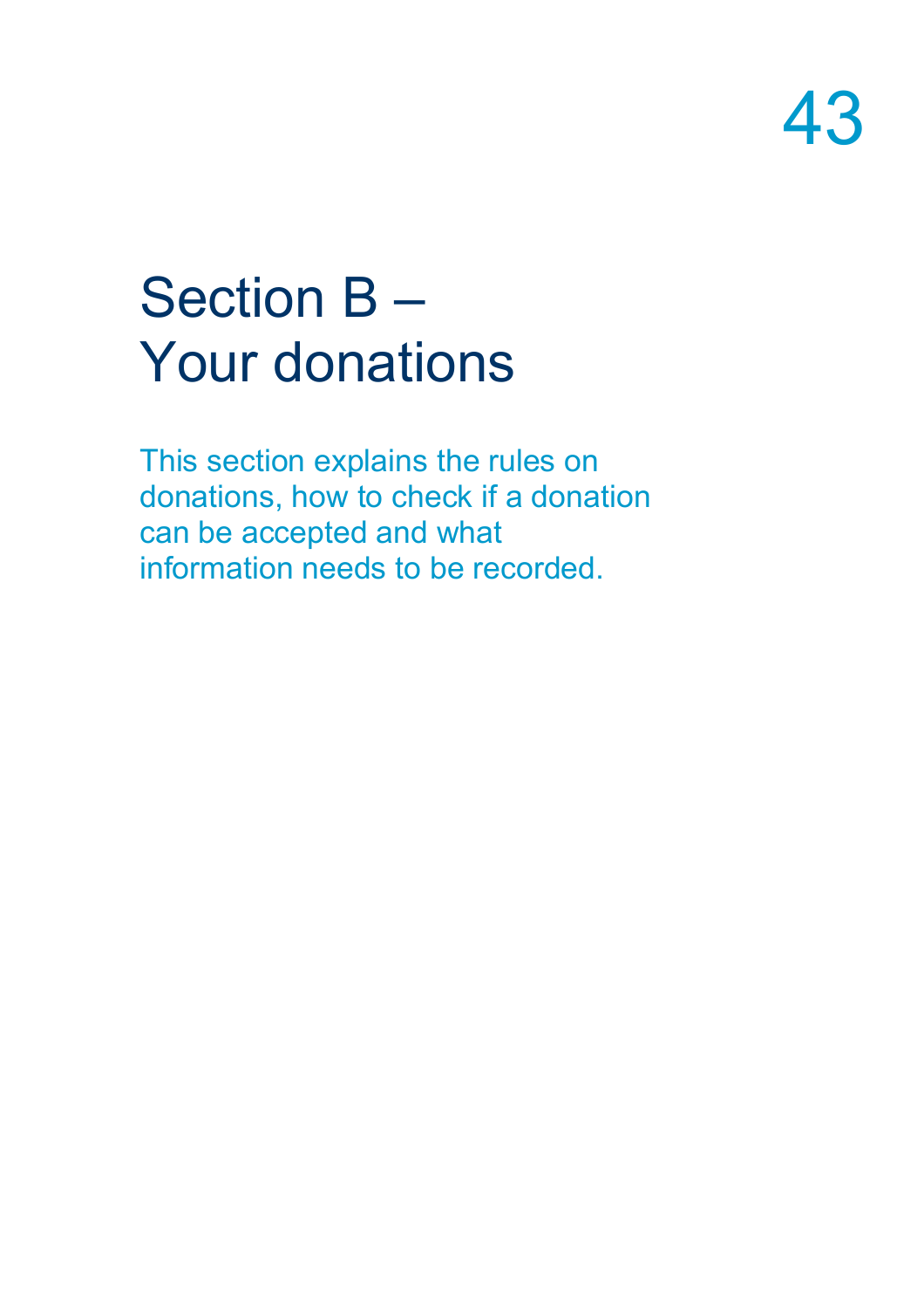# Section B – Your donations

This section explains the rules on donations, how to check if a donation can be accepted and what information needs to be recorded.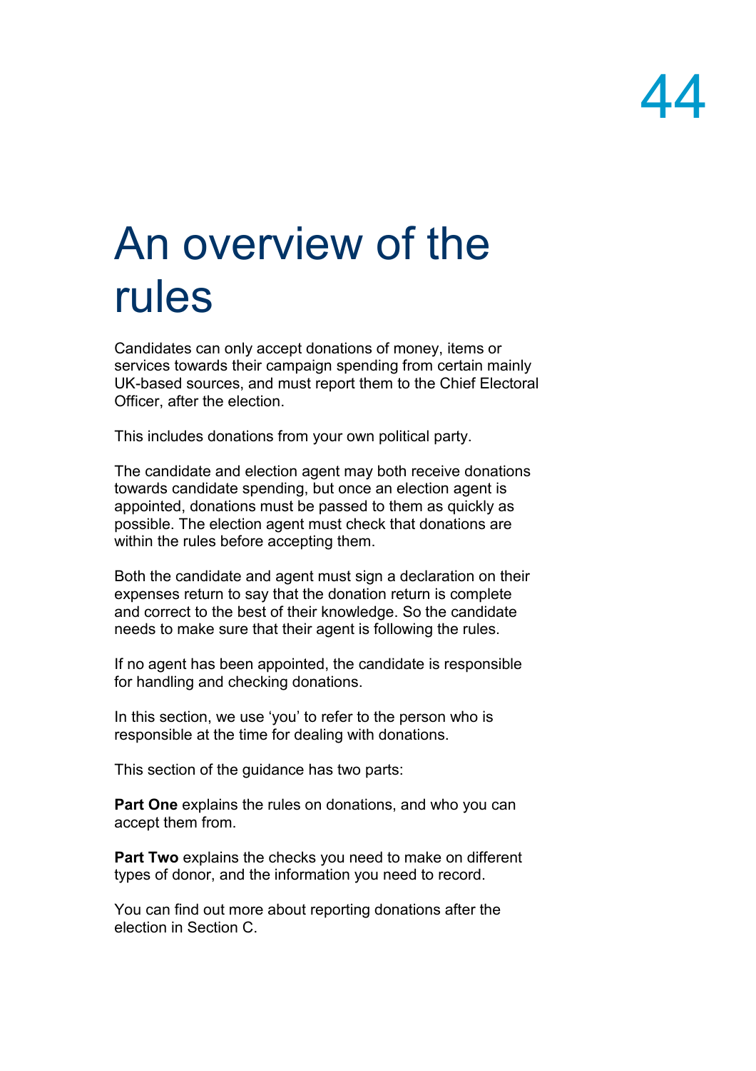# An overview of the rules

Candidates can only accept donations of money, items or services towards their campaign spending from certain mainly UK-based sources, and must report them to the Chief Electoral Officer, after the election.

This includes donations from your own political party.

The candidate and election agent may both receive donations towards candidate spending, but once an election agent is appointed, donations must be passed to them as quickly as possible. The election agent must check that donations are within the rules before accepting them.

Both the candidate and agent must sign a declaration on their expenses return to say that the donation return is complete and correct to the best of their knowledge. So the candidate needs to make sure that their agent is following the rules.

If no agent has been appointed, the candidate is responsible for handling and checking donations.

In this section, we use 'you' to refer to the person who is responsible at the time for dealing with donations.

This section of the guidance has two parts:

**Part One** explains the rules on donations, and who you can accept them from.

**Part Two** explains the checks you need to make on different types of donor, and the information you need to record.

You can find out more about reporting donations after the election in Section C.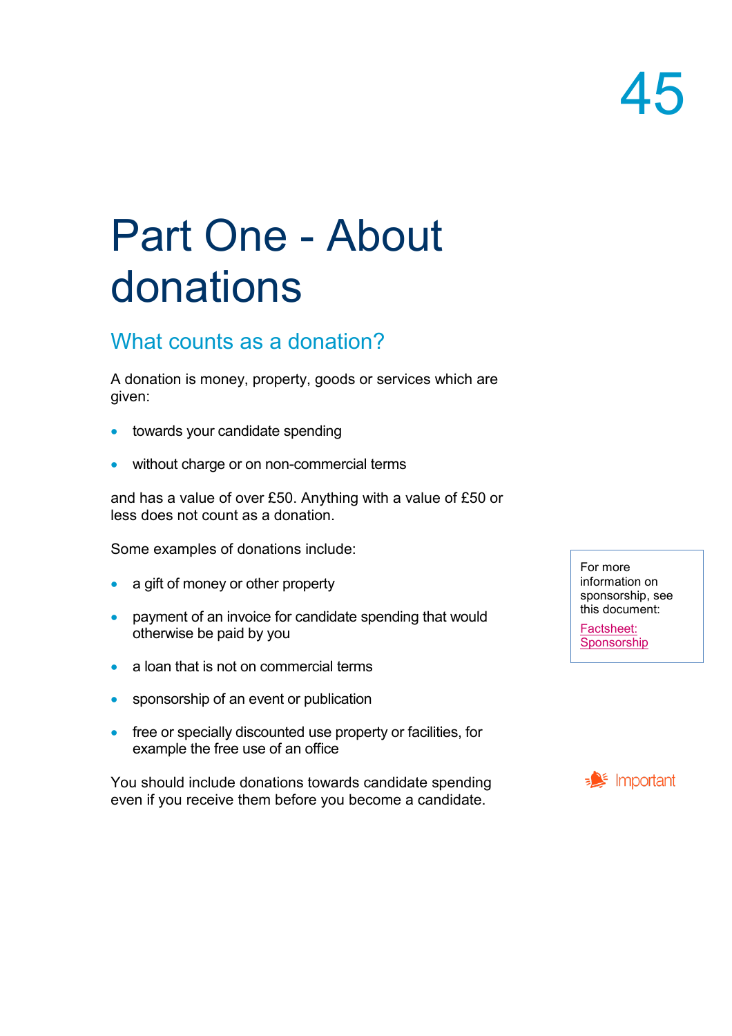# Part One - About donations

## What counts as a donation?

A donation is money, property, goods or services which are given:

- towards your candidate spending
- without charge or on non-commercial terms

and has a value of over £50. Anything with a value of £50 or less does not count as a donation.

Some examples of donations include:

- a gift of money or other property
- payment of an invoice for candidate spending that would otherwise be paid by you
- a loan that is not on commercial terms
- sponsorship of an event or publication
- free or specially discounted use property or facilities, for example the free use of an office

For more information on sponsorship, see this document: [Factsheet: Sponsorship]

Important

You should include donations towards candidate spending even if you receive them before you become a candidate.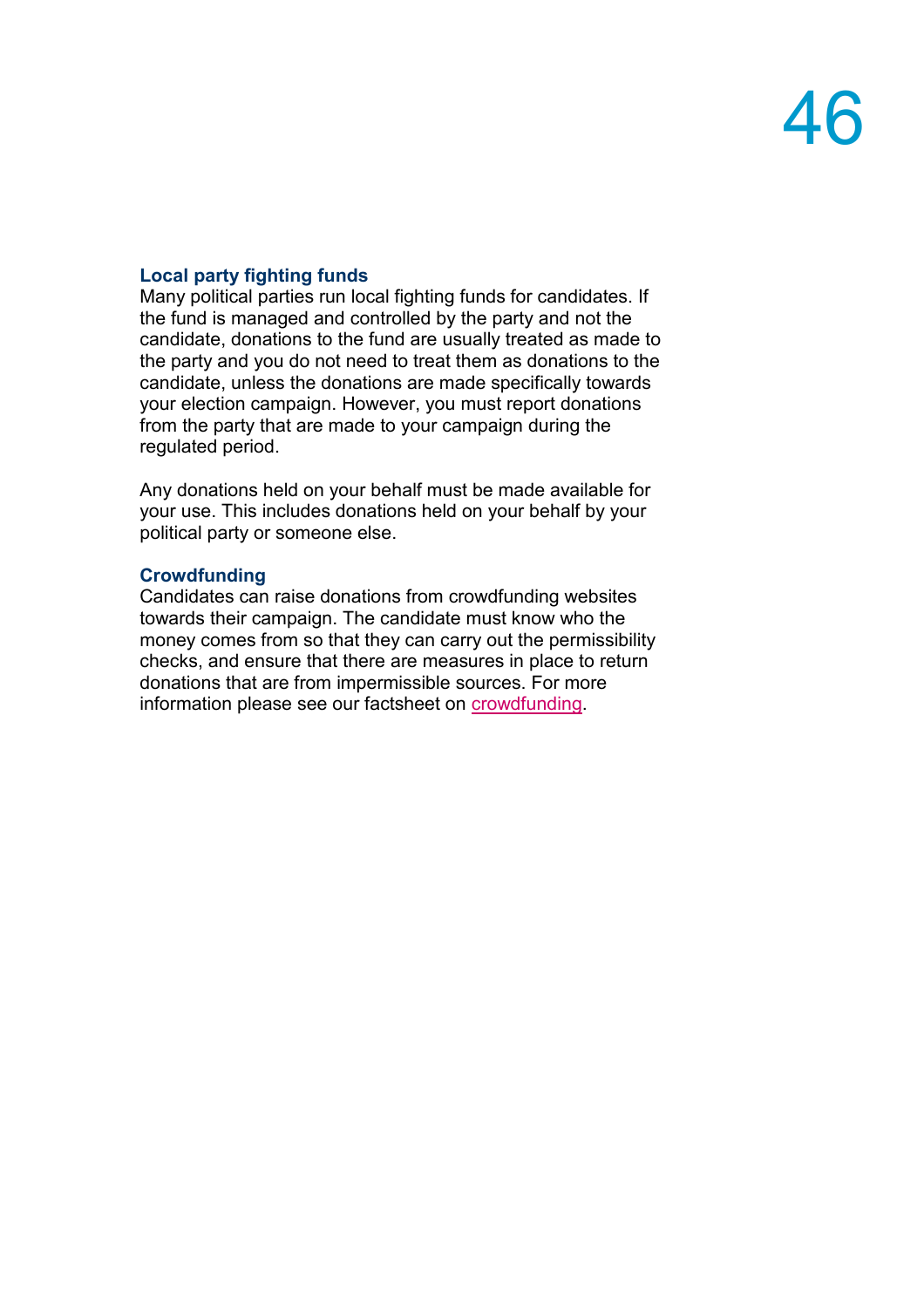### Local party fighting funds

Many political parties run local fighting funds for candidates. If the fund is managed and controlled by the party and not the candidate, donations to the fund are usually treated as made to the party and you do not need to treat them as donations to the candidate, unless the donations are made specifically towards your election campaign. However, you must report donations from the party that are made to your campaign during the regulated period.

Any donations held on your behalf must be made available for your use. This includes donations held on your behalf by your political party or someone else.

### Crowdfunding

Candidates can raise donations from crowdfunding websites towards their campaign. The candidate must know who the money comes from so that they can carry out the permissibility checks, and ensure that there are measures in place to return donations that are from impermissible sources. For more information please see our factsheet on crowdfunding.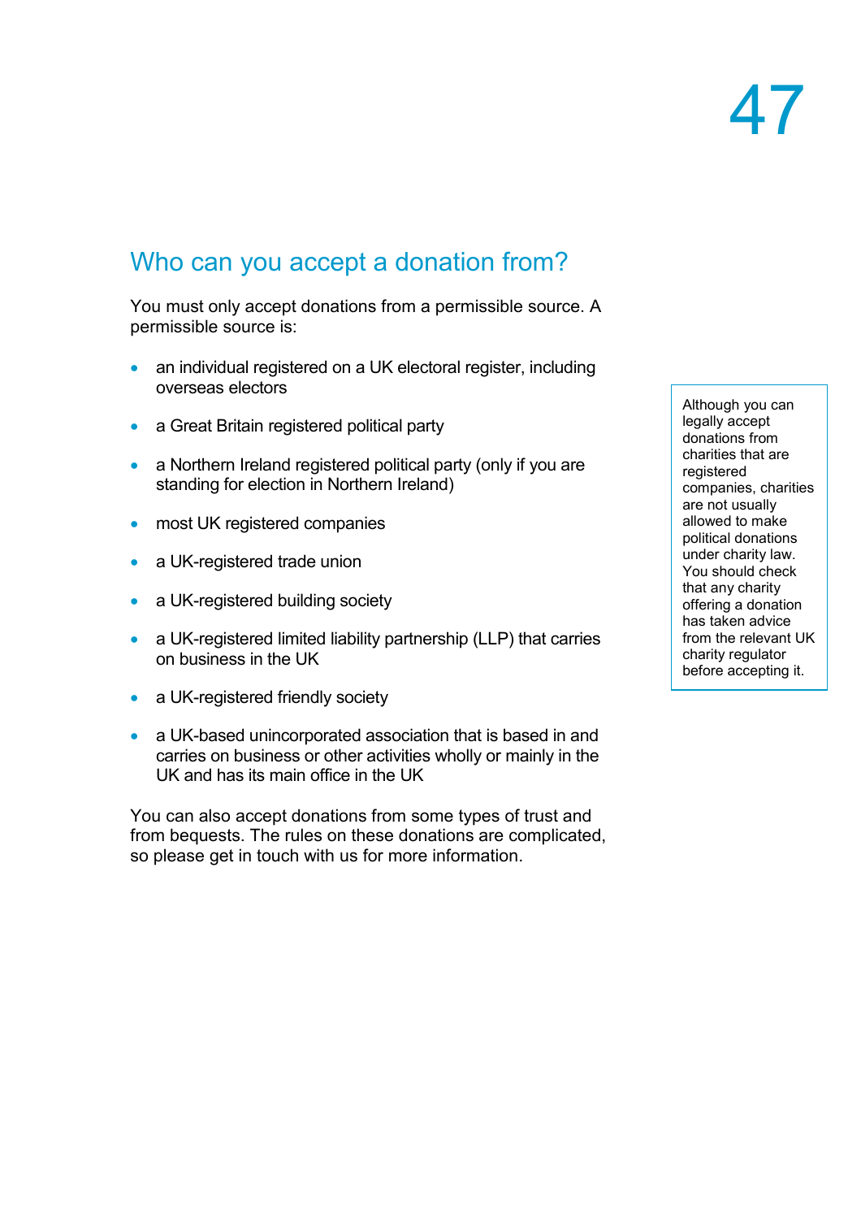## Who can you accept a donation from?

You must only accept donations from a permissible source. A permissible source is:

- an individual registered on a UK electoral register, including overseas electors
- a Great Britain registered political party
- a Northern Ireland registered political party (only if you are standing for election in Northern Ireland)
- most UK registered companies
- a UK-registered trade union
- a UK-registered building society
- a UK-registered limited liability partnership (LLP) that carries on business in the UK
- a UK-registered friendly society
- a UK-based unincorporated association that is based in and carries on business or other activities wholly or mainly in the UK and has its main office in the UK

You can also accept donations from some types of trust and from bequests. The rules on these donations are complicated, so please get in touch with us for more information.

> Although you can legally accept donations from charities that are registered companies, charities are not usually allowed to make political donations under charity law. You should check that any charity offering a donation has taken advice from the relevant UK charity regulator before accepting it.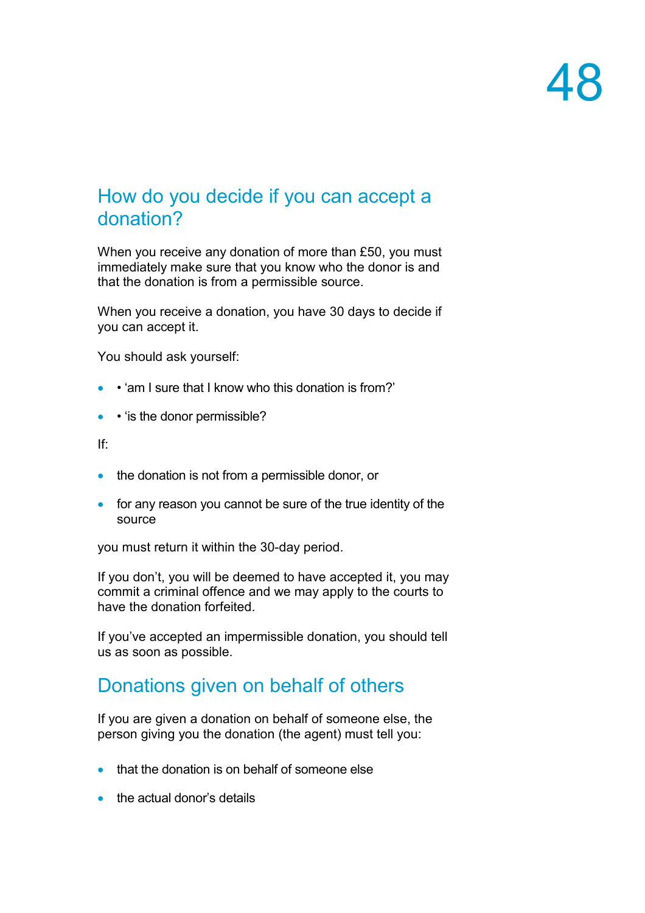## How do you decide if you can accept a donation?

When you receive any donation of more than £50, you must immediately make sure that you know who the donor is and that the donation is from a permissible source.

When you receive a donation, you have 30 days to decide if you can accept it.

You should ask yourself:

- • 'am I sure that I know who this donation is from?'
- • 'is the donor permissible?

If:

- the donation is not from a permissible donor, or
- for any reason you cannot be sure of the true identity of the source

you must return it within the 30-day period.

If you don't, you will be deemed to have accepted it, you may commit a criminal offence and we may apply to the courts to have the donation forfeited.

If you've accepted an impermissible donation, you should tell us as soon as possible.

## Donations given on behalf of others

If you are given a donation on behalf of someone else, the person giving you the donation (the agent) must tell you:

- that the donation is on behalf of someone else
- the actual donor's details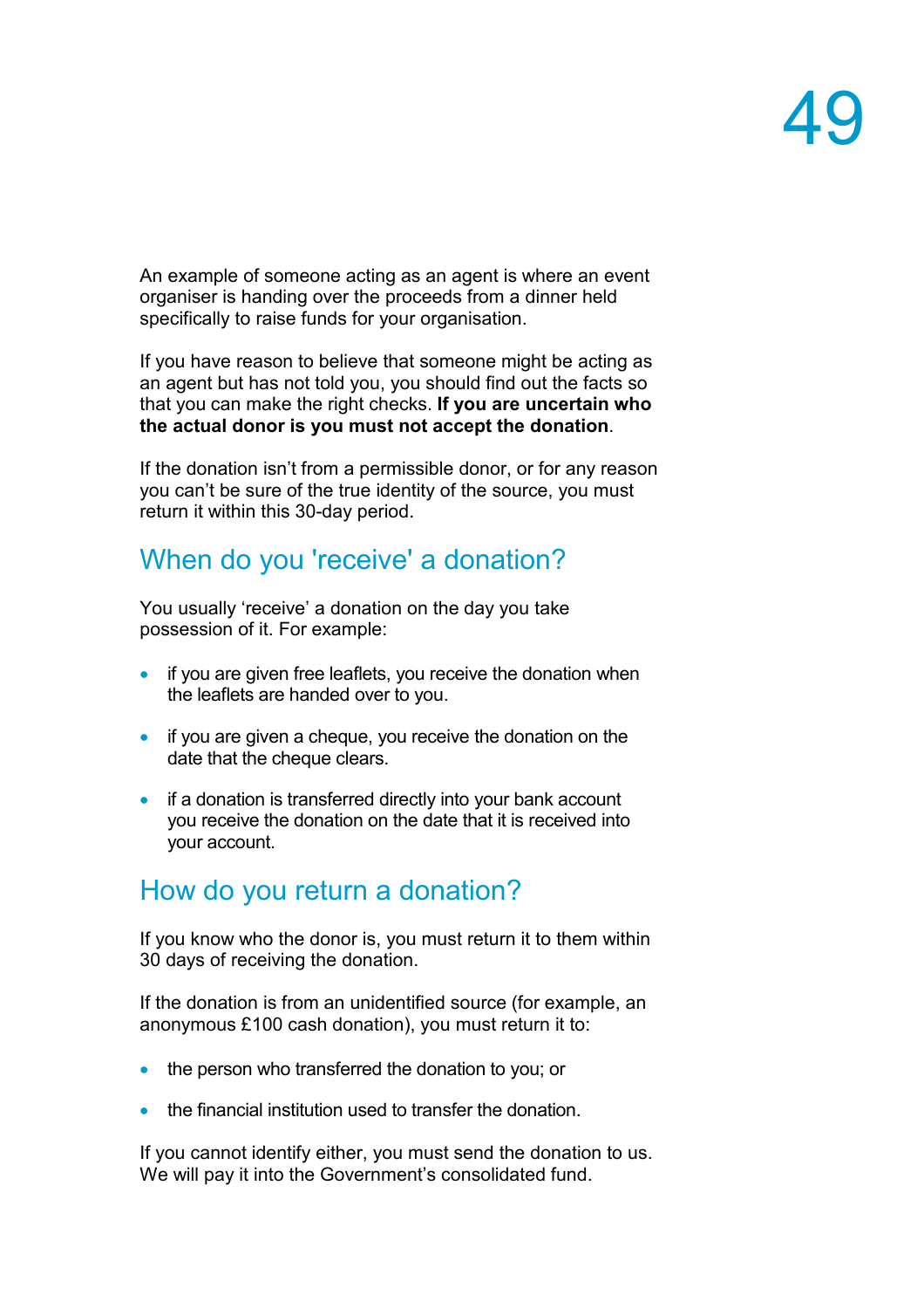An example of someone acting as an agent is where an event organiser is handing over the proceeds from a dinner held specifically to raise funds for your organisation.

If you have reason to believe that someone might be acting as an agent but has not told you, you should find out the facts so that you can make the right checks. **If you are uncertain who the actual donor is you must not accept the donation**.

If the donation isn't from a permissible donor, or for any reason you can't be sure of the true identity of the source, you must return it within this 30-day period.

## When do you 'receive' a donation?

You usually 'receive' a donation on the day you take possession of it. For example:

- if you are given free leaflets, you receive the donation when the leaflets are handed over to you.
- if you are given a cheque, you receive the donation on the date that the cheque clears.
- if a donation is transferred directly into your bank account you receive the donation on the date that it is received into your account.

## How do you return a donation?

If you know who the donor is, you must return it to them within 30 days of receiving the donation.

If the donation is from an unidentified source (for example, an anonymous £100 cash donation), you must return it to:

- the person who transferred the donation to you; or
- the financial institution used to transfer the donation.

If you cannot identify either, you must send the donation to us. We will pay it into the Government's consolidated fund.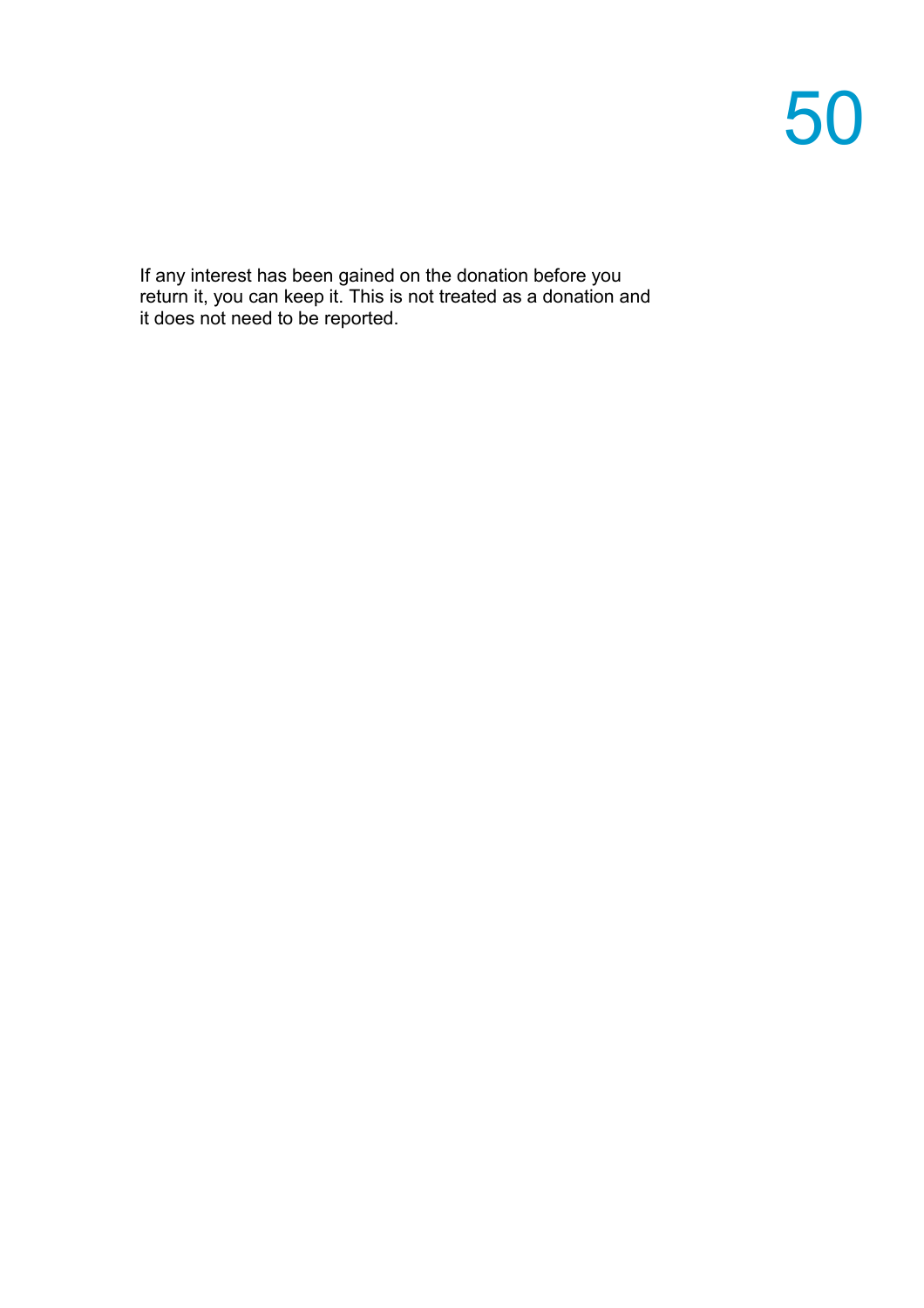If any interest has been gained on the donation before you return it, you can keep it. This is not treated as a donation and it does not need to be reported.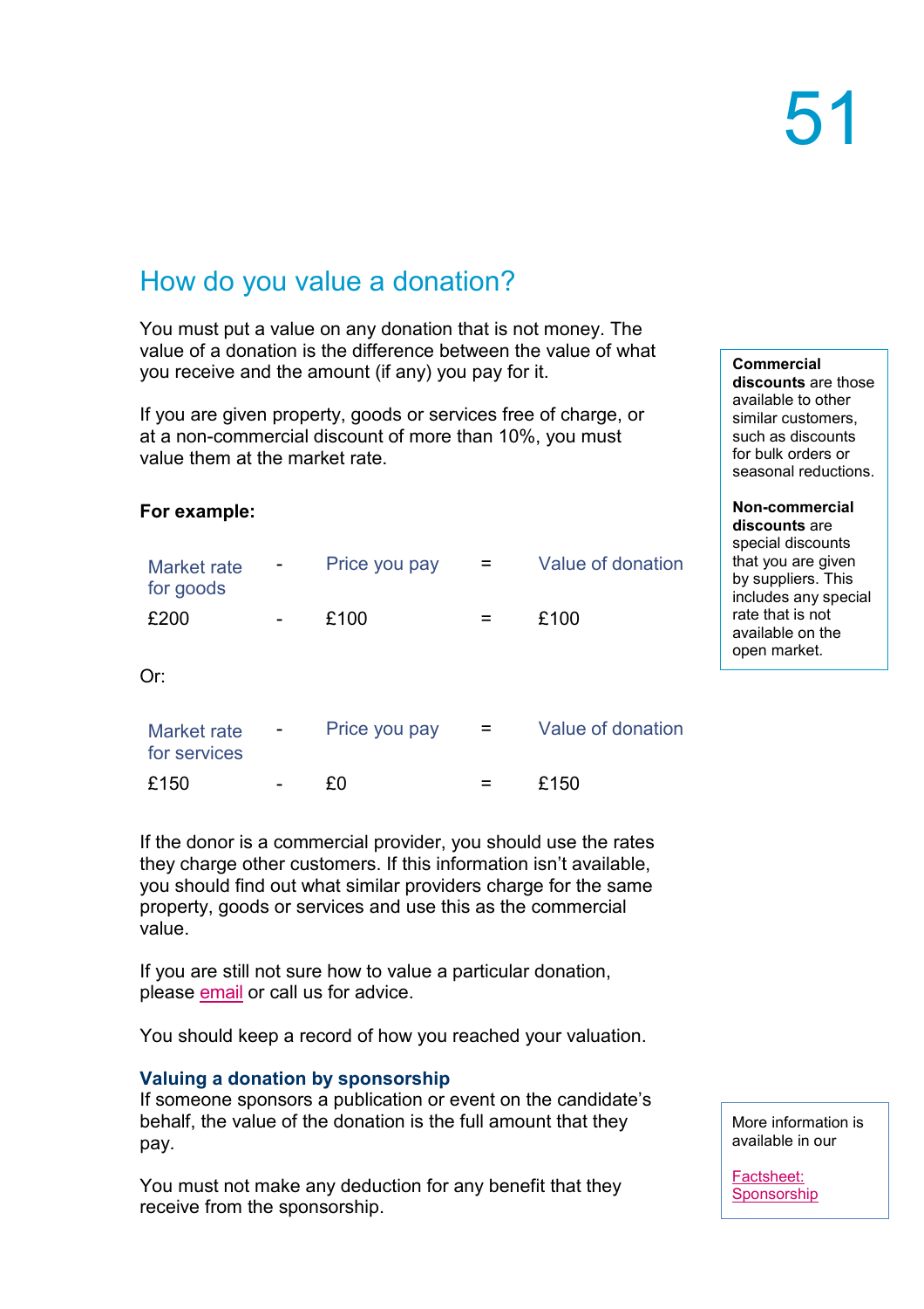## How do you value a donation?

You must put a value on any donation that is not money. The value of a donation is the difference between the value of what you receive and the amount (if any) you pay for it.

If you are given property, goods or services free of charge, or at a non-commercial discount of more than 10%, you must value them at the market rate.

**Commercial discounts** are those available to other similar customers, such as discounts for bulk orders or seasonal reductions.

**Non-commercial discounts** are special discounts that you are given by suppliers. This includes any special rate that is not available on the open market.

**For example:**

| Market rate for goods | - | Price you pay | = | Value of donation |
|---|---|---|---|---|
| £200 | - | £100 | = | £100 |

Or:

| Market rate for services | - | Price you pay | = | Value of donation |
|---|---|---|---|---|
| £150 | - | £0 | = | £150 |

If the donor is a commercial provider, you should use the rates they charge other customers. If this information isn't available, you should find out what similar providers charge for the same property, goods or services and use this as the commercial value.

If you are still not sure how to value a particular donation, please email or call us for advice.

You should keep a record of how you reached your valuation.

### Valuing a donation by sponsorship

If someone sponsors a publication or event on the candidate's behalf, the value of the donation is the full amount that they pay.

You must not make any deduction for any benefit that they receive from the sponsorship.

More information is available in our

Factsheet: Sponsorship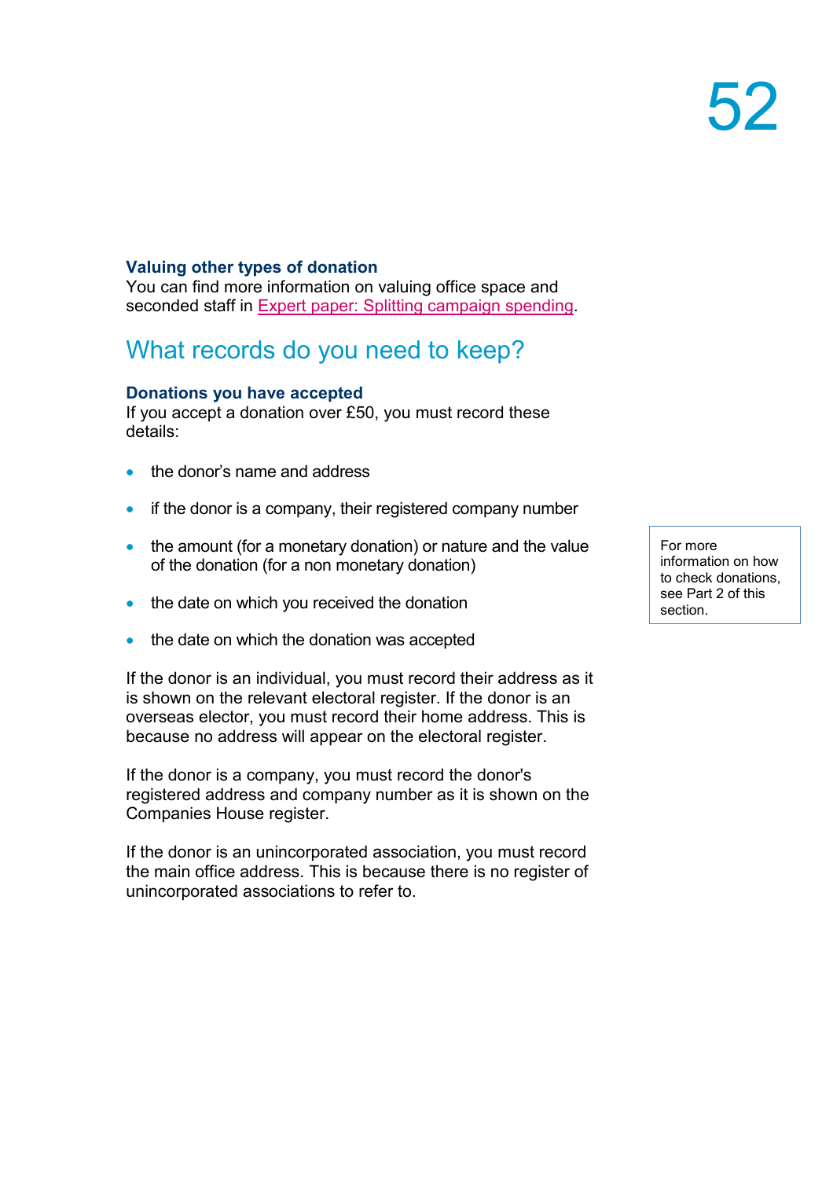### Valuing other types of donation

You can find more information on valuing office space and seconded staff in Expert paper: Splitting campaign spending.

## What records do you need to keep?

### Donations you have accepted

If you accept a donation over £50, you must record these details:

- the donor's name and address
- if the donor is a company, their registered company number
- the amount (for a monetary donation) or nature and the value of the donation (for a non monetary donation)
- the date on which you received the donation
- the date on which the donation was accepted

For more information on how to check donations, see Part 2 of this section.

If the donor is an individual, you must record their address as it is shown on the relevant electoral register. If the donor is an overseas elector, you must record their home address. This is because no address will appear on the electoral register.

If the donor is a company, you must record the donor's registered address and company number as it is shown on the Companies House register.

If the donor is an unincorporated association, you must record the main office address. This is because there is no register of unincorporated associations to refer to.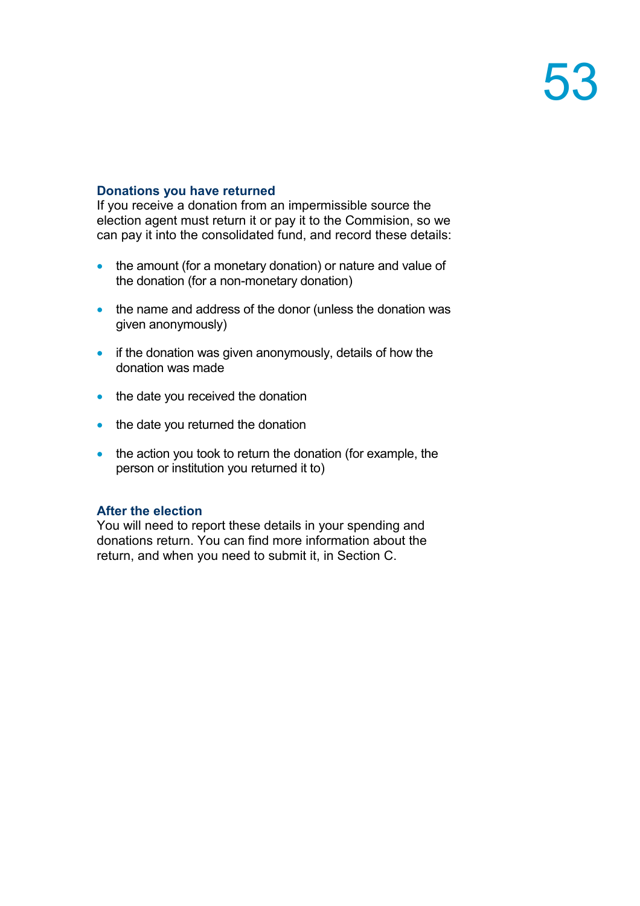### Donations you have returned

If you receive a donation from an impermissible source the election agent must return it or pay it to the Commision, so we can pay it into the consolidated fund, and record these details:

- the amount (for a monetary donation) or nature and value of the donation (for a non-monetary donation)
- the name and address of the donor (unless the donation was given anonymously)
- if the donation was given anonymously, details of how the donation was made
- the date you received the donation
- the date you returned the donation
- the action you took to return the donation (for example, the person or institution you returned it to)

### After the election

You will need to report these details in your spending and donations return. You can find more information about the return, and when you need to submit it, in Section C.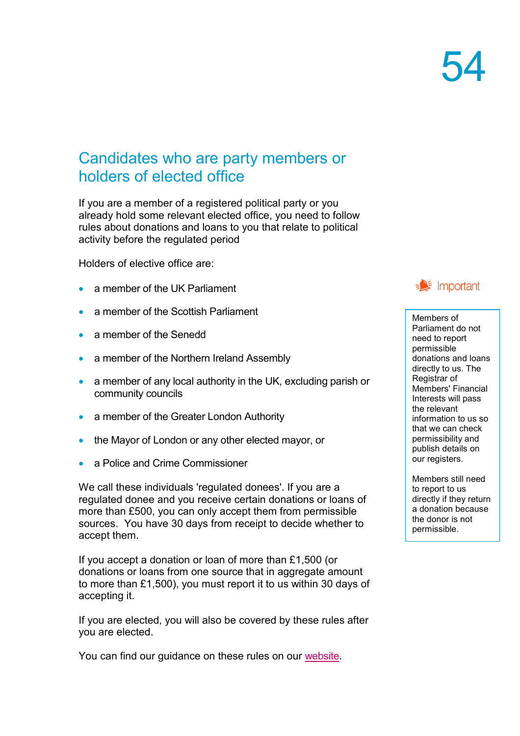## Candidates who are party members or holders of elected office

If you are a member of a registered political party or you already hold some relevant elected office, you need to follow rules about donations and loans to you that relate to political activity before the regulated period

Holders of elective office are:

- a member of the UK Parliament
- a member of the Scottish Parliament
- a member of the Senedd
- a member of the Northern Ireland Assembly
- a member of any local authority in the UK, excluding parish or community councils
- a member of the Greater London Authority
- the Mayor of London or any other elected mayor, or
- a Police and Crime Commissioner

We call these individuals 'regulated donees'. If you are a regulated donee and you receive certain donations or loans of more than £500, you can only accept them from permissible sources. You have 30 days from receipt to decide whether to accept them.

If you accept a donation or loan of more than £1,500 (or donations or loans from one source that in aggregate amount to more than £1,500), you must report it to us within 30 days of accepting it.

If you are elected, you will also be covered by these rules after you are elected.

You can find our guidance on these rules on our website.

**Important**

Members of Parliament do not need to report permissible donations and loans directly to us. The Registrar of Members' Financial Interests will pass the relevant information to us so that we can check permissibility and publish details on our registers.

Members still need to report to us directly if they return a donation because the donor is not permissible.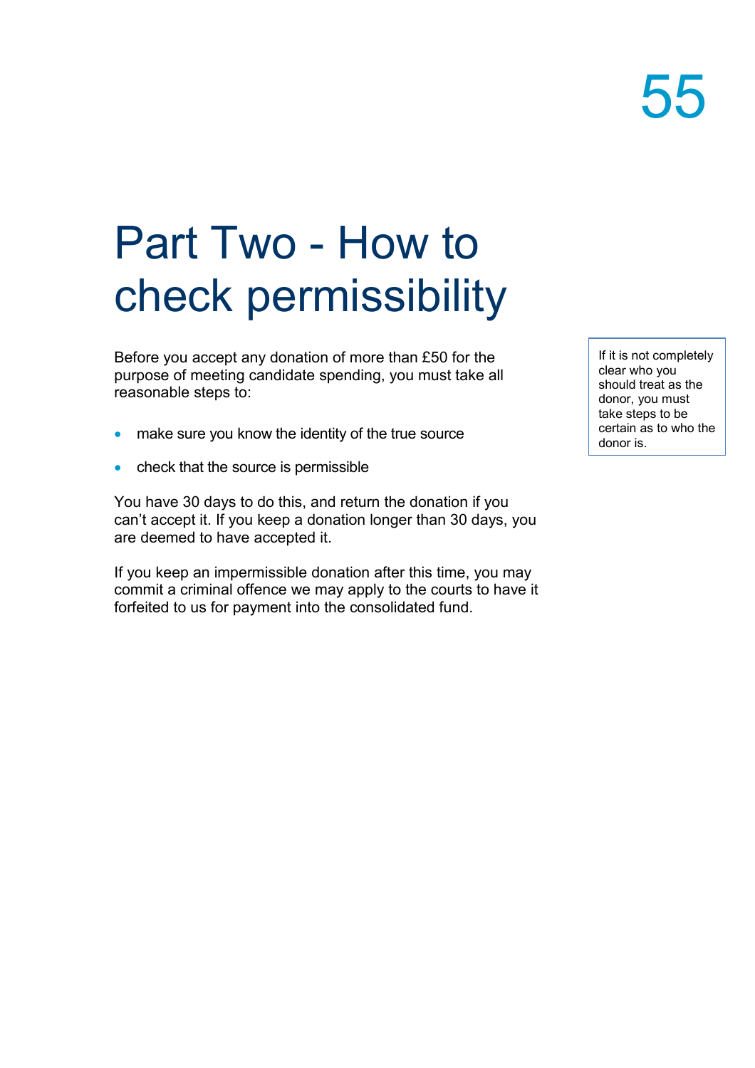# Part Two - How to check permissibility

Before you accept any donation of more than £50 for the purpose of meeting candidate spending, you must take all reasonable steps to:

- make sure you know the identity of the true source
- check that the source is permissible

If it is not completely clear who you should treat as the donor, you must take steps to be certain as to who the donor is.

You have 30 days to do this, and return the donation if you can't accept it. If you keep a donation longer than 30 days, you are deemed to have accepted it.

If you keep an impermissible donation after this time, you may commit a criminal offence we may apply to the courts to have it forfeited to us for payment into the consolidated fund.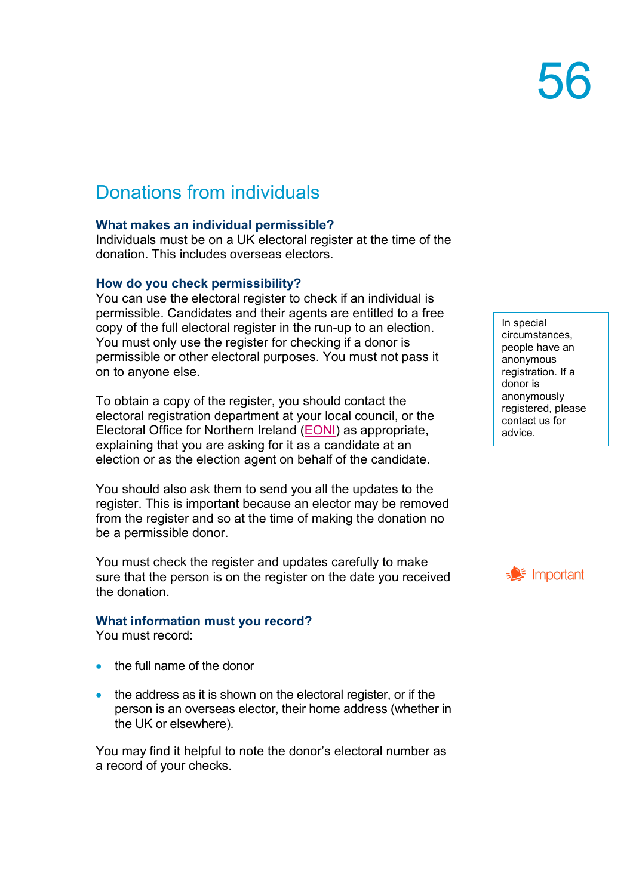## Donations from individuals

**What makes an individual permissible?**
Individuals must be on a UK electoral register at the time of the donation. This includes overseas electors.

**How do you check permissibility?**
You can use the electoral register to check if an individual is permissible. Candidates and their agents are entitled to a free copy of the full electoral register in the run-up to an election. You must only use the register for checking if a donor is permissible or other electoral purposes. You must not pass it on to anyone else.

In special circumstances, people have an anonymous registration. If a donor is anonymously registered, please contact us for advice.

To obtain a copy of the register, you should contact the electoral registration department at your local council, or the Electoral Office for Northern Ireland (EONI) as appropriate, explaining that you are asking for it as a candidate at an election or as the election agent on behalf of the candidate.

You should also ask them to send you all the updates to the register. This is important because an elector may be removed from the register and so at the time of making the donation no be a permissible donor.

Important

You must check the register and updates carefully to make sure that the person is on the register on the date you received the donation.

**What information must you record?**
You must record:

- the full name of the donor
- the address as it is shown on the electoral register, or if the person is an overseas elector, their home address (whether in the UK or elsewhere).

You may find it helpful to note the donor's electoral number as a record of your checks.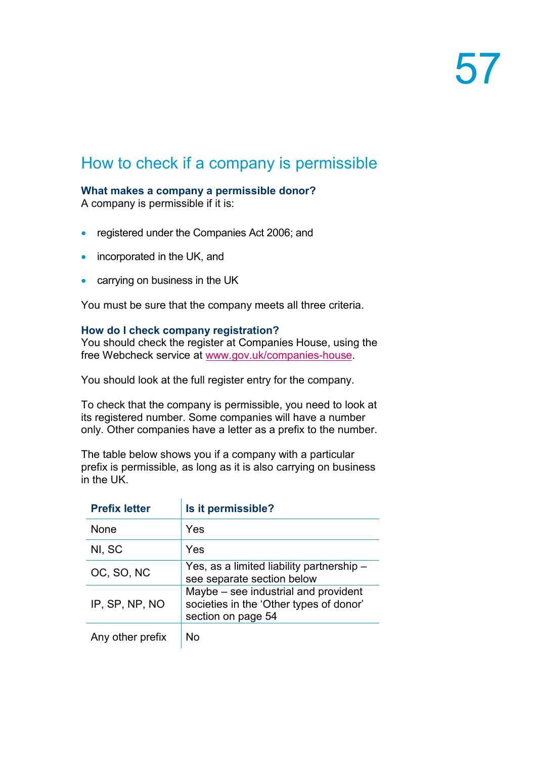## How to check if a company is permissible

**What makes a company a permissible donor?**
A company is permissible if it is:

- registered under the Companies Act 2006; and
- incorporated in the UK, and
- carrying on business in the UK

You must be sure that the company meets all three criteria.

**How do I check company registration?**
You should check the register at Companies House, using the free Webcheck service at www.gov.uk/companies-house.

You should look at the full register entry for the company.

To check that the company is permissible, you need to look at its registered number. Some companies will have a number only. Other companies have a letter as a prefix to the number.

The table below shows you if a company with a particular prefix is permissible, as long as it is also carrying on business in the UK.

| Prefix letter | Is it permissible? |
|---|---|
| None | Yes |
| NI, SC | Yes |
| OC, SO, NC | Yes, as a limited liability partnership – see separate section below |
| IP, SP, NP, NO | Maybe – see industrial and provident societies in the 'Other types of donor' section on page 54 |
| Any other prefix | No |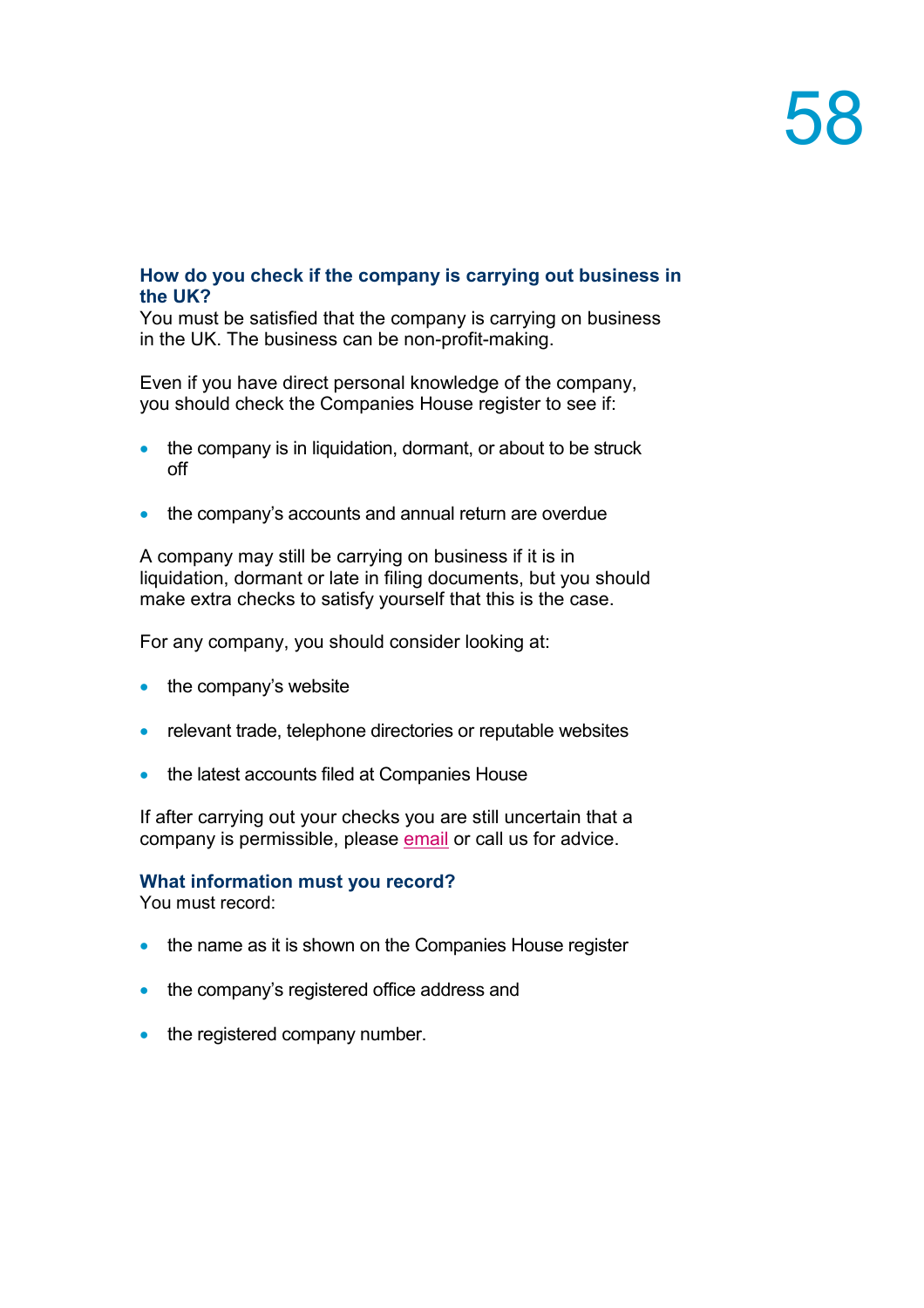### How do you check if the company is carrying out business in the UK?

You must be satisfied that the company is carrying on business in the UK. The business can be non-profit-making.

Even if you have direct personal knowledge of the company, you should check the Companies House register to see if:

- the company is in liquidation, dormant, or about to be struck off
- the company's accounts and annual return are overdue

A company may still be carrying on business if it is in liquidation, dormant or late in filing documents, but you should make extra checks to satisfy yourself that this is the case.

For any company, you should consider looking at:

- the company's website
- relevant trade, telephone directories or reputable websites
- the latest accounts filed at Companies House

If after carrying out your checks you are still uncertain that a company is permissible, please email or call us for advice.

### What information must you record?

You must record:

- the name as it is shown on the Companies House register
- the company's registered office address and
- the registered company number.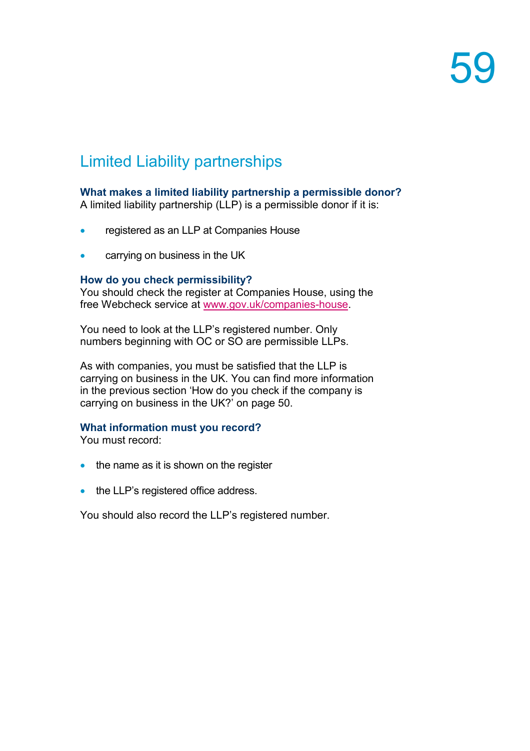## Limited Liability partnerships

### What makes a limited liability partnership a permissible donor?

A limited liability partnership (LLP) is a permissible donor if it is:

- registered as an LLP at Companies House
- carrying on business in the UK

### How do you check permissibility?

You should check the register at Companies House, using the free Webcheck service at www.gov.uk/companies-house.

You need to look at the LLP's registered number. Only numbers beginning with OC or SO are permissible LLPs.

As with companies, you must be satisfied that the LLP is carrying on business in the UK. You can find more information in the previous section 'How do you check if the company is carrying on business in the UK?' on page 50.

### What information must you record?

You must record:

- the name as it is shown on the register
- the LLP's registered office address.

You should also record the LLP's registered number.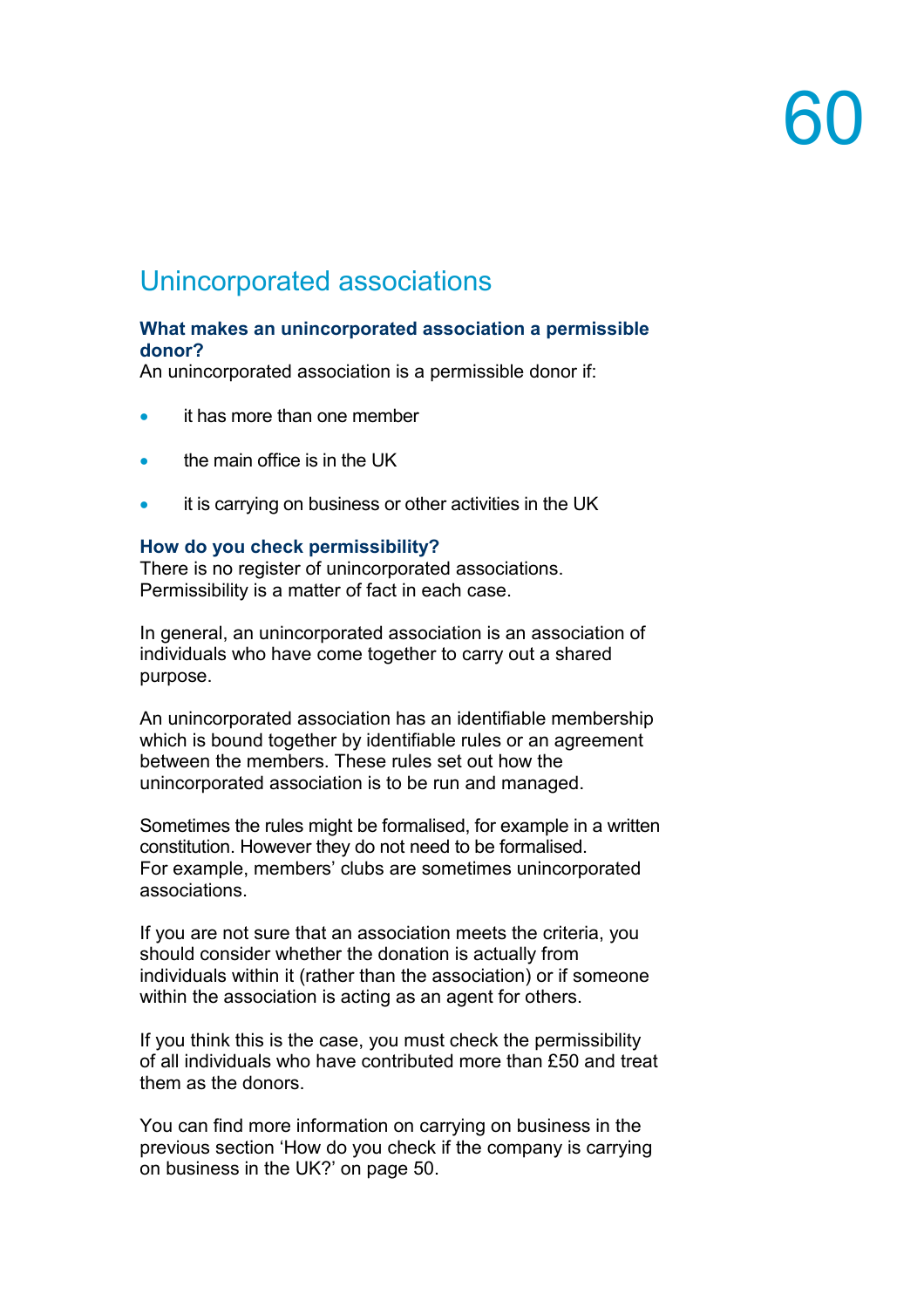## Unincorporated associations

**What makes an unincorporated association a permissible donor?**
An unincorporated association is a permissible donor if:

- it has more than one member
- the main office is in the UK
- it is carrying on business or other activities in the UK

**How do you check permissibility?**
There is no register of unincorporated associations. Permissibility is a matter of fact in each case.

In general, an unincorporated association is an association of individuals who have come together to carry out a shared purpose.

An unincorporated association has an identifiable membership which is bound together by identifiable rules or an agreement between the members. These rules set out how the unincorporated association is to be run and managed.

Sometimes the rules might be formalised, for example in a written constitution. However they do not need to be formalised. For example, members' clubs are sometimes unincorporated associations.

If you are not sure that an association meets the criteria, you should consider whether the donation is actually from individuals within it (rather than the association) or if someone within the association is acting as an agent for others.

If you think this is the case, you must check the permissibility of all individuals who have contributed more than £50 and treat them as the donors.

You can find more information on carrying on business in the previous section 'How do you check if the company is carrying on business in the UK?' on page 50.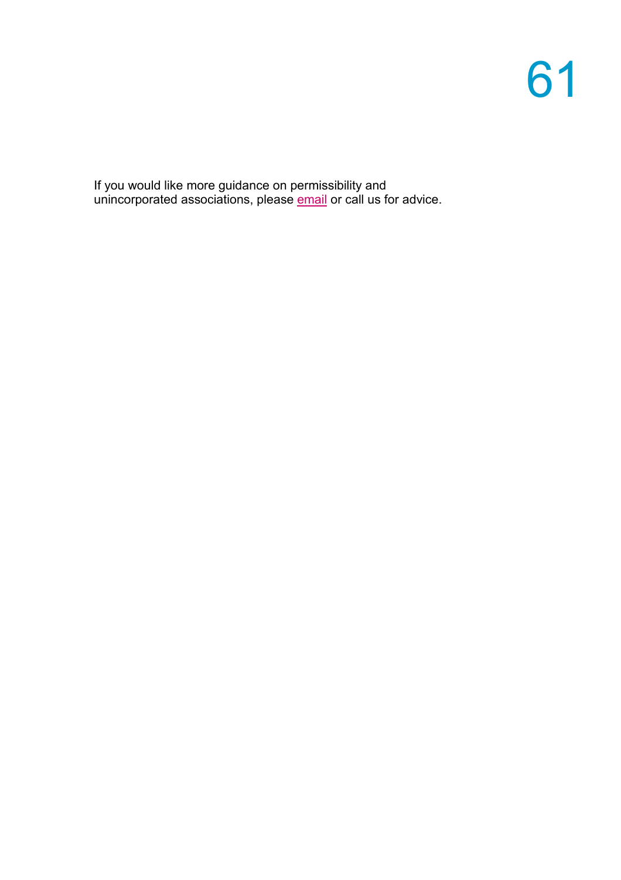If you would like more guidance on permissibility and unincorporated associations, please email or call us for advice.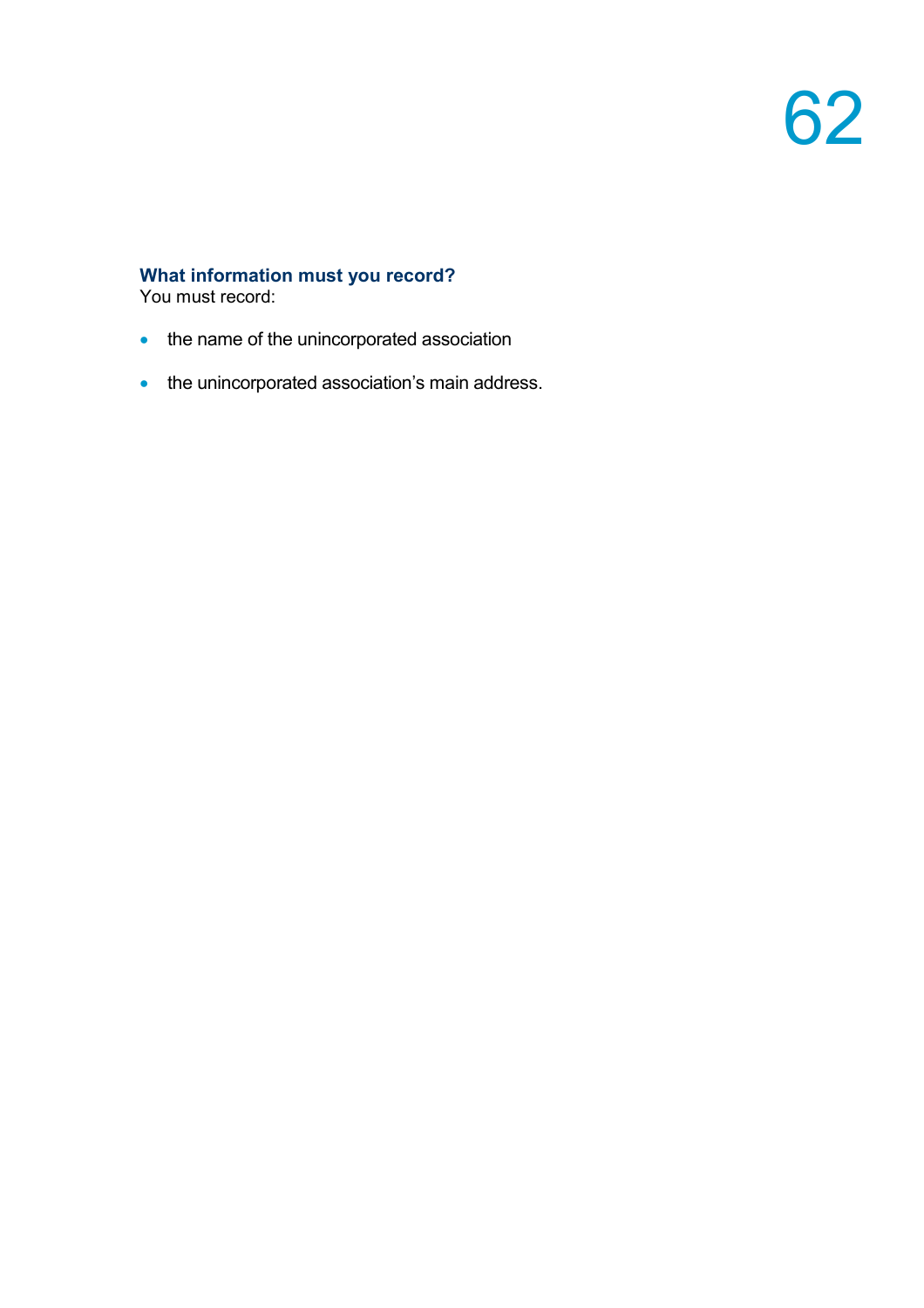### What information must you record?

You must record:

- the name of the unincorporated association
- the unincorporated association's main address.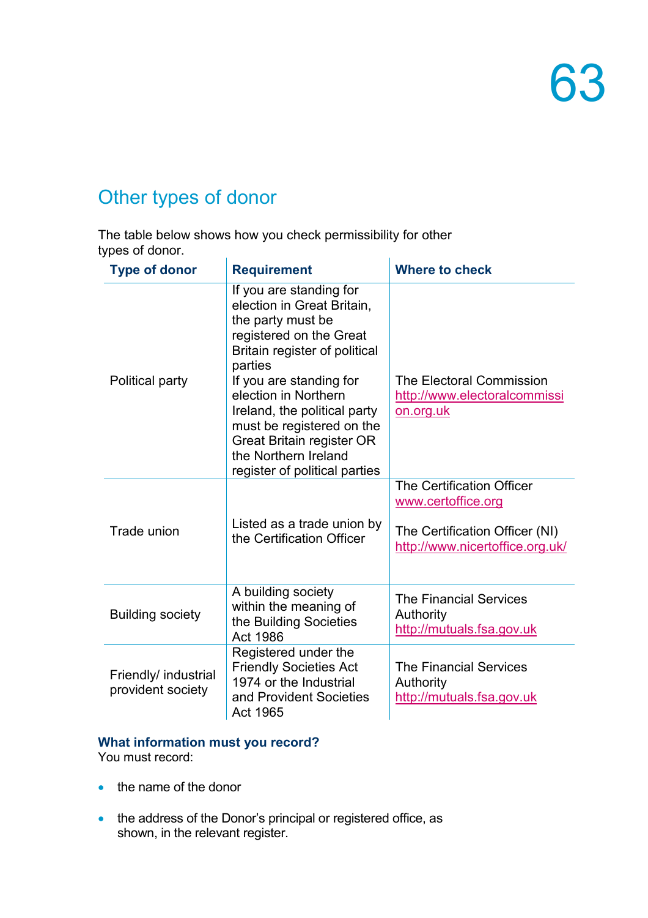## Other types of donor

The table below shows how you check permissibility for other types of donor.

| Type of donor | Requirement | Where to check |
|---|---|---|
| Political party | If you are standing for election in Great Britain, the party must be registered on the Great Britain register of political parties<br>If you are standing for election in Northern Ireland, the political party must be registered on the Great Britain register OR the Northern Ireland register of political parties | The Electoral Commission http://www.electoralcommission.org.uk |
| Trade union | Listed as a trade union by the Certification Officer | The Certification Officer www.certoffice.org<br><br>The Certification Officer (NI) http://www.nicertoffice.org.uk/ |
| Building society | A building society within the meaning of the Building Societies Act 1986 | The Financial Services Authority http://mutuals.fsa.gov.uk |
| Friendly/ industrial provident society | Registered under the Friendly Societies Act 1974 or the Industrial and Provident Societies Act 1965 | The Financial Services Authority http://mutuals.fsa.gov.uk |

**What information must you record?**

You must record:

- the name of the donor
- the address of the Donor's principal or registered office, as shown, in the relevant register.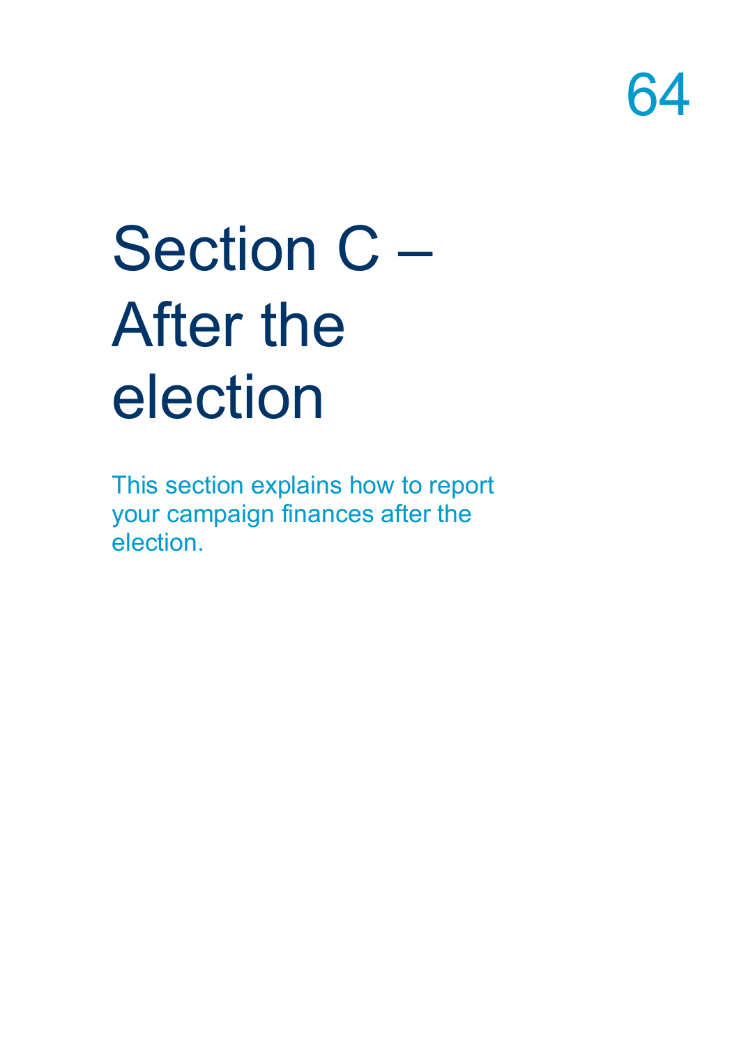# Section C – After the election

This section explains how to report your campaign finances after the election.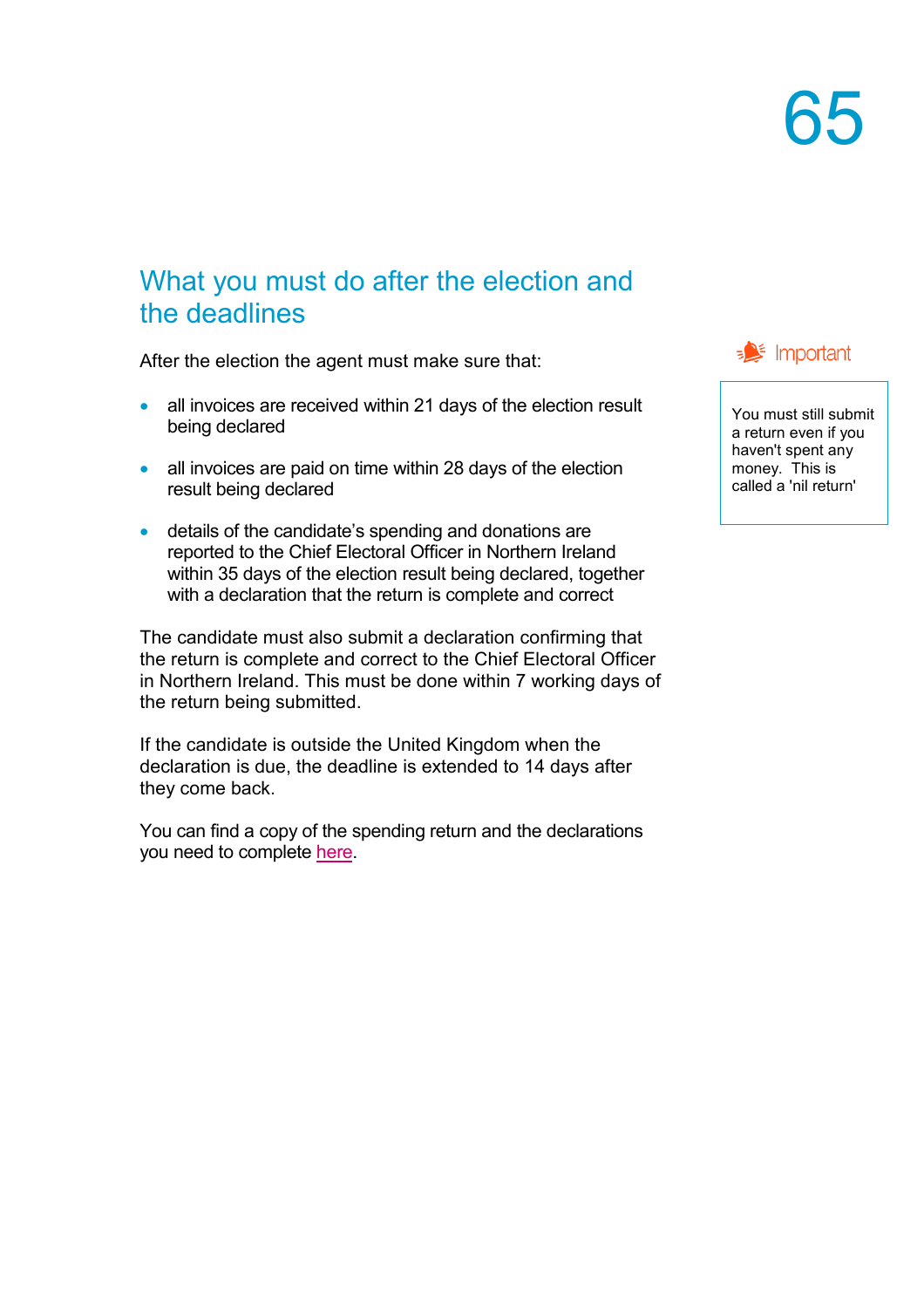## What you must do after the election and the deadlines

After the election the agent must make sure that:

- all invoices are received within 21 days of the election result being declared
- all invoices are paid on time within 28 days of the election result being declared
- details of the candidate's spending and donations are reported to the Chief Electoral Officer in Northern Ireland within 35 days of the election result being declared, together with a declaration that the return is complete and correct

The candidate must also submit a declaration confirming that the return is complete and correct to the Chief Electoral Officer in Northern Ireland. This must be done within 7 working days of the return being submitted.

If the candidate is outside the United Kingdom when the declaration is due, the deadline is extended to 14 days after they come back.

You can find a copy of the spending return and the declarations you need to complete here.

**Important**

You must still submit a return even if you haven't spent any money. This is called a 'nil return'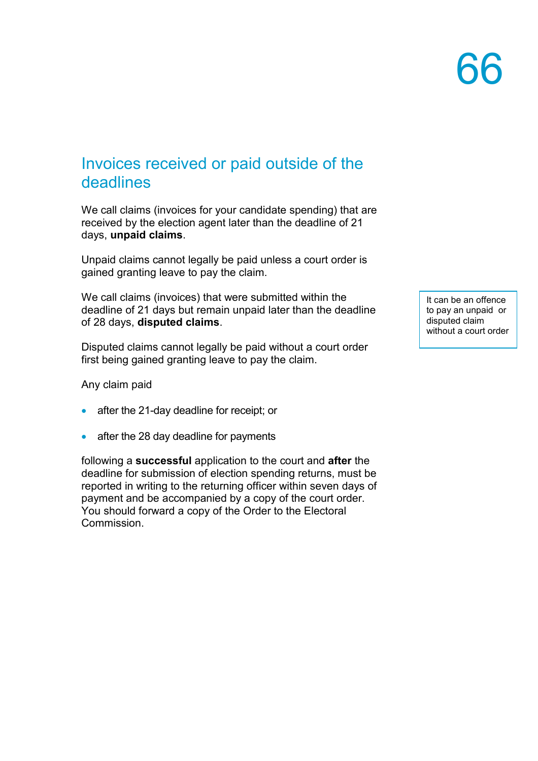## Invoices received or paid outside of the deadlines

We call claims (invoices for your candidate spending) that are received by the election agent later than the deadline of 21 days, **unpaid claims**.

Unpaid claims cannot legally be paid unless a court order is gained granting leave to pay the claim.

We call claims (invoices) that were submitted within the deadline of 21 days but remain unpaid later than the deadline of 28 days, **disputed claims**.

> It can be an offence to pay an unpaid or disputed claim without a court order

Disputed claims cannot legally be paid without a court order first being gained granting leave to pay the claim.

Any claim paid

- after the 21-day deadline for receipt; or
- after the 28 day deadline for payments

following a **successful** application to the court and **after** the deadline for submission of election spending returns, must be reported in writing to the returning officer within seven days of payment and be accompanied by a copy of the court order. You should forward a copy of the Order to the Electoral Commission.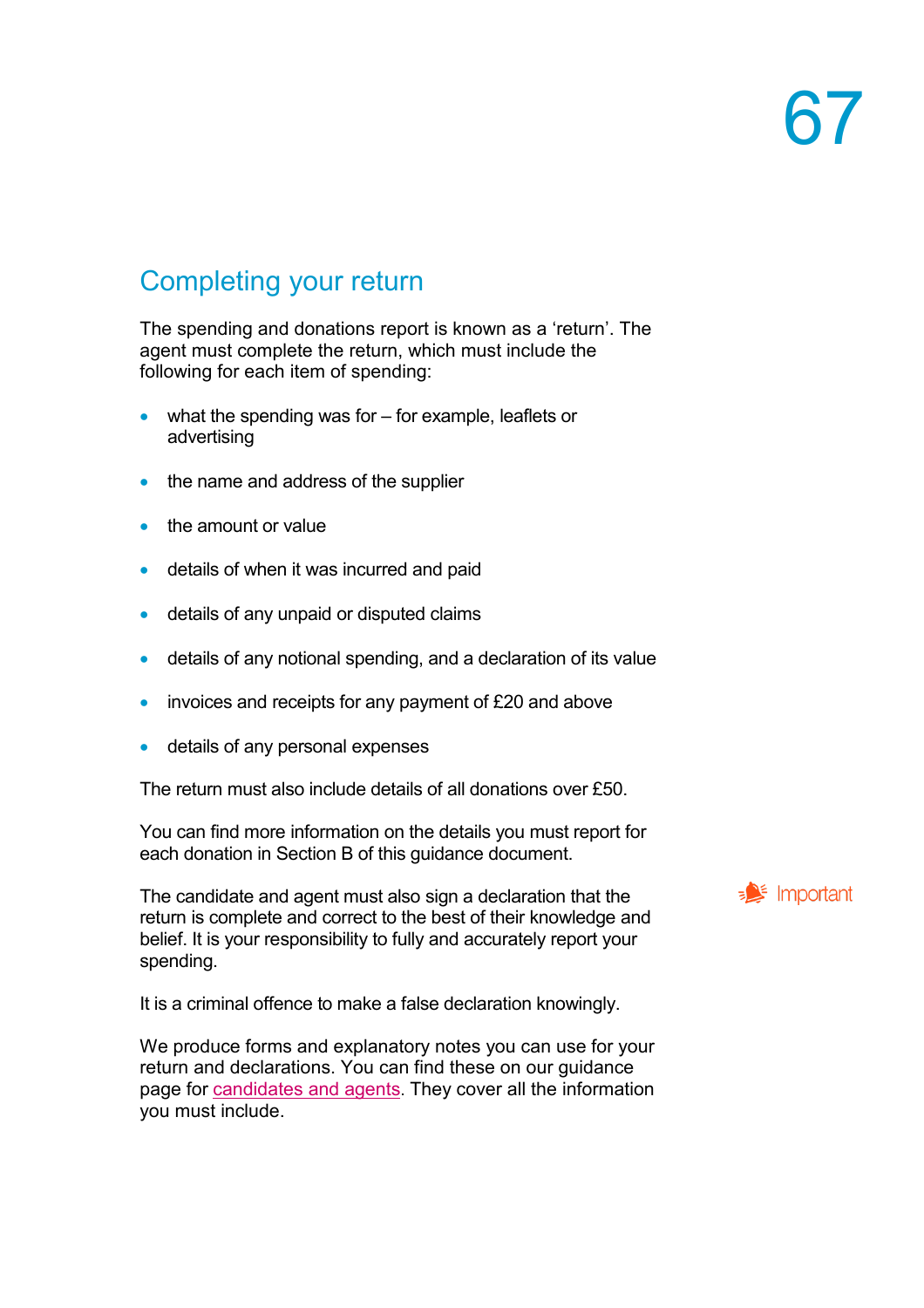## Completing your return

The spending and donations report is known as a 'return'. The agent must complete the return, which must include the following for each item of spending:

- what the spending was for – for example, leaflets or advertising
- the name and address of the supplier
- the amount or value
- details of when it was incurred and paid
- details of any unpaid or disputed claims
- details of any notional spending, and a declaration of its value
- invoices and receipts for any payment of £20 and above
- details of any personal expenses

The return must also include details of all donations over £50.

You can find more information on the details you must report for each donation in Section B of this guidance document.

Important

The candidate and agent must also sign a declaration that the return is complete and correct to the best of their knowledge and belief. It is your responsibility to fully and accurately report your spending.

It is a criminal offence to make a false declaration knowingly.

We produce forms and explanatory notes you can use for your return and declarations. You can find these on our guidance page for candidates and agents. They cover all the information you must include.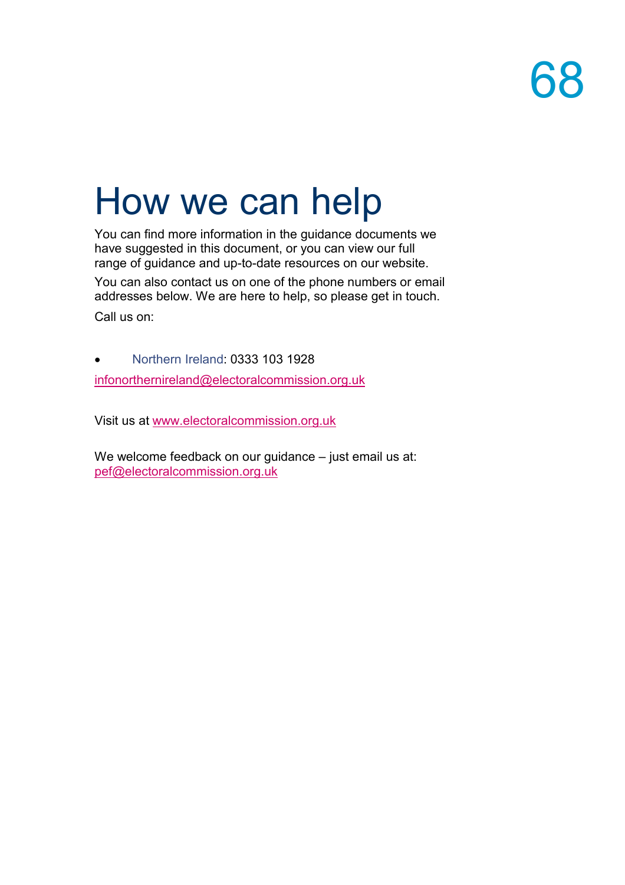# How we can help

You can find more information in the guidance documents we have suggested in this document, or you can view our full range of guidance and up-to-date resources on our website.

You can also contact us on one of the phone numbers or email addresses below. We are here to help, so please get in touch.

Call us on:

- Northern Ireland: 0333 103 1928

infonorthernireland@electoralcommission.org.uk

Visit us at www.electoralcommission.org.uk

We welcome feedback on our guidance – just email us at: pef@electoralcommission.org.uk